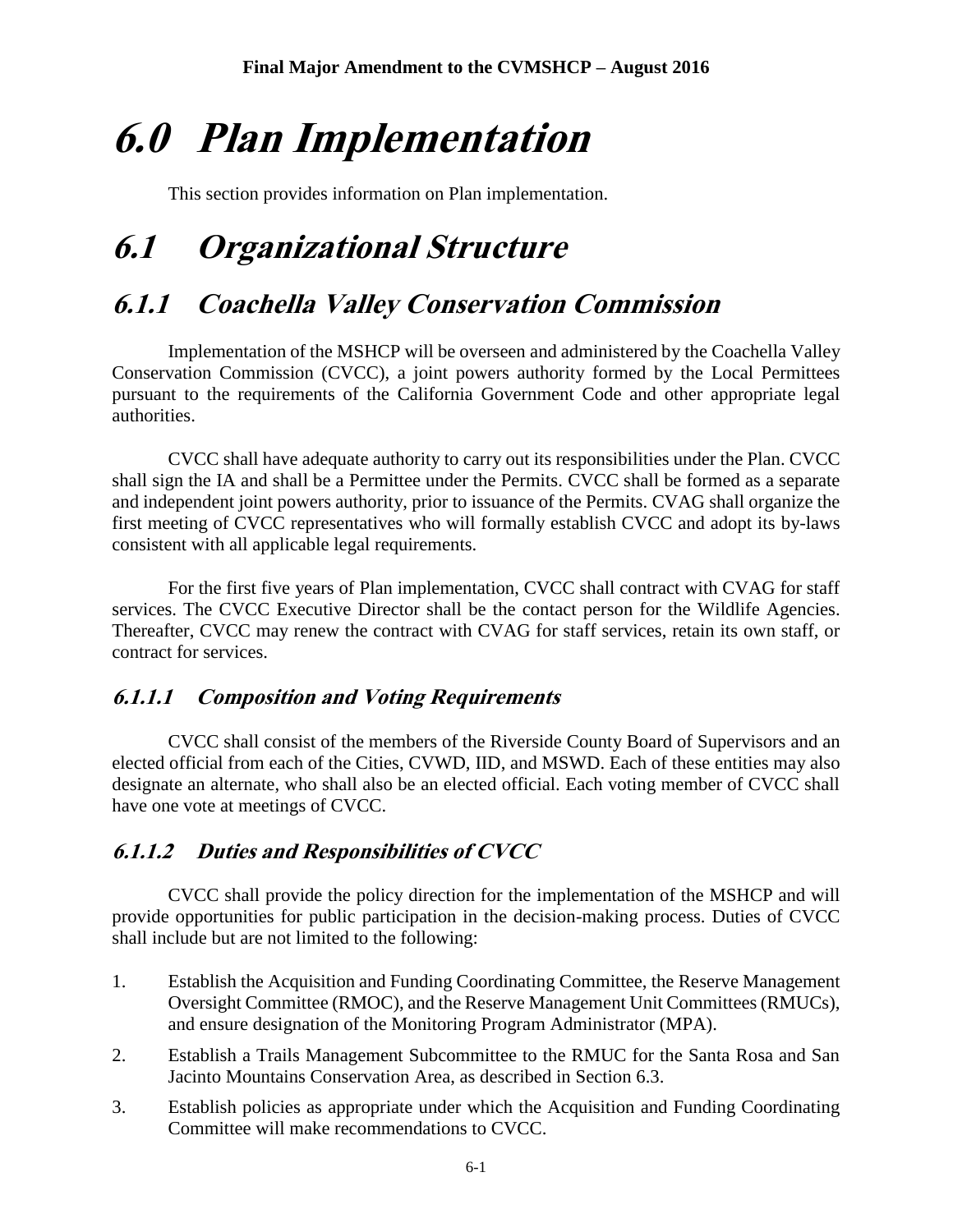# 6.0 Plan Implementation

This section provides information on Plan implementation.

# 6.1 Organizational Structure

## 6.1.1 Coachella Valley Conservation Commission

Implementation of the MSHCP will be overseen and administered by the Coachella Valley Conservation Commission (CVCC), a joint powers authority formed by the Local Permittees pursuant to the requirements of the California Government Code and other appropriate legal authorities.

CVCC shall have adequate authority to carry out its responsibilities under the Plan. CVCC shall sign the IA and shall be a Permittee under the Permits. CVCC shall be formed as a separate and independent joint powers authority, prior to issuance of the Permits. CVAG shall organize the first meeting of CVCC representatives who will formally establish CVCC and adopt its by-laws consistent with all applicable legal requirements.

For the first five years of Plan implementation, CVCC shall contract with CVAG for staff services. The CVCC Executive Director shall be the contact person for the Wildlife Agencies. Thereafter, CVCC may renew the contract with CVAG for staff services, retain its own staff, or contract for services.

### 6.1.1.1 Composition and Voting Requirements

CVCC shall consist of the members of the Riverside County Board of Supervisors and an elected official from each of the Cities, CVWD, IID, and MSWD. Each of these entities may also designate an alternate, who shall also be an elected official. Each voting member of CVCC shall have one vote at meetings of CVCC.

### 6.1.1.2 Duties and Responsibilities of CVCC

CVCC shall provide the policy direction for the implementation of the MSHCP and will provide opportunities for public participation in the decision-making process. Duties of CVCC shall include but are not limited to the following:

1. Establish the Acquisition and Funding Coordinating Committee, the Reserve Management Oversight Committee (RMOC), and the Reserve Management Unit Committees (RMUCs), and ensure designation of the Monitoring Program Administrator (MPA).
2. Establish a Trails Management Subcommittee to the RMUC for the Santa Rosa and San Jacinto Mountains Conservation Area, as described in Section 6.3.
3. Establish policies as appropriate under which the Acquisition and Funding Coordinating Committee will make recommendations to CVCC.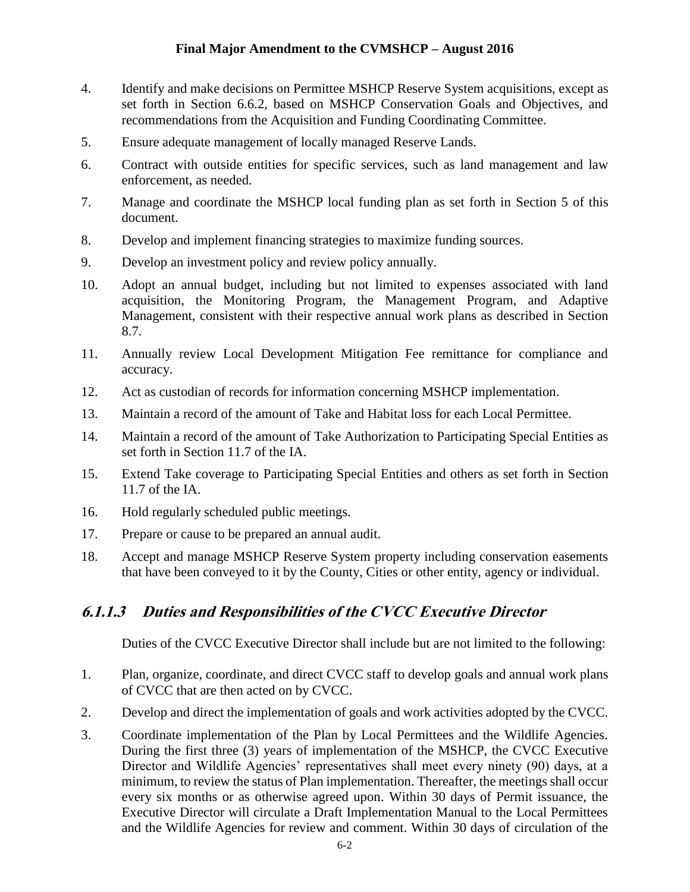4. Identify and make decisions on Permittee MSHCP Reserve System acquisitions, except as set forth in Section 6.6.2, based on MSHCP Conservation Goals and Objectives, and recommendations from the Acquisition and Funding Coordinating Committee.
5. Ensure adequate management of locally managed Reserve Lands.
6. Contract with outside entities for specific services, such as land management and law enforcement, as needed.
7. Manage and coordinate the MSHCP local funding plan as set forth in Section 5 of this document.
8. Develop and implement financing strategies to maximize funding sources.
9. Develop an investment policy and review policy annually.
10. Adopt an annual budget, including but not limited to expenses associated with land acquisition, the Monitoring Program, the Management Program, and Adaptive Management, consistent with their respective annual work plans as described in Section 8.7.
11. Annually review Local Development Mitigation Fee remittance for compliance and accuracy.
12. Act as custodian of records for information concerning MSHCP implementation.
13. Maintain a record of the amount of Take and Habitat loss for each Local Permittee.
14. Maintain a record of the amount of Take Authorization to Participating Special Entities as set forth in Section 11.7 of the IA.
15. Extend Take coverage to Participating Special Entities and others as set forth in Section 11.7 of the IA.
16. Hold regularly scheduled public meetings.
17. Prepare or cause to be prepared an annual audit.
18. Accept and manage MSHCP Reserve System property including conservation easements that have been conveyed to it by the County, Cities or other entity, agency or individual.

#### *6.1.1.3 Duties and Responsibilities of the CVCC Executive Director*

Duties of the CVCC Executive Director shall include but are not limited to the following:

1. Plan, organize, coordinate, and direct CVCC staff to develop goals and annual work plans of CVCC that are then acted on by CVCC.
2. Develop and direct the implementation of goals and work activities adopted by the CVCC.
3. Coordinate implementation of the Plan by Local Permittees and the Wildlife Agencies. During the first three (3) years of implementation of the MSHCP, the CVCC Executive Director and Wildlife Agencies' representatives shall meet every ninety (90) days, at a minimum, to review the status of Plan implementation. Thereafter, the meetings shall occur every six months or as otherwise agreed upon. Within 30 days of Permit issuance, the Executive Director will circulate a Draft Implementation Manual to the Local Permittees and the Wildlife Agencies for review and comment. Within 30 days of circulation of the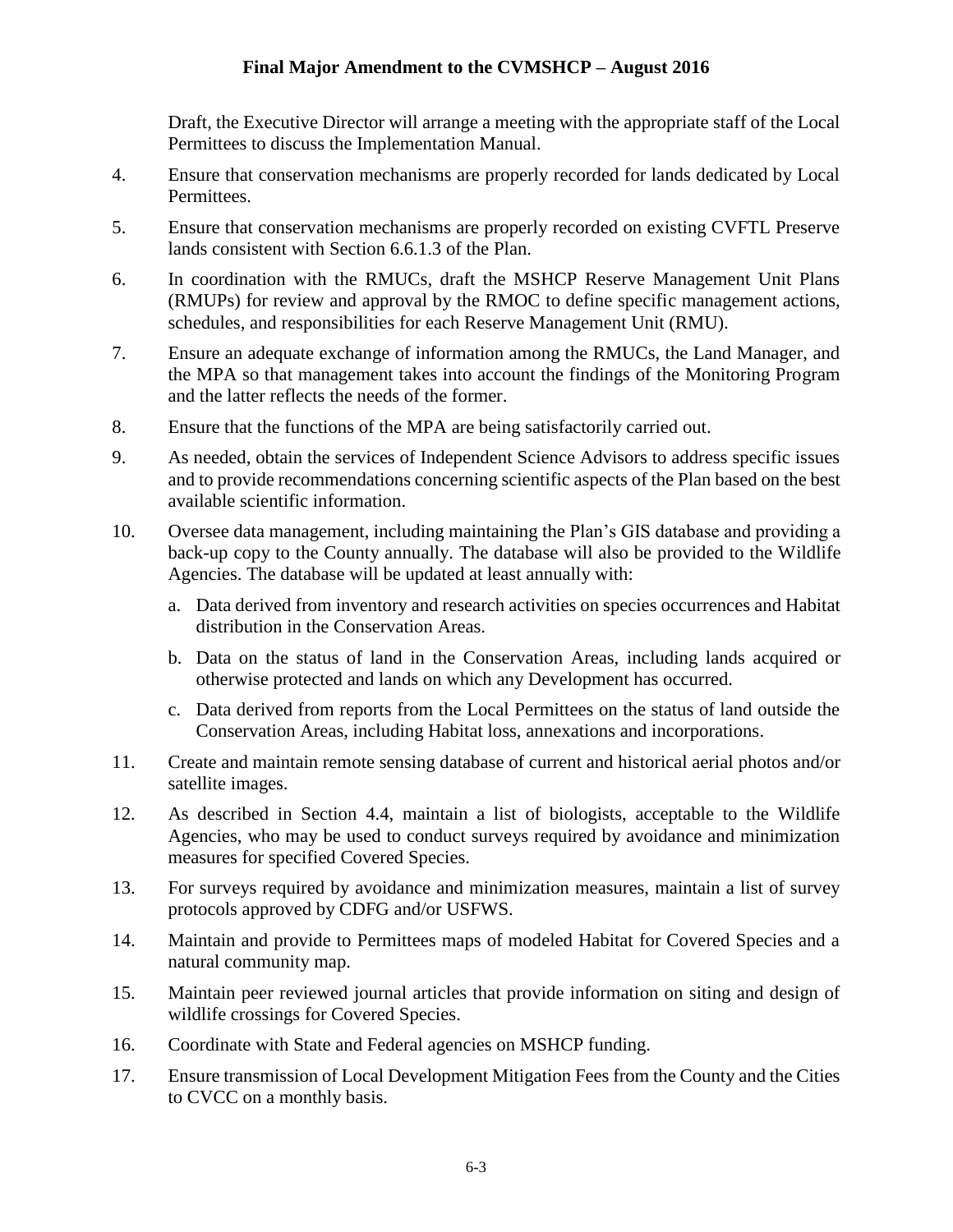Draft, the Executive Director will arrange a meeting with the appropriate staff of the Local Permittees to discuss the Implementation Manual.

4. Ensure that conservation mechanisms are properly recorded for lands dedicated by Local Permittees.

5. Ensure that conservation mechanisms are properly recorded on existing CVFTL Preserve lands consistent with Section 6.6.1.3 of the Plan.

6. In coordination with the RMUCs, draft the MSHCP Reserve Management Unit Plans (RMUPs) for review and approval by the RMOC to define specific management actions, schedules, and responsibilities for each Reserve Management Unit (RMU).

7. Ensure an adequate exchange of information among the RMUCs, the Land Manager, and the MPA so that management takes into account the findings of the Monitoring Program and the latter reflects the needs of the former.

8. Ensure that the functions of the MPA are being satisfactorily carried out.

9. As needed, obtain the services of Independent Science Advisors to address specific issues and to provide recommendations concerning scientific aspects of the Plan based on the best available scientific information.

10. Oversee data management, including maintaining the Plan's GIS database and providing a back-up copy to the County annually. The database will also be provided to the Wildlife Agencies. The database will be updated at least annually with:

    a. Data derived from inventory and research activities on species occurrences and Habitat distribution in the Conservation Areas.

    b. Data on the status of land in the Conservation Areas, including lands acquired or otherwise protected and lands on which any Development has occurred.

    c. Data derived from reports from the Local Permittees on the status of land outside the Conservation Areas, including Habitat loss, annexations and incorporations.

11. Create and maintain remote sensing database of current and historical aerial photos and/or satellite images.

12. As described in Section 4.4, maintain a list of biologists, acceptable to the Wildlife Agencies, who may be used to conduct surveys required by avoidance and minimization measures for specified Covered Species.

13. For surveys required by avoidance and minimization measures, maintain a list of survey protocols approved by CDFG and/or USFWS.

14. Maintain and provide to Permittees maps of modeled Habitat for Covered Species and a natural community map.

15. Maintain peer reviewed journal articles that provide information on siting and design of wildlife crossings for Covered Species.

16. Coordinate with State and Federal agencies on MSHCP funding.

17. Ensure transmission of Local Development Mitigation Fees from the County and the Cities to CVCC on a monthly basis.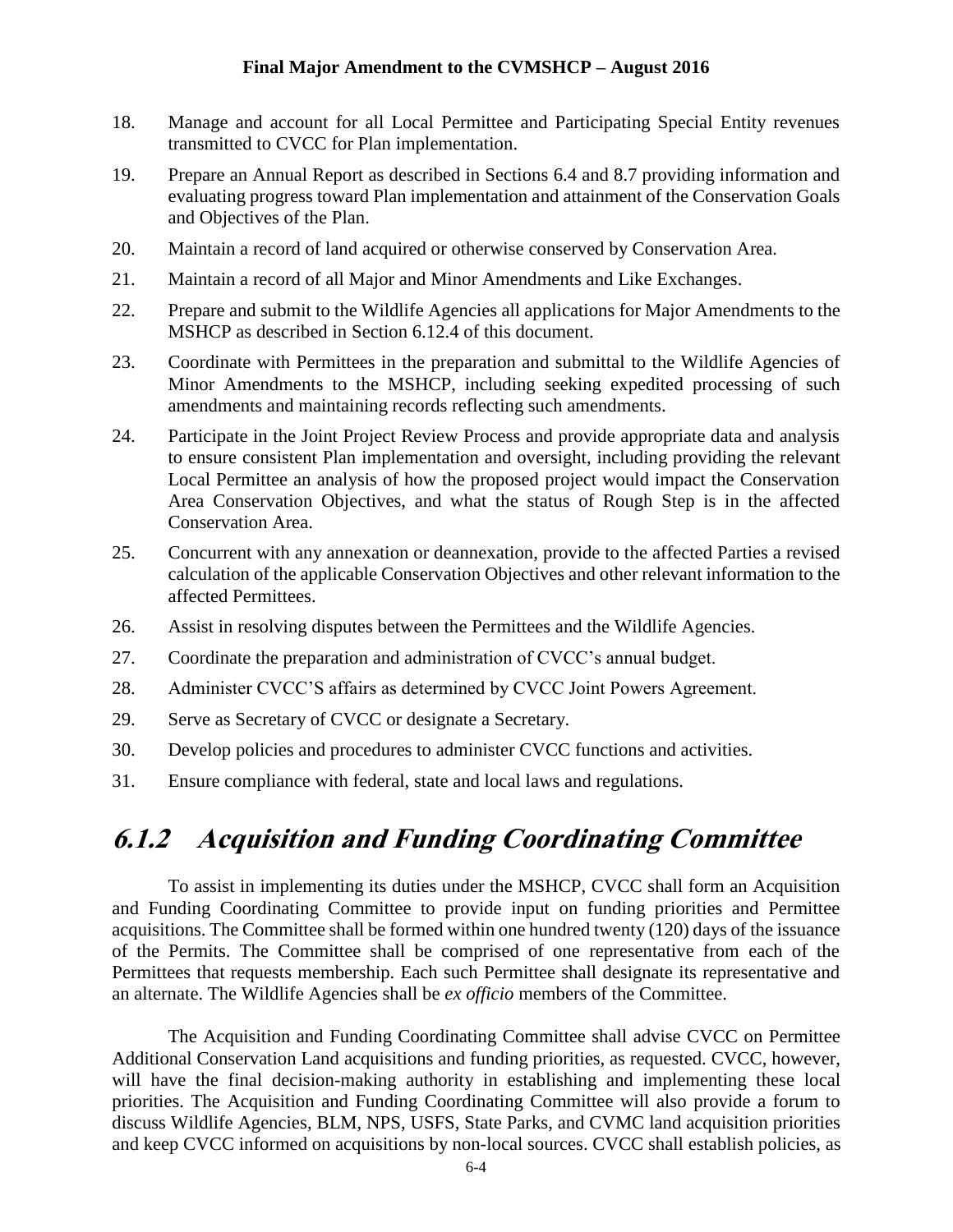18. Manage and account for all Local Permittee and Participating Special Entity revenues transmitted to CVCC for Plan implementation.

19. Prepare an Annual Report as described in Sections 6.4 and 8.7 providing information and evaluating progress toward Plan implementation and attainment of the Conservation Goals and Objectives of the Plan.

20. Maintain a record of land acquired or otherwise conserved by Conservation Area.

21. Maintain a record of all Major and Minor Amendments and Like Exchanges.

22. Prepare and submit to the Wildlife Agencies all applications for Major Amendments to the MSHCP as described in Section 6.12.4 of this document.

23. Coordinate with Permittees in the preparation and submittal to the Wildlife Agencies of Minor Amendments to the MSHCP, including seeking expedited processing of such amendments and maintaining records reflecting such amendments.

24. Participate in the Joint Project Review Process and provide appropriate data and analysis to ensure consistent Plan implementation and oversight, including providing the relevant Local Permittee an analysis of how the proposed project would impact the Conservation Area Conservation Objectives, and what the status of Rough Step is in the affected Conservation Area.

25. Concurrent with any annexation or deannexation, provide to the affected Parties a revised calculation of the applicable Conservation Objectives and other relevant information to the affected Permittees.

26. Assist in resolving disputes between the Permittees and the Wildlife Agencies.

27. Coordinate the preparation and administration of CVCC's annual budget.

28. Administer CVCC'S affairs as determined by CVCC Joint Powers Agreement.

29. Serve as Secretary of CVCC or designate a Secretary.

30. Develop policies and procedures to administer CVCC functions and activities.

31. Ensure compliance with federal, state and local laws and regulations.

## 6.1.2 Acquisition and Funding Coordinating Committee

To assist in implementing its duties under the MSHCP, CVCC shall form an Acquisition and Funding Coordinating Committee to provide input on funding priorities and Permittee acquisitions. The Committee shall be formed within one hundred twenty (120) days of the issuance of the Permits. The Committee shall be comprised of one representative from each of the Permittees that requests membership. Each such Permittee shall designate its representative and an alternate. The Wildlife Agencies shall be *ex officio* members of the Committee.

The Acquisition and Funding Coordinating Committee shall advise CVCC on Permittee Additional Conservation Land acquisitions and funding priorities, as requested. CVCC, however, will have the final decision-making authority in establishing and implementing these local priorities. The Acquisition and Funding Coordinating Committee will also provide a forum to discuss Wildlife Agencies, BLM, NPS, USFS, State Parks, and CVMC land acquisition priorities and keep CVCC informed on acquisitions by non-local sources. CVCC shall establish policies, as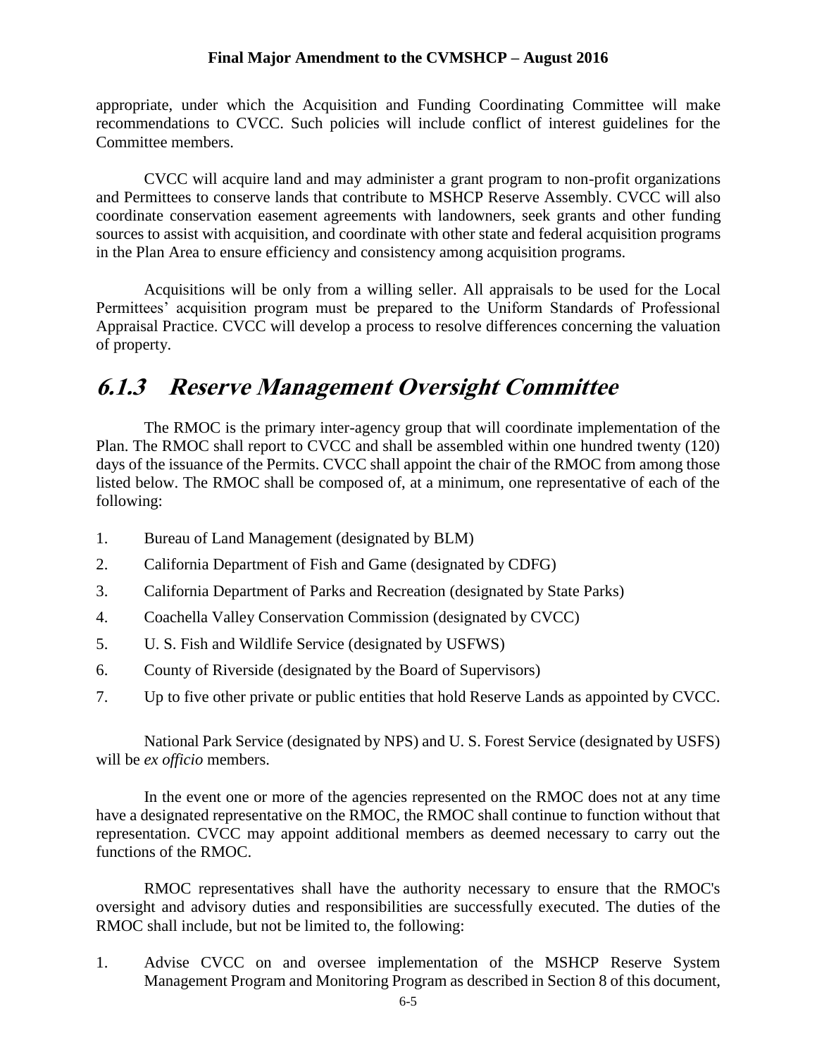appropriate, under which the Acquisition and Funding Coordinating Committee will make recommendations to CVCC. Such policies will include conflict of interest guidelines for the Committee members.

CVCC will acquire land and may administer a grant program to non-profit organizations and Permittees to conserve lands that contribute to MSHCP Reserve Assembly. CVCC will also coordinate conservation easement agreements with landowners, seek grants and other funding sources to assist with acquisition, and coordinate with other state and federal acquisition programs in the Plan Area to ensure efficiency and consistency among acquisition programs.

Acquisitions will be only from a willing seller. All appraisals to be used for the Local Permittees' acquisition program must be prepared to the Uniform Standards of Professional Appraisal Practice. CVCC will develop a process to resolve differences concerning the valuation of property.

## *6.1.3 Reserve Management Oversight Committee*

The RMOC is the primary inter-agency group that will coordinate implementation of the Plan. The RMOC shall report to CVCC and shall be assembled within one hundred twenty (120) days of the issuance of the Permits. CVCC shall appoint the chair of the RMOC from among those listed below. The RMOC shall be composed of, at a minimum, one representative of each of the following:

1. Bureau of Land Management (designated by BLM)
2. California Department of Fish and Game (designated by CDFG)
3. California Department of Parks and Recreation (designated by State Parks)
4. Coachella Valley Conservation Commission (designated by CVCC)
5. U. S. Fish and Wildlife Service (designated by USFWS)
6. County of Riverside (designated by the Board of Supervisors)
7. Up to five other private or public entities that hold Reserve Lands as appointed by CVCC.

National Park Service (designated by NPS) and U. S. Forest Service (designated by USFS) will be *ex officio* members.

In the event one or more of the agencies represented on the RMOC does not at any time have a designated representative on the RMOC, the RMOC shall continue to function without that representation. CVCC may appoint additional members as deemed necessary to carry out the functions of the RMOC.

RMOC representatives shall have the authority necessary to ensure that the RMOC's oversight and advisory duties and responsibilities are successfully executed. The duties of the RMOC shall include, but not be limited to, the following:

1. Advise CVCC on and oversee implementation of the MSHCP Reserve System Management Program and Monitoring Program as described in Section 8 of this document,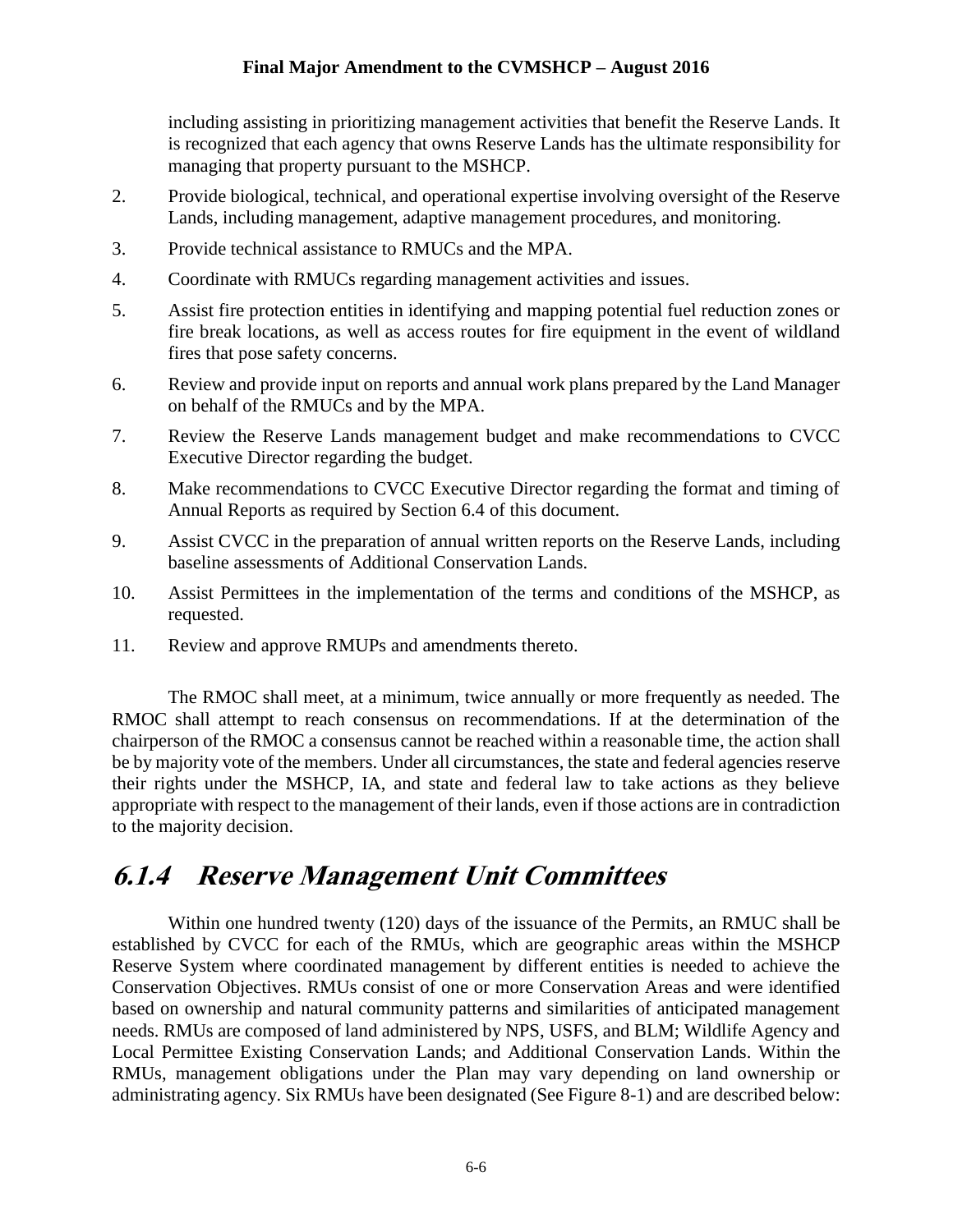including assisting in prioritizing management activities that benefit the Reserve Lands. It is recognized that each agency that owns Reserve Lands has the ultimate responsibility for managing that property pursuant to the MSHCP.

2. Provide biological, technical, and operational expertise involving oversight of the Reserve Lands, including management, adaptive management procedures, and monitoring.

3. Provide technical assistance to RMUCs and the MPA.

4. Coordinate with RMUCs regarding management activities and issues.

5. Assist fire protection entities in identifying and mapping potential fuel reduction zones or fire break locations, as well as access routes for fire equipment in the event of wildland fires that pose safety concerns.

6. Review and provide input on reports and annual work plans prepared by the Land Manager on behalf of the RMUCs and by the MPA.

7. Review the Reserve Lands management budget and make recommendations to CVCC Executive Director regarding the budget.

8. Make recommendations to CVCC Executive Director regarding the format and timing of Annual Reports as required by Section 6.4 of this document.

9. Assist CVCC in the preparation of annual written reports on the Reserve Lands, including baseline assessments of Additional Conservation Lands.

10. Assist Permittees in the implementation of the terms and conditions of the MSHCP, as requested.

11. Review and approve RMUPs and amendments thereto.

The RMOC shall meet, at a minimum, twice annually or more frequently as needed. The RMOC shall attempt to reach consensus on recommendations. If at the determination of the chairperson of the RMOC a consensus cannot be reached within a reasonable time, the action shall be by majority vote of the members. Under all circumstances, the state and federal agencies reserve their rights under the MSHCP, IA, and state and federal law to take actions as they believe appropriate with respect to the management of their lands, even if those actions are in contradiction to the majority decision.

### 6.1.4 Reserve Management Unit Committees

Within one hundred twenty (120) days of the issuance of the Permits, an RMUC shall be established by CVCC for each of the RMUs, which are geographic areas within the MSHCP Reserve System where coordinated management by different entities is needed to achieve the Conservation Objectives. RMUs consist of one or more Conservation Areas and were identified based on ownership and natural community patterns and similarities of anticipated management needs. RMUs are composed of land administered by NPS, USFS, and BLM; Wildlife Agency and Local Permittee Existing Conservation Lands; and Additional Conservation Lands. Within the RMUs, management obligations under the Plan may vary depending on land ownership or administrating agency. Six RMUs have been designated (See Figure 8-1) and are described below: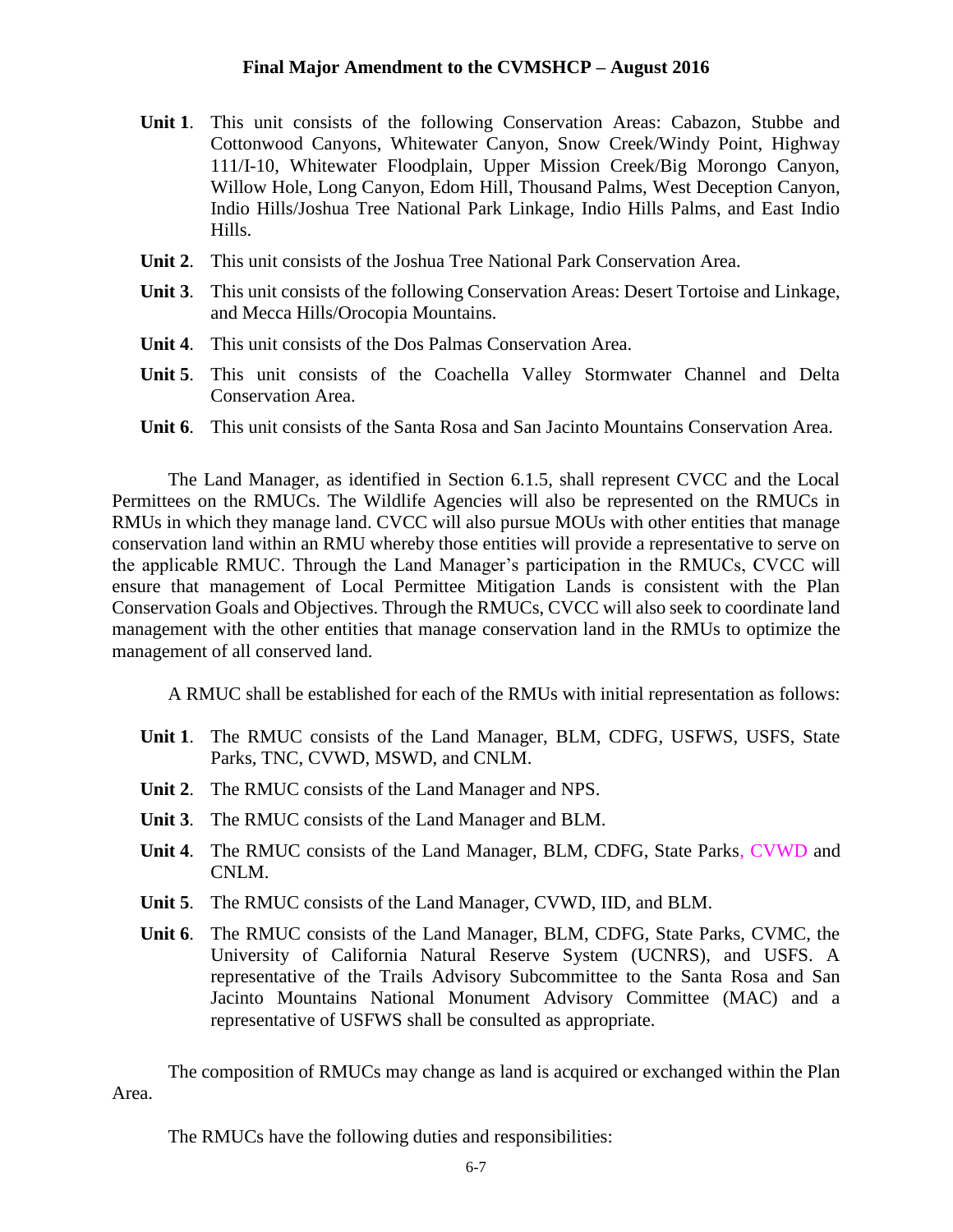**Unit 1**. This unit consists of the following Conservation Areas: Cabazon, Stubbe and Cottonwood Canyons, Whitewater Canyon, Snow Creek/Windy Point, Highway 111/I-10, Whitewater Floodplain, Upper Mission Creek/Big Morongo Canyon, Willow Hole, Long Canyon, Edom Hill, Thousand Palms, West Deception Canyon, Indio Hills/Joshua Tree National Park Linkage, Indio Hills Palms, and East Indio Hills.

**Unit 2**. This unit consists of the Joshua Tree National Park Conservation Area.

**Unit 3**. This unit consists of the following Conservation Areas: Desert Tortoise and Linkage, and Mecca Hills/Orocopia Mountains.

**Unit 4**. This unit consists of the Dos Palmas Conservation Area.

**Unit 5**. This unit consists of the Coachella Valley Stormwater Channel and Delta Conservation Area.

**Unit 6**. This unit consists of the Santa Rosa and San Jacinto Mountains Conservation Area.

The Land Manager, as identified in Section 6.1.5, shall represent CVCC and the Local Permittees on the RMUCs. The Wildlife Agencies will also be represented on the RMUCs in RMUs in which they manage land. CVCC will also pursue MOUs with other entities that manage conservation land within an RMU whereby those entities will provide a representative to serve on the applicable RMUC. Through the Land Manager's participation in the RMUCs, CVCC will ensure that management of Local Permittee Mitigation Lands is consistent with the Plan Conservation Goals and Objectives. Through the RMUCs, CVCC will also seek to coordinate land management with the other entities that manage conservation land in the RMUs to optimize the management of all conserved land.

A RMUC shall be established for each of the RMUs with initial representation as follows:

**Unit 1**. The RMUC consists of the Land Manager, BLM, CDFG, USFWS, USFS, State Parks, TNC, CVWD, MSWD, and CNLM.

**Unit 2**. The RMUC consists of the Land Manager and NPS.

**Unit 3**. The RMUC consists of the Land Manager and BLM.

**Unit 4**. The RMUC consists of the Land Manager, BLM, CDFG, State Parks, CVWD and CNLM.

**Unit 5**. The RMUC consists of the Land Manager, CVWD, IID, and BLM.

**Unit 6**. The RMUC consists of the Land Manager, BLM, CDFG, State Parks, CVMC, the University of California Natural Reserve System (UCNRS), and USFS. A representative of the Trails Advisory Subcommittee to the Santa Rosa and San Jacinto Mountains National Monument Advisory Committee (MAC) and a representative of USFWS shall be consulted as appropriate.

The composition of RMUCs may change as land is acquired or exchanged within the Plan Area.

The RMUCs have the following duties and responsibilities: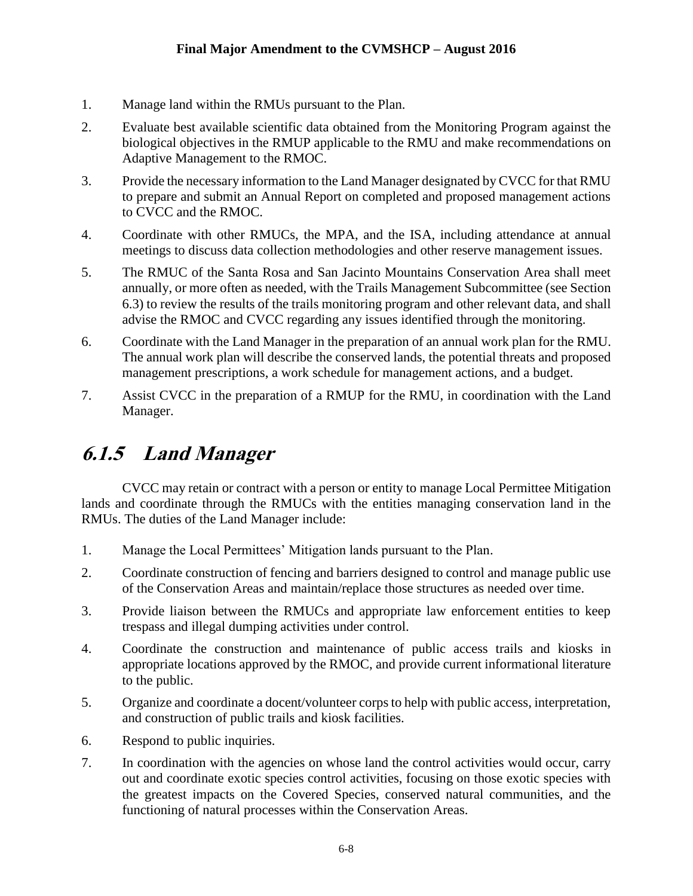1. Manage land within the RMUs pursuant to the Plan.
2. Evaluate best available scientific data obtained from the Monitoring Program against the biological objectives in the RMUP applicable to the RMU and make recommendations on Adaptive Management to the RMOC.
3. Provide the necessary information to the Land Manager designated by CVCC for that RMU to prepare and submit an Annual Report on completed and proposed management actions to CVCC and the RMOC.
4. Coordinate with other RMUCs, the MPA, and the ISA, including attendance at annual meetings to discuss data collection methodologies and other reserve management issues.
5. The RMUC of the Santa Rosa and San Jacinto Mountains Conservation Area shall meet annually, or more often as needed, with the Trails Management Subcommittee (see Section 6.3) to review the results of the trails monitoring program and other relevant data, and shall advise the RMOC and CVCC regarding any issues identified through the monitoring.
6. Coordinate with the Land Manager in the preparation of an annual work plan for the RMU. The annual work plan will describe the conserved lands, the potential threats and proposed management prescriptions, a work schedule for management actions, and a budget.
7. Assist CVCC in the preparation of a RMUP for the RMU, in coordination with the Land Manager.

## 6.1.5 Land Manager

CVCC may retain or contract with a person or entity to manage Local Permittee Mitigation lands and coordinate through the RMUCs with the entities managing conservation land in the RMUs. The duties of the Land Manager include:

1. Manage the Local Permittees' Mitigation lands pursuant to the Plan.
2. Coordinate construction of fencing and barriers designed to control and manage public use of the Conservation Areas and maintain/replace those structures as needed over time.
3. Provide liaison between the RMUCs and appropriate law enforcement entities to keep trespass and illegal dumping activities under control.
4. Coordinate the construction and maintenance of public access trails and kiosks in appropriate locations approved by the RMOC, and provide current informational literature to the public.
5. Organize and coordinate a docent/volunteer corps to help with public access, interpretation, and construction of public trails and kiosk facilities.
6. Respond to public inquiries.
7. In coordination with the agencies on whose land the control activities would occur, carry out and coordinate exotic species control activities, focusing on those exotic species with the greatest impacts on the Covered Species, conserved natural communities, and the functioning of natural processes within the Conservation Areas.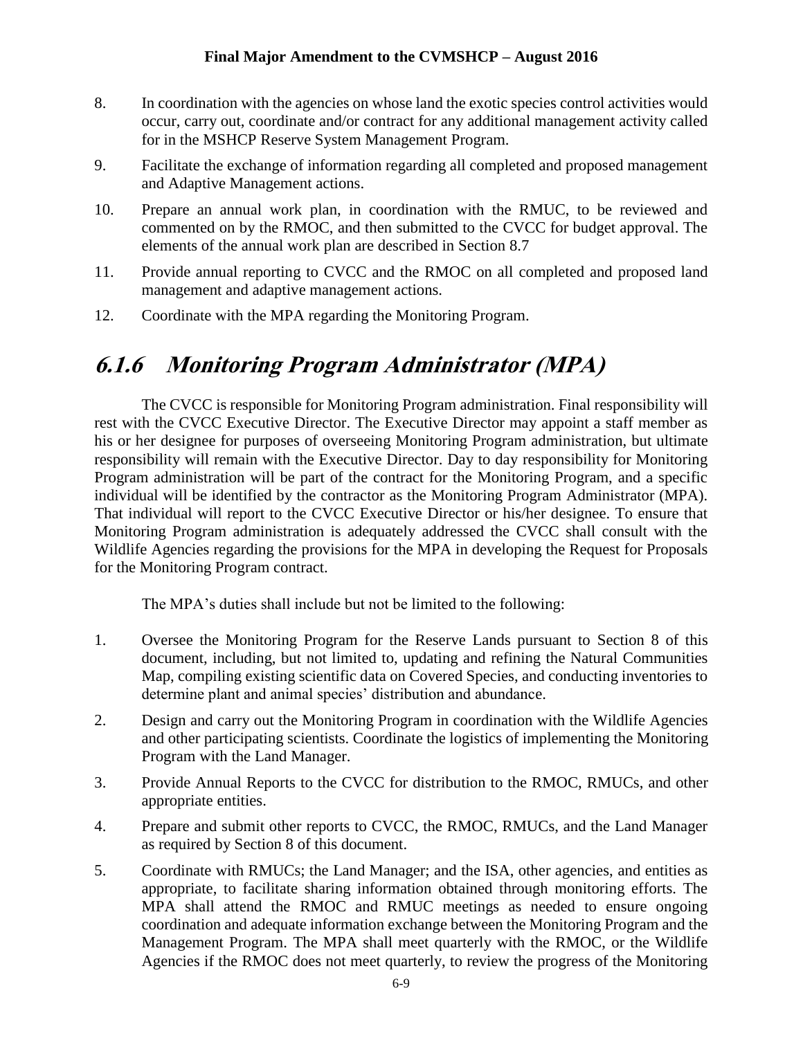8. In coordination with the agencies on whose land the exotic species control activities would occur, carry out, coordinate and/or contract for any additional management activity called for in the MSHCP Reserve System Management Program.
9. Facilitate the exchange of information regarding all completed and proposed management and Adaptive Management actions.
10. Prepare an annual work plan, in coordination with the RMUC, to be reviewed and commented on by the RMOC, and then submitted to the CVCC for budget approval. The elements of the annual work plan are described in Section 8.7
11. Provide annual reporting to CVCC and the RMOC on all completed and proposed land management and adaptive management actions.
12. Coordinate with the MPA regarding the Monitoring Program.

### *6.1.6 Monitoring Program Administrator (MPA)*

The CVCC is responsible for Monitoring Program administration. Final responsibility will rest with the CVCC Executive Director. The Executive Director may appoint a staff member as his or her designee for purposes of overseeing Monitoring Program administration, but ultimate responsibility will remain with the Executive Director. Day to day responsibility for Monitoring Program administration will be part of the contract for the Monitoring Program, and a specific individual will be identified by the contractor as the Monitoring Program Administrator (MPA). That individual will report to the CVCC Executive Director or his/her designee. To ensure that Monitoring Program administration is adequately addressed the CVCC shall consult with the Wildlife Agencies regarding the provisions for the MPA in developing the Request for Proposals for the Monitoring Program contract.

The MPA's duties shall include but not be limited to the following:

1. Oversee the Monitoring Program for the Reserve Lands pursuant to Section 8 of this document, including, but not limited to, updating and refining the Natural Communities Map, compiling existing scientific data on Covered Species, and conducting inventories to determine plant and animal species' distribution and abundance.
2. Design and carry out the Monitoring Program in coordination with the Wildlife Agencies and other participating scientists. Coordinate the logistics of implementing the Monitoring Program with the Land Manager.
3. Provide Annual Reports to the CVCC for distribution to the RMOC, RMUCs, and other appropriate entities.
4. Prepare and submit other reports to CVCC, the RMOC, RMUCs, and the Land Manager as required by Section 8 of this document.
5. Coordinate with RMUCs; the Land Manager; and the ISA, other agencies, and entities as appropriate, to facilitate sharing information obtained through monitoring efforts. The MPA shall attend the RMOC and RMUC meetings as needed to ensure ongoing coordination and adequate information exchange between the Monitoring Program and the Management Program. The MPA shall meet quarterly with the RMOC, or the Wildlife Agencies if the RMOC does not meet quarterly, to review the progress of the Monitoring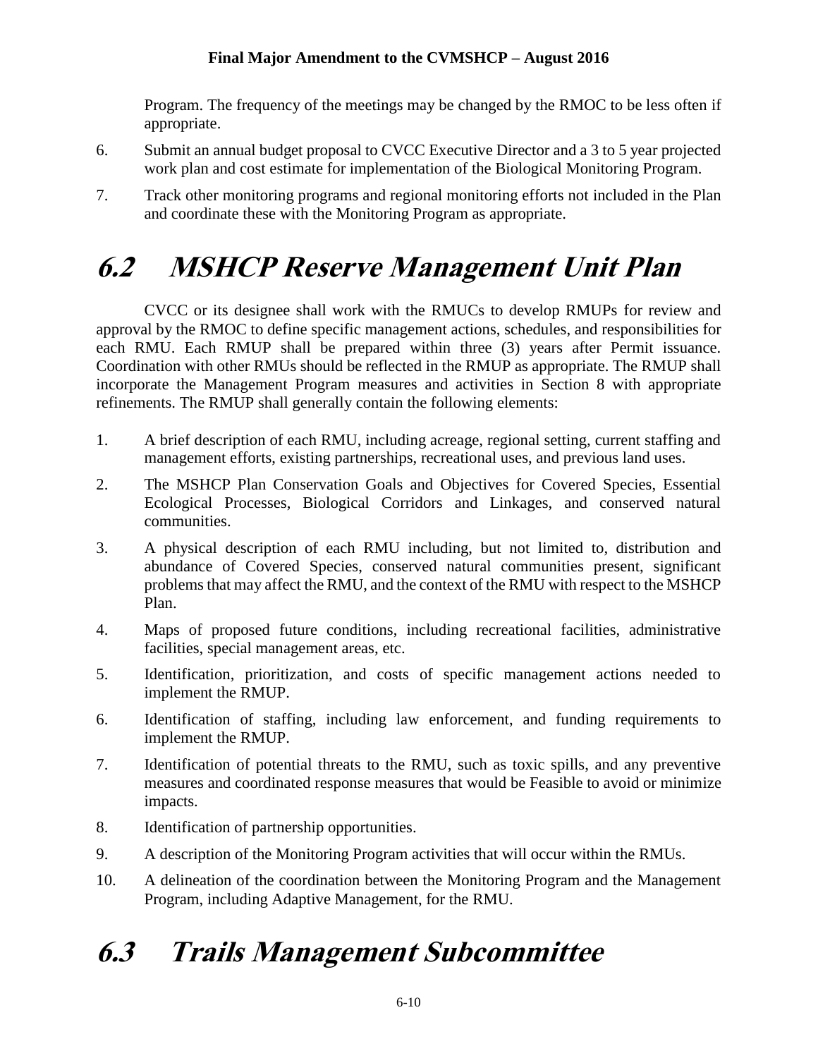Program. The frequency of the meetings may be changed by the RMOC to be less often if appropriate.

6. Submit an annual budget proposal to CVCC Executive Director and a 3 to 5 year projected work plan and cost estimate for implementation of the Biological Monitoring Program.

7. Track other monitoring programs and regional monitoring efforts not included in the Plan and coordinate these with the Monitoring Program as appropriate.

# 6.2 MSHCP Reserve Management Unit Plan

CVCC or its designee shall work with the RMUCs to develop RMUPs for review and approval by the RMOC to define specific management actions, schedules, and responsibilities for each RMU. Each RMUP shall be prepared within three (3) years after Permit issuance. Coordination with other RMUs should be reflected in the RMUP as appropriate. The RMUP shall incorporate the Management Program measures and activities in Section 8 with appropriate refinements. The RMUP shall generally contain the following elements:

1. A brief description of each RMU, including acreage, regional setting, current staffing and management efforts, existing partnerships, recreational uses, and previous land uses.

2. The MSHCP Plan Conservation Goals and Objectives for Covered Species, Essential Ecological Processes, Biological Corridors and Linkages, and conserved natural communities.

3. A physical description of each RMU including, but not limited to, distribution and abundance of Covered Species, conserved natural communities present, significant problems that may affect the RMU, and the context of the RMU with respect to the MSHCP Plan.

4. Maps of proposed future conditions, including recreational facilities, administrative facilities, special management areas, etc.

5. Identification, prioritization, and costs of specific management actions needed to implement the RMUP.

6. Identification of staffing, including law enforcement, and funding requirements to implement the RMUP.

7. Identification of potential threats to the RMU, such as toxic spills, and any preventive measures and coordinated response measures that would be Feasible to avoid or minimize impacts.

8. Identification of partnership opportunities.

9. A description of the Monitoring Program activities that will occur within the RMUs.

10. A delineation of the coordination between the Monitoring Program and the Management Program, including Adaptive Management, for the RMU.

# 6.3 Trails Management Subcommittee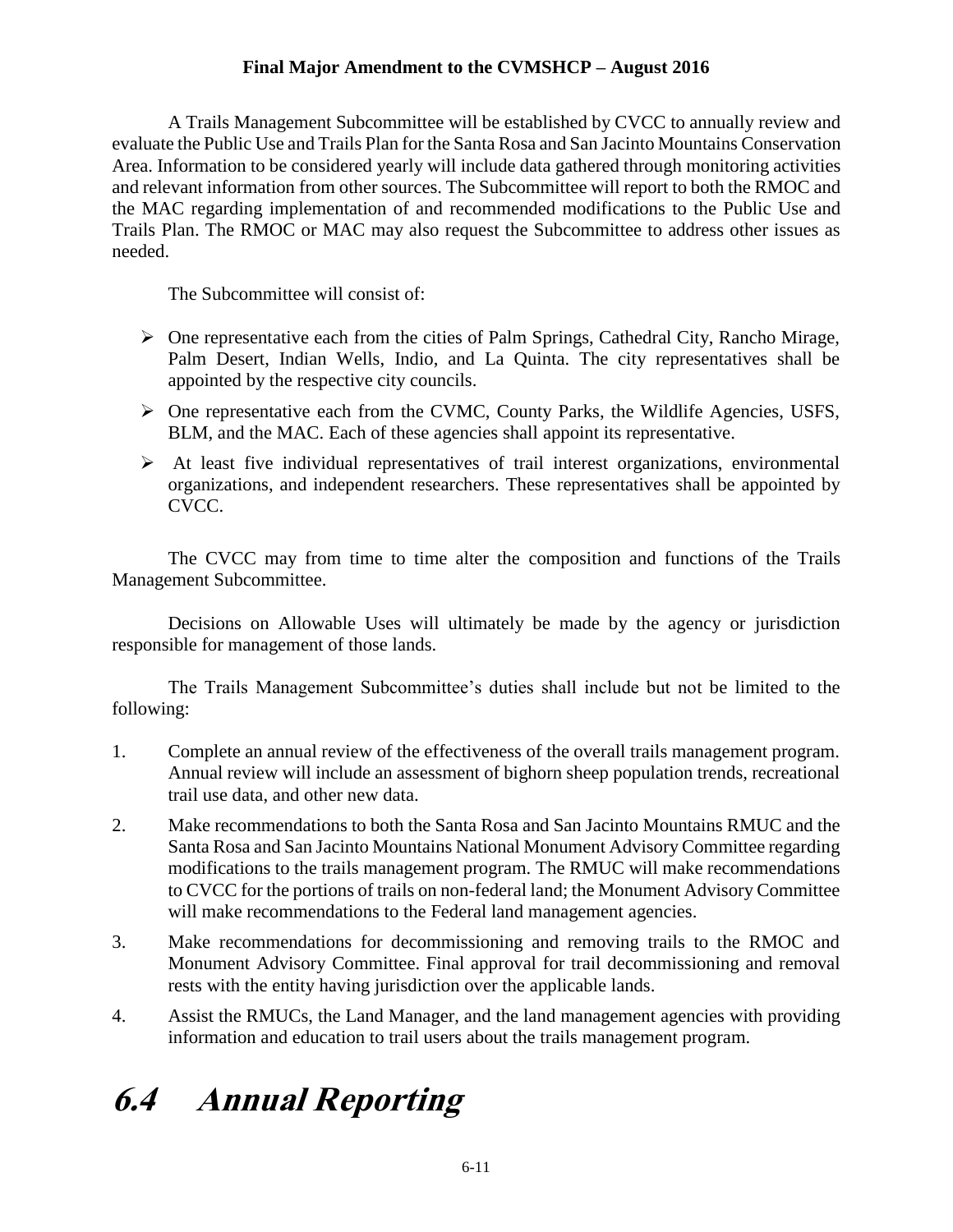A Trails Management Subcommittee will be established by CVCC to annually review and evaluate the Public Use and Trails Plan for the Santa Rosa and San Jacinto Mountains Conservation Area. Information to be considered yearly will include data gathered through monitoring activities and relevant information from other sources. The Subcommittee will report to both the RMOC and the MAC regarding implementation of and recommended modifications to the Public Use and Trails Plan. The RMOC or MAC may also request the Subcommittee to address other issues as needed.

The Subcommittee will consist of:

- One representative each from the cities of Palm Springs, Cathedral City, Rancho Mirage, Palm Desert, Indian Wells, Indio, and La Quinta. The city representatives shall be appointed by the respective city councils.
- One representative each from the CVMC, County Parks, the Wildlife Agencies, USFS, BLM, and the MAC. Each of these agencies shall appoint its representative.
- At least five individual representatives of trail interest organizations, environmental organizations, and independent researchers. These representatives shall be appointed by CVCC.

The CVCC may from time to time alter the composition and functions of the Trails Management Subcommittee.

Decisions on Allowable Uses will ultimately be made by the agency or jurisdiction responsible for management of those lands.

The Trails Management Subcommittee's duties shall include but not be limited to the following:

1. Complete an annual review of the effectiveness of the overall trails management program. Annual review will include an assessment of bighorn sheep population trends, recreational trail use data, and other new data.
2. Make recommendations to both the Santa Rosa and San Jacinto Mountains RMUC and the Santa Rosa and San Jacinto Mountains National Monument Advisory Committee regarding modifications to the trails management program. The RMUC will make recommendations to CVCC for the portions of trails on non-federal land; the Monument Advisory Committee will make recommendations to the Federal land management agencies.
3. Make recommendations for decommissioning and removing trails to the RMOC and Monument Advisory Committee. Final approval for trail decommissioning and removal rests with the entity having jurisdiction over the applicable lands.
4. Assist the RMUCs, the Land Manager, and the land management agencies with providing information and education to trail users about the trails management program.

# 6.4 Annual Reporting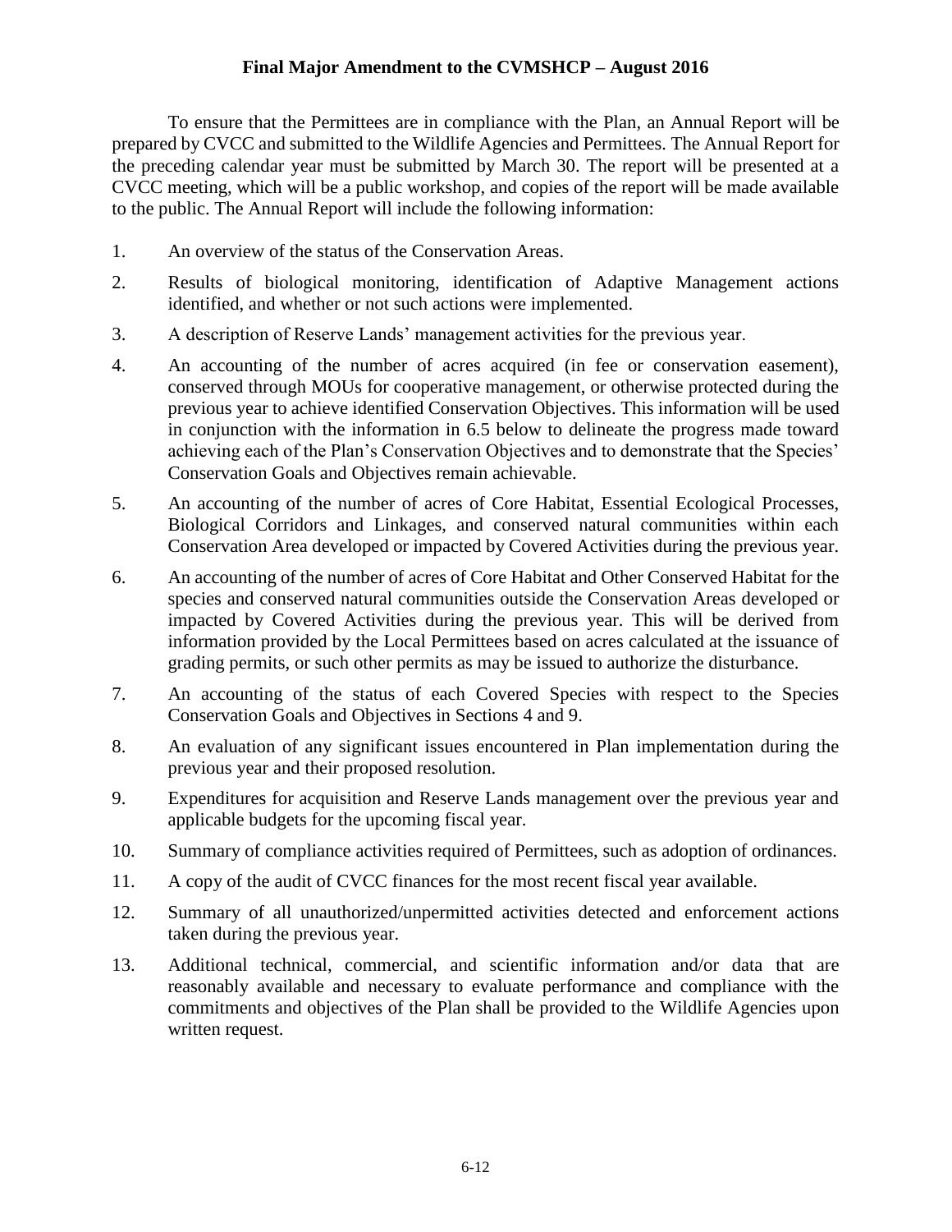To ensure that the Permittees are in compliance with the Plan, an Annual Report will be prepared by CVCC and submitted to the Wildlife Agencies and Permittees. The Annual Report for the preceding calendar year must be submitted by March 30. The report will be presented at a CVCC meeting, which will be a public workshop, and copies of the report will be made available to the public. The Annual Report will include the following information:

1. An overview of the status of the Conservation Areas.
2. Results of biological monitoring, identification of Adaptive Management actions identified, and whether or not such actions were implemented.
3. A description of Reserve Lands' management activities for the previous year.
4. An accounting of the number of acres acquired (in fee or conservation easement), conserved through MOUs for cooperative management, or otherwise protected during the previous year to achieve identified Conservation Objectives. This information will be used in conjunction with the information in 6.5 below to delineate the progress made toward achieving each of the Plan's Conservation Objectives and to demonstrate that the Species' Conservation Goals and Objectives remain achievable.
5. An accounting of the number of acres of Core Habitat, Essential Ecological Processes, Biological Corridors and Linkages, and conserved natural communities within each Conservation Area developed or impacted by Covered Activities during the previous year.
6. An accounting of the number of acres of Core Habitat and Other Conserved Habitat for the species and conserved natural communities outside the Conservation Areas developed or impacted by Covered Activities during the previous year. This will be derived from information provided by the Local Permittees based on acres calculated at the issuance of grading permits, or such other permits as may be issued to authorize the disturbance.
7. An accounting of the status of each Covered Species with respect to the Species Conservation Goals and Objectives in Sections 4 and 9.
8. An evaluation of any significant issues encountered in Plan implementation during the previous year and their proposed resolution.
9. Expenditures for acquisition and Reserve Lands management over the previous year and applicable budgets for the upcoming fiscal year.
10. Summary of compliance activities required of Permittees, such as adoption of ordinances.
11. A copy of the audit of CVCC finances for the most recent fiscal year available.
12. Summary of all unauthorized/unpermitted activities detected and enforcement actions taken during the previous year.
13. Additional technical, commercial, and scientific information and/or data that are reasonably available and necessary to evaluate performance and compliance with the commitments and objectives of the Plan shall be provided to the Wildlife Agencies upon written request.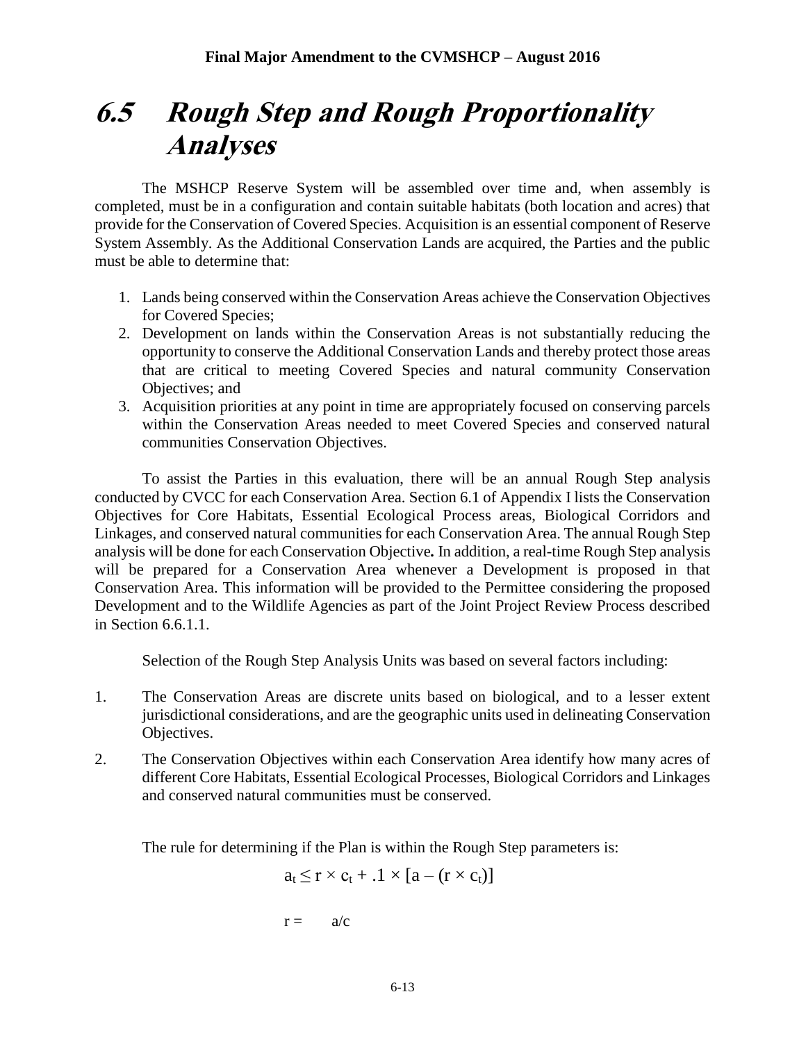# 6.5 Rough Step and Rough Proportionality Analyses

The MSHCP Reserve System will be assembled over time and, when assembly is completed, must be in a configuration and contain suitable habitats (both location and acres) that provide for the Conservation of Covered Species. Acquisition is an essential component of Reserve System Assembly. As the Additional Conservation Lands are acquired, the Parties and the public must be able to determine that:

1. Lands being conserved within the Conservation Areas achieve the Conservation Objectives for Covered Species;
2. Development on lands within the Conservation Areas is not substantially reducing the opportunity to conserve the Additional Conservation Lands and thereby protect those areas that are critical to meeting Covered Species and natural community Conservation Objectives; and
3. Acquisition priorities at any point in time are appropriately focused on conserving parcels within the Conservation Areas needed to meet Covered Species and conserved natural communities Conservation Objectives.

To assist the Parties in this evaluation, there will be an annual Rough Step analysis conducted by CVCC for each Conservation Area. Section 6.1 of Appendix I lists the Conservation Objectives for Core Habitats, Essential Ecological Process areas, Biological Corridors and Linkages, and conserved natural communities for each Conservation Area. The annual Rough Step analysis will be done for each Conservation Objective**.** In addition, a real-time Rough Step analysis will be prepared for a Conservation Area whenever a Development is proposed in that Conservation Area. This information will be provided to the Permittee considering the proposed Development and to the Wildlife Agencies as part of the Joint Project Review Process described in Section 6.6.1.1.

Selection of the Rough Step Analysis Units was based on several factors including:

1. The Conservation Areas are discrete units based on biological, and to a lesser extent jurisdictional considerations, and are the geographic units used in delineating Conservation Objectives.
2. The Conservation Objectives within each Conservation Area identify how many acres of different Core Habitats, Essential Ecological Processes, Biological Corridors and Linkages and conserved natural communities must be conserved.

The rule for determining if the Plan is within the Rough Step parameters is:

$$a_t \leq r \times c_t + .1 \times [a - (r \times c_t)]$$

$$r = a/c$$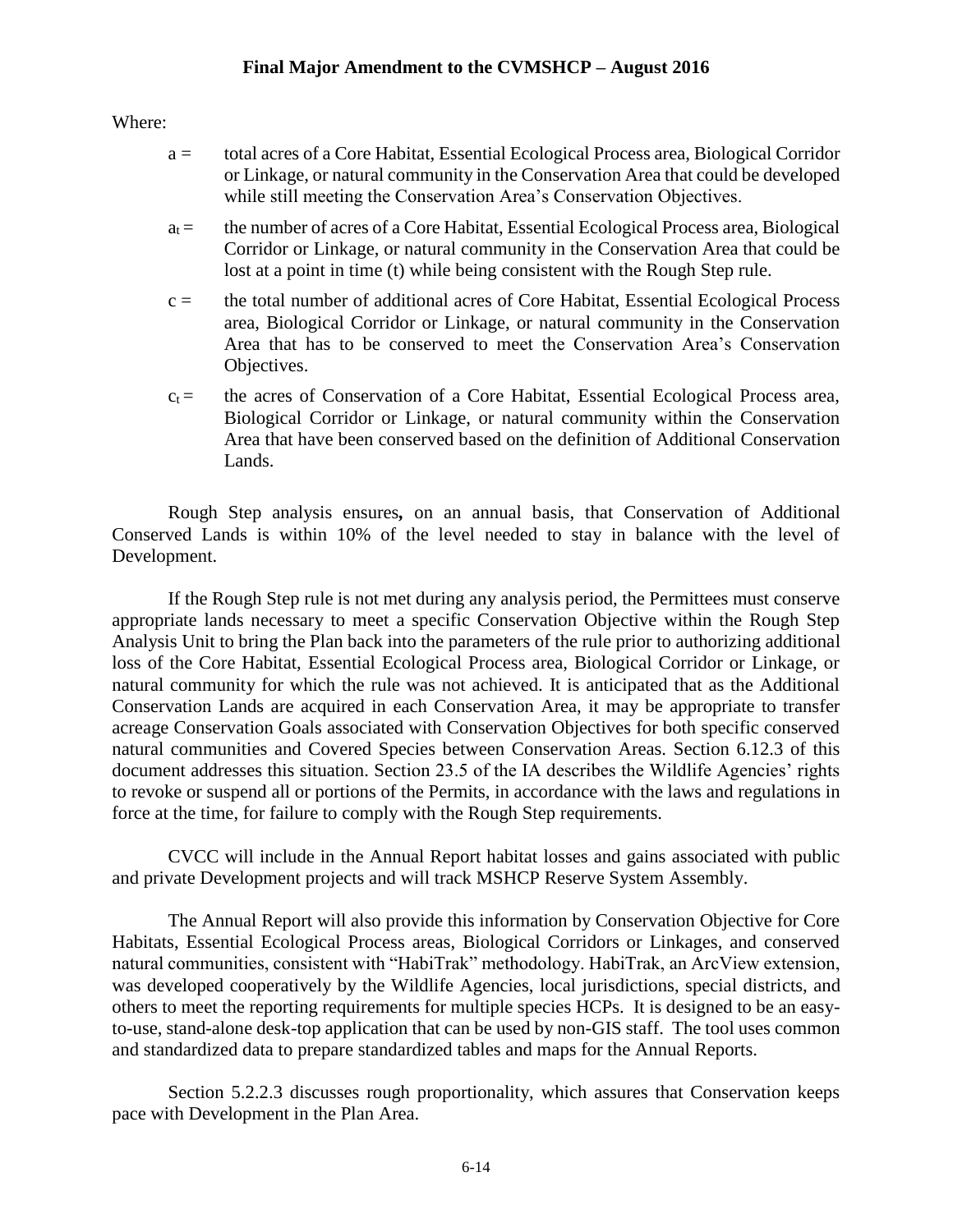Where:

$a$ = total acres of a Core Habitat, Essential Ecological Process area, Biological Corridor or Linkage, or natural community in the Conservation Area that could be developed while still meeting the Conservation Area's Conservation Objectives.

$a_t$ = the number of acres of a Core Habitat, Essential Ecological Process area, Biological Corridor or Linkage, or natural community in the Conservation Area that could be lost at a point in time (t) while being consistent with the Rough Step rule.

$c$ = the total number of additional acres of Core Habitat, Essential Ecological Process area, Biological Corridor or Linkage, or natural community in the Conservation Area that has to be conserved to meet the Conservation Area's Conservation Objectives.

$c_t$ = the acres of Conservation of a Core Habitat, Essential Ecological Process area, Biological Corridor or Linkage, or natural community within the Conservation Area that have been conserved based on the definition of Additional Conservation Lands.

Rough Step analysis ensures**,** on an annual basis, that Conservation of Additional Conserved Lands is within 10% of the level needed to stay in balance with the level of Development.

If the Rough Step rule is not met during any analysis period, the Permittees must conserve appropriate lands necessary to meet a specific Conservation Objective within the Rough Step Analysis Unit to bring the Plan back into the parameters of the rule prior to authorizing additional loss of the Core Habitat, Essential Ecological Process area, Biological Corridor or Linkage, or natural community for which the rule was not achieved. It is anticipated that as the Additional Conservation Lands are acquired in each Conservation Area, it may be appropriate to transfer acreage Conservation Goals associated with Conservation Objectives for both specific conserved natural communities and Covered Species between Conservation Areas. Section 6.12.3 of this document addresses this situation. Section 23.5 of the IA describes the Wildlife Agencies' rights to revoke or suspend all or portions of the Permits, in accordance with the laws and regulations in force at the time, for failure to comply with the Rough Step requirements.

CVCC will include in the Annual Report habitat losses and gains associated with public and private Development projects and will track MSHCP Reserve System Assembly.

The Annual Report will also provide this information by Conservation Objective for Core Habitats, Essential Ecological Process areas, Biological Corridors or Linkages, and conserved natural communities, consistent with "HabiTrak" methodology. HabiTrak, an ArcView extension, was developed cooperatively by the Wildlife Agencies, local jurisdictions, special districts, and others to meet the reporting requirements for multiple species HCPs. It is designed to be an easy-to-use, stand-alone desk-top application that can be used by non-GIS staff. The tool uses common and standardized data to prepare standardized tables and maps for the Annual Reports.

Section 5.2.2.3 discusses rough proportionality, which assures that Conservation keeps pace with Development in the Plan Area.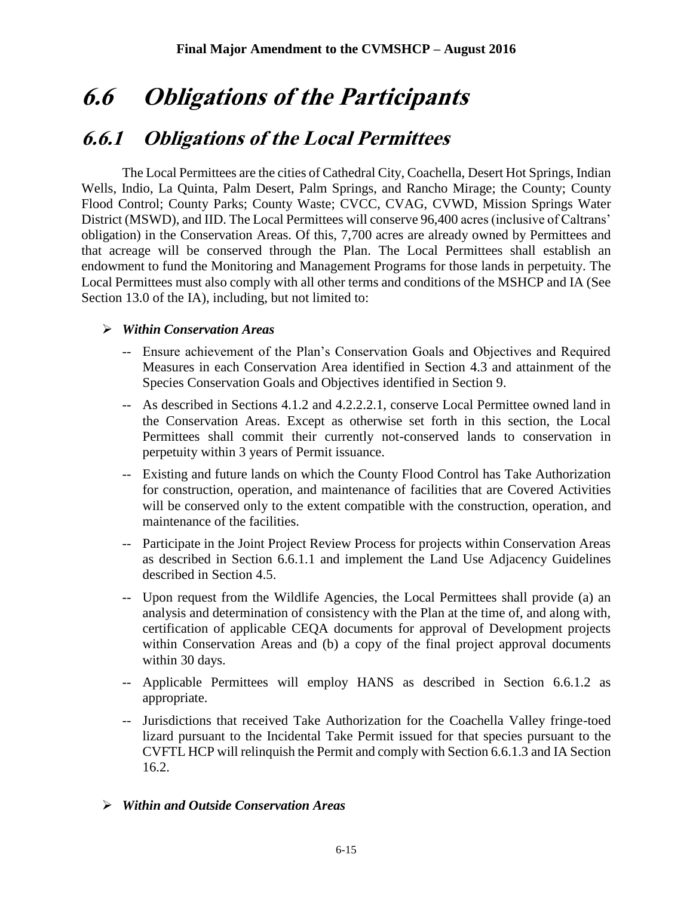# *6.6 Obligations of the Participants*

## *6.6.1 Obligations of the Local Permittees*

The Local Permittees are the cities of Cathedral City, Coachella, Desert Hot Springs, Indian Wells, Indio, La Quinta, Palm Desert, Palm Springs, and Rancho Mirage; the County; County Flood Control; County Parks; County Waste; CVCC, CVAG, CVWD, Mission Springs Water District (MSWD), and IID. The Local Permittees will conserve 96,400 acres (inclusive of Caltrans' obligation) in the Conservation Areas. Of this, 7,700 acres are already owned by Permittees and that acreage will be conserved through the Plan. The Local Permittees shall establish an endowment to fund the Monitoring and Management Programs for those lands in perpetuity. The Local Permittees must also comply with all other terms and conditions of the MSHCP and IA (See Section 13.0 of the IA), including, but not limited to:

- ***Within Conservation Areas***
  - -- Ensure achievement of the Plan's Conservation Goals and Objectives and Required Measures in each Conservation Area identified in Section 4.3 and attainment of the Species Conservation Goals and Objectives identified in Section 9.
  - -- As described in Sections 4.1.2 and 4.2.2.2.1, conserve Local Permittee owned land in the Conservation Areas. Except as otherwise set forth in this section, the Local Permittees shall commit their currently not-conserved lands to conservation in perpetuity within 3 years of Permit issuance.
  - -- Existing and future lands on which the County Flood Control has Take Authorization for construction, operation, and maintenance of facilities that are Covered Activities will be conserved only to the extent compatible with the construction, operation, and maintenance of the facilities.
  - -- Participate in the Joint Project Review Process for projects within Conservation Areas as described in Section 6.6.1.1 and implement the Land Use Adjacency Guidelines described in Section 4.5.
  - -- Upon request from the Wildlife Agencies, the Local Permittees shall provide (a) an analysis and determination of consistency with the Plan at the time of, and along with, certification of applicable CEQA documents for approval of Development projects within Conservation Areas and (b) a copy of the final project approval documents within 30 days.
  - -- Applicable Permittees will employ HANS as described in Section 6.6.1.2 as appropriate.
  - -- Jurisdictions that received Take Authorization for the Coachella Valley fringe-toed lizard pursuant to the Incidental Take Permit issued for that species pursuant to the CVFTL HCP will relinquish the Permit and comply with Section 6.6.1.3 and IA Section 16.2.

- ***Within and Outside Conservation Areas***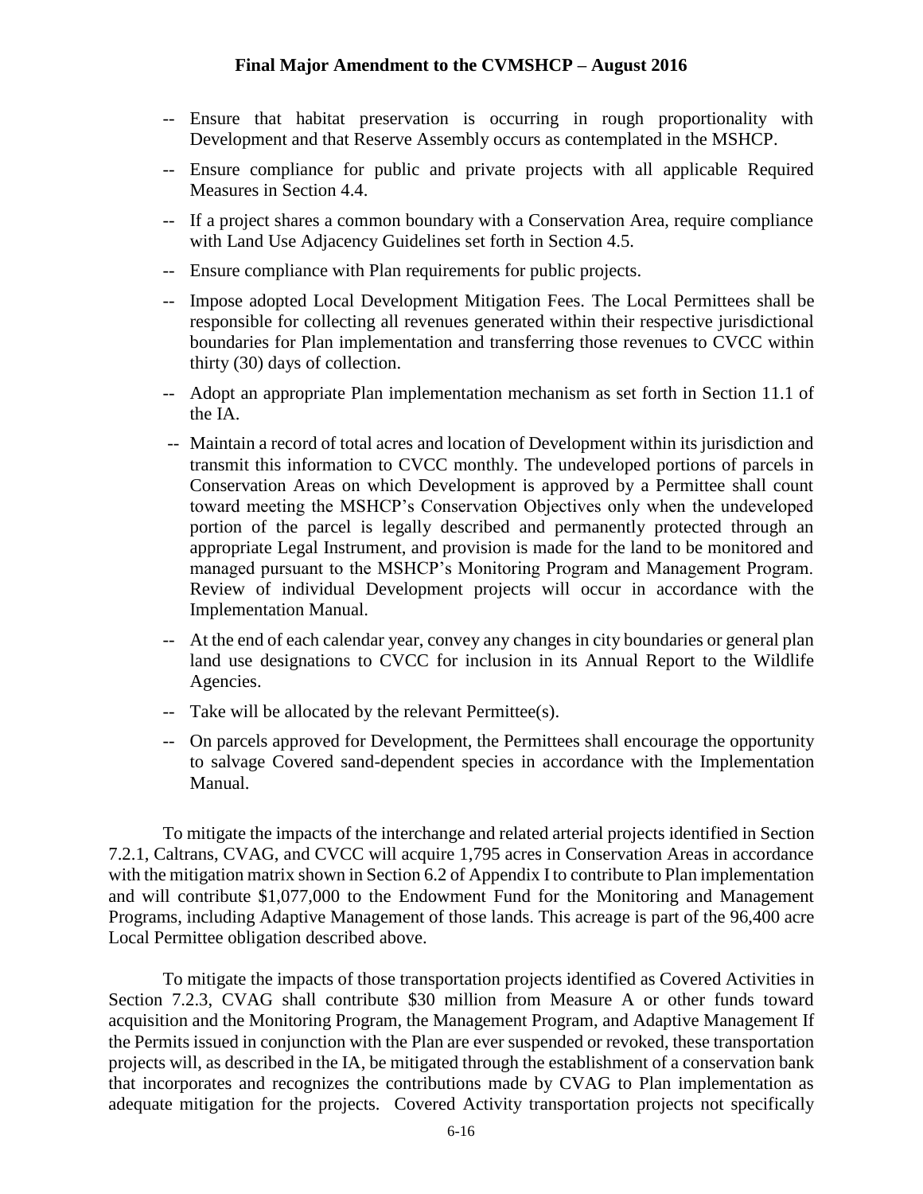-- Ensure that habitat preservation is occurring in rough proportionality with Development and that Reserve Assembly occurs as contemplated in the MSHCP.

-- Ensure compliance for public and private projects with all applicable Required Measures in Section 4.4.

-- If a project shares a common boundary with a Conservation Area, require compliance with Land Use Adjacency Guidelines set forth in Section 4.5.

-- Ensure compliance with Plan requirements for public projects.

-- Impose adopted Local Development Mitigation Fees. The Local Permittees shall be responsible for collecting all revenues generated within their respective jurisdictional boundaries for Plan implementation and transferring those revenues to CVCC within thirty (30) days of collection.

-- Adopt an appropriate Plan implementation mechanism as set forth in Section 11.1 of the IA.

-- Maintain a record of total acres and location of Development within its jurisdiction and transmit this information to CVCC monthly. The undeveloped portions of parcels in Conservation Areas on which Development is approved by a Permittee shall count toward meeting the MSHCP's Conservation Objectives only when the undeveloped portion of the parcel is legally described and permanently protected through an appropriate Legal Instrument, and provision is made for the land to be monitored and managed pursuant to the MSHCP's Monitoring Program and Management Program. Review of individual Development projects will occur in accordance with the Implementation Manual.

-- At the end of each calendar year, convey any changes in city boundaries or general plan land use designations to CVCC for inclusion in its Annual Report to the Wildlife Agencies.

-- Take will be allocated by the relevant Permittee(s).

-- On parcels approved for Development, the Permittees shall encourage the opportunity to salvage Covered sand-dependent species in accordance with the Implementation Manual.

To mitigate the impacts of the interchange and related arterial projects identified in Section 7.2.1, Caltrans, CVAG, and CVCC will acquire 1,795 acres in Conservation Areas in accordance with the mitigation matrix shown in Section 6.2 of Appendix I to contribute to Plan implementation and will contribute $1,077,000 to the Endowment Fund for the Monitoring and Management Programs, including Adaptive Management of those lands. This acreage is part of the 96,400 acre Local Permittee obligation described above.

To mitigate the impacts of those transportation projects identified as Covered Activities in Section 7.2.3, CVAG shall contribute $30 million from Measure A or other funds toward acquisition and the Monitoring Program, the Management Program, and Adaptive Management If the Permits issued in conjunction with the Plan are ever suspended or revoked, these transportation projects will, as described in the IA, be mitigated through the establishment of a conservation bank that incorporates and recognizes the contributions made by CVAG to Plan implementation as adequate mitigation for the projects. Covered Activity transportation projects not specifically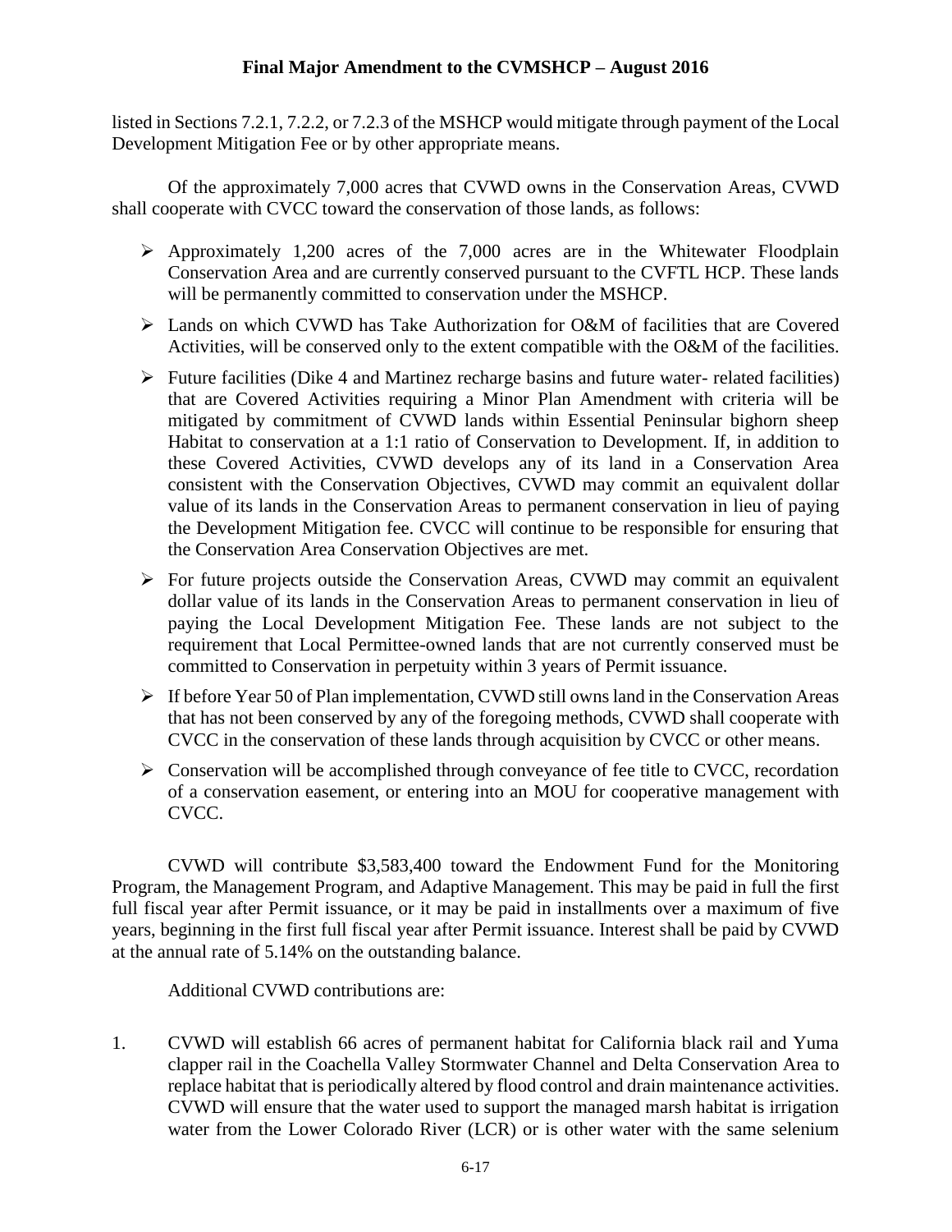listed in Sections 7.2.1, 7.2.2, or 7.2.3 of the MSHCP would mitigate through payment of the Local Development Mitigation Fee or by other appropriate means.

Of the approximately 7,000 acres that CVWD owns in the Conservation Areas, CVWD shall cooperate with CVCC toward the conservation of those lands, as follows:

- Approximately 1,200 acres of the 7,000 acres are in the Whitewater Floodplain Conservation Area and are currently conserved pursuant to the CVFTL HCP. These lands will be permanently committed to conservation under the MSHCP.
- Lands on which CVWD has Take Authorization for O&M of facilities that are Covered Activities, will be conserved only to the extent compatible with the O&M of the facilities.
- Future facilities (Dike 4 and Martinez recharge basins and future water- related facilities) that are Covered Activities requiring a Minor Plan Amendment with criteria will be mitigated by commitment of CVWD lands within Essential Peninsular bighorn sheep Habitat to conservation at a 1:1 ratio of Conservation to Development. If, in addition to these Covered Activities, CVWD develops any of its land in a Conservation Area consistent with the Conservation Objectives, CVWD may commit an equivalent dollar value of its lands in the Conservation Areas to permanent conservation in lieu of paying the Development Mitigation fee. CVCC will continue to be responsible for ensuring that the Conservation Area Conservation Objectives are met.
- For future projects outside the Conservation Areas, CVWD may commit an equivalent dollar value of its lands in the Conservation Areas to permanent conservation in lieu of paying the Local Development Mitigation Fee. These lands are not subject to the requirement that Local Permittee-owned lands that are not currently conserved must be committed to Conservation in perpetuity within 3 years of Permit issuance.
- If before Year 50 of Plan implementation, CVWD still owns land in the Conservation Areas that has not been conserved by any of the foregoing methods, CVWD shall cooperate with CVCC in the conservation of these lands through acquisition by CVCC or other means.
- Conservation will be accomplished through conveyance of fee title to CVCC, recordation of a conservation easement, or entering into an MOU for cooperative management with CVCC.

CVWD will contribute $3,583,400 toward the Endowment Fund for the Monitoring Program, the Management Program, and Adaptive Management. This may be paid in full the first full fiscal year after Permit issuance, or it may be paid in installments over a maximum of five years, beginning in the first full fiscal year after Permit issuance. Interest shall be paid by CVWD at the annual rate of 5.14% on the outstanding balance.

Additional CVWD contributions are:

1. CVWD will establish 66 acres of permanent habitat for California black rail and Yuma clapper rail in the Coachella Valley Stormwater Channel and Delta Conservation Area to replace habitat that is periodically altered by flood control and drain maintenance activities. CVWD will ensure that the water used to support the managed marsh habitat is irrigation water from the Lower Colorado River (LCR) or is other water with the same selenium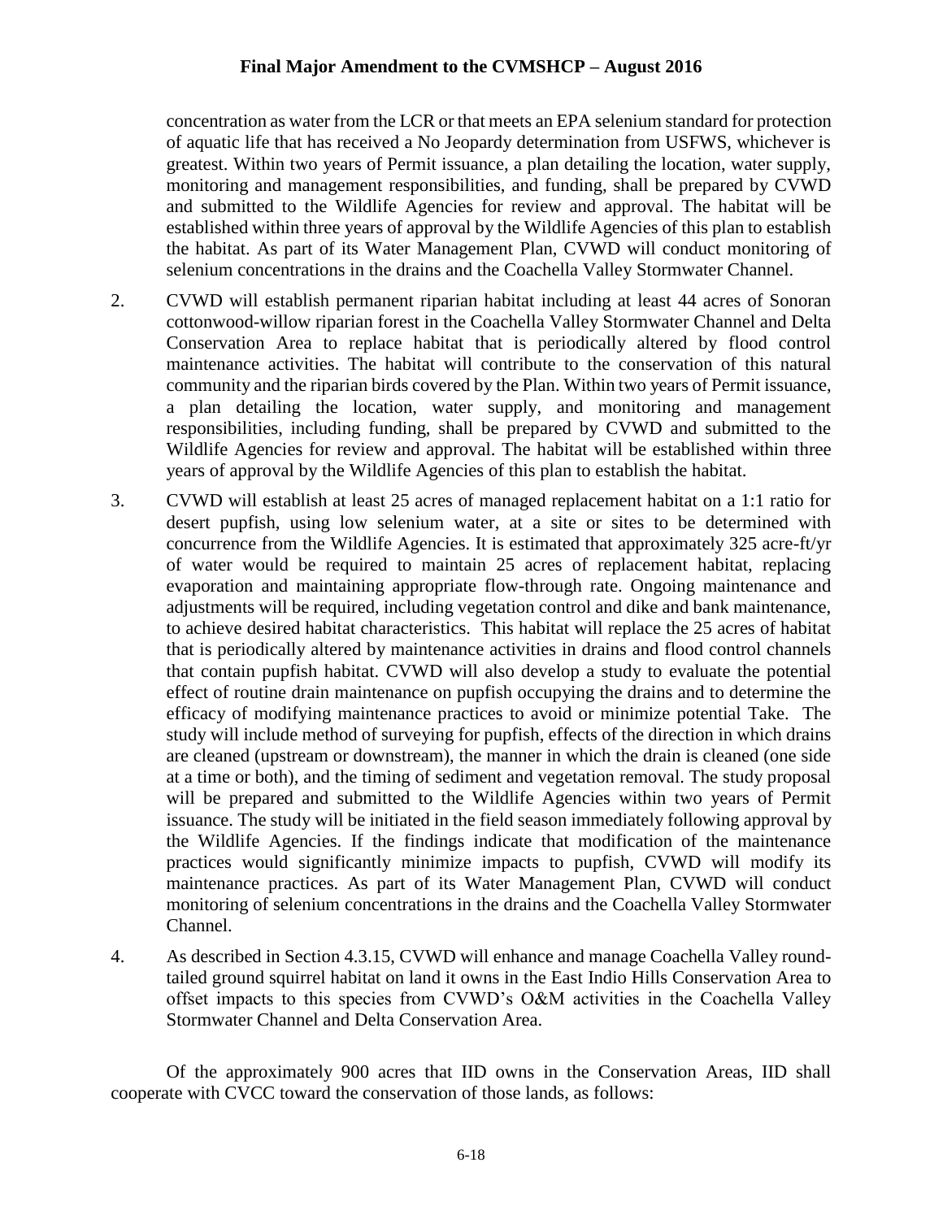concentration as water from the LCR or that meets an EPA selenium standard for protection of aquatic life that has received a No Jeopardy determination from USFWS, whichever is greatest. Within two years of Permit issuance, a plan detailing the location, water supply, monitoring and management responsibilities, and funding, shall be prepared by CVWD and submitted to the Wildlife Agencies for review and approval. The habitat will be established within three years of approval by the Wildlife Agencies of this plan to establish the habitat. As part of its Water Management Plan, CVWD will conduct monitoring of selenium concentrations in the drains and the Coachella Valley Stormwater Channel.

2. CVWD will establish permanent riparian habitat including at least 44 acres of Sonoran cottonwood-willow riparian forest in the Coachella Valley Stormwater Channel and Delta Conservation Area to replace habitat that is periodically altered by flood control maintenance activities. The habitat will contribute to the conservation of this natural community and the riparian birds covered by the Plan. Within two years of Permit issuance, a plan detailing the location, water supply, and monitoring and management responsibilities, including funding, shall be prepared by CVWD and submitted to the Wildlife Agencies for review and approval. The habitat will be established within three years of approval by the Wildlife Agencies of this plan to establish the habitat.

3. CVWD will establish at least 25 acres of managed replacement habitat on a 1:1 ratio for desert pupfish, using low selenium water, at a site or sites to be determined with concurrence from the Wildlife Agencies. It is estimated that approximately 325 acre-ft/yr of water would be required to maintain 25 acres of replacement habitat, replacing evaporation and maintaining appropriate flow-through rate. Ongoing maintenance and adjustments will be required, including vegetation control and dike and bank maintenance, to achieve desired habitat characteristics. This habitat will replace the 25 acres of habitat that is periodically altered by maintenance activities in drains and flood control channels that contain pupfish habitat. CVWD will also develop a study to evaluate the potential effect of routine drain maintenance on pupfish occupying the drains and to determine the efficacy of modifying maintenance practices to avoid or minimize potential Take. The study will include method of surveying for pupfish, effects of the direction in which drains are cleaned (upstream or downstream), the manner in which the drain is cleaned (one side at a time or both), and the timing of sediment and vegetation removal. The study proposal will be prepared and submitted to the Wildlife Agencies within two years of Permit issuance. The study will be initiated in the field season immediately following approval by the Wildlife Agencies. If the findings indicate that modification of the maintenance practices would significantly minimize impacts to pupfish, CVWD will modify its maintenance practices. As part of its Water Management Plan, CVWD will conduct monitoring of selenium concentrations in the drains and the Coachella Valley Stormwater Channel.

4. As described in Section 4.3.15, CVWD will enhance and manage Coachella Valley round-tailed ground squirrel habitat on land it owns in the East Indio Hills Conservation Area to offset impacts to this species from CVWD's O&M activities in the Coachella Valley Stormwater Channel and Delta Conservation Area.

Of the approximately 900 acres that IID owns in the Conservation Areas, IID shall cooperate with CVCC toward the conservation of those lands, as follows: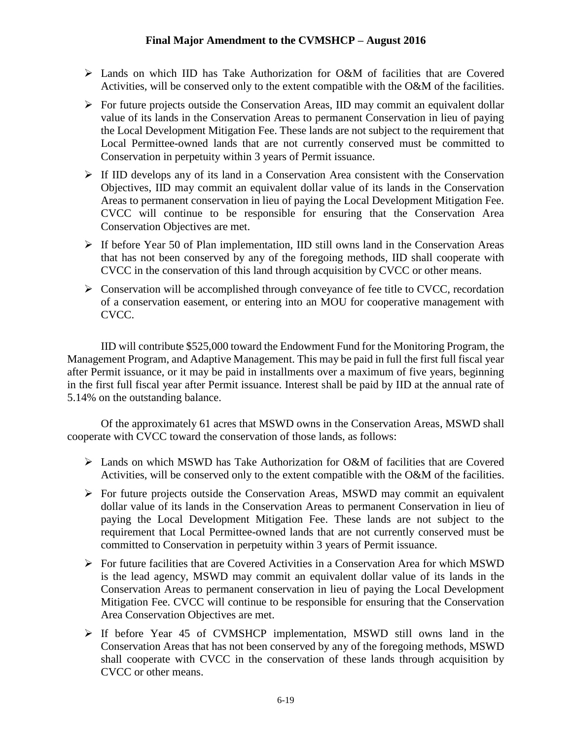- Lands on which IID has Take Authorization for O&M of facilities that are Covered Activities, will be conserved only to the extent compatible with the O&M of the facilities.
- For future projects outside the Conservation Areas, IID may commit an equivalent dollar value of its lands in the Conservation Areas to permanent Conservation in lieu of paying the Local Development Mitigation Fee. These lands are not subject to the requirement that Local Permittee-owned lands that are not currently conserved must be committed to Conservation in perpetuity within 3 years of Permit issuance.
- If IID develops any of its land in a Conservation Area consistent with the Conservation Objectives, IID may commit an equivalent dollar value of its lands in the Conservation Areas to permanent conservation in lieu of paying the Local Development Mitigation Fee. CVCC will continue to be responsible for ensuring that the Conservation Area Conservation Objectives are met.
- If before Year 50 of Plan implementation, IID still owns land in the Conservation Areas that has not been conserved by any of the foregoing methods, IID shall cooperate with CVCC in the conservation of this land through acquisition by CVCC or other means.
- Conservation will be accomplished through conveyance of fee title to CVCC, recordation of a conservation easement, or entering into an MOU for cooperative management with CVCC.

IID will contribute $525,000 toward the Endowment Fund for the Monitoring Program, the Management Program, and Adaptive Management. This may be paid in full the first full fiscal year after Permit issuance, or it may be paid in installments over a maximum of five years, beginning in the first full fiscal year after Permit issuance. Interest shall be paid by IID at the annual rate of 5.14% on the outstanding balance.

Of the approximately 61 acres that MSWD owns in the Conservation Areas, MSWD shall cooperate with CVCC toward the conservation of those lands, as follows:

- Lands on which MSWD has Take Authorization for O&M of facilities that are Covered Activities, will be conserved only to the extent compatible with the O&M of the facilities.
- For future projects outside the Conservation Areas, MSWD may commit an equivalent dollar value of its lands in the Conservation Areas to permanent Conservation in lieu of paying the Local Development Mitigation Fee. These lands are not subject to the requirement that Local Permittee-owned lands that are not currently conserved must be committed to Conservation in perpetuity within 3 years of Permit issuance.
- For future facilities that are Covered Activities in a Conservation Area for which MSWD is the lead agency, MSWD may commit an equivalent dollar value of its lands in the Conservation Areas to permanent conservation in lieu of paying the Local Development Mitigation Fee. CVCC will continue to be responsible for ensuring that the Conservation Area Conservation Objectives are met.
- If before Year 45 of CVMSHCP implementation, MSWD still owns land in the Conservation Areas that has not been conserved by any of the foregoing methods, MSWD shall cooperate with CVCC in the conservation of these lands through acquisition by CVCC or other means.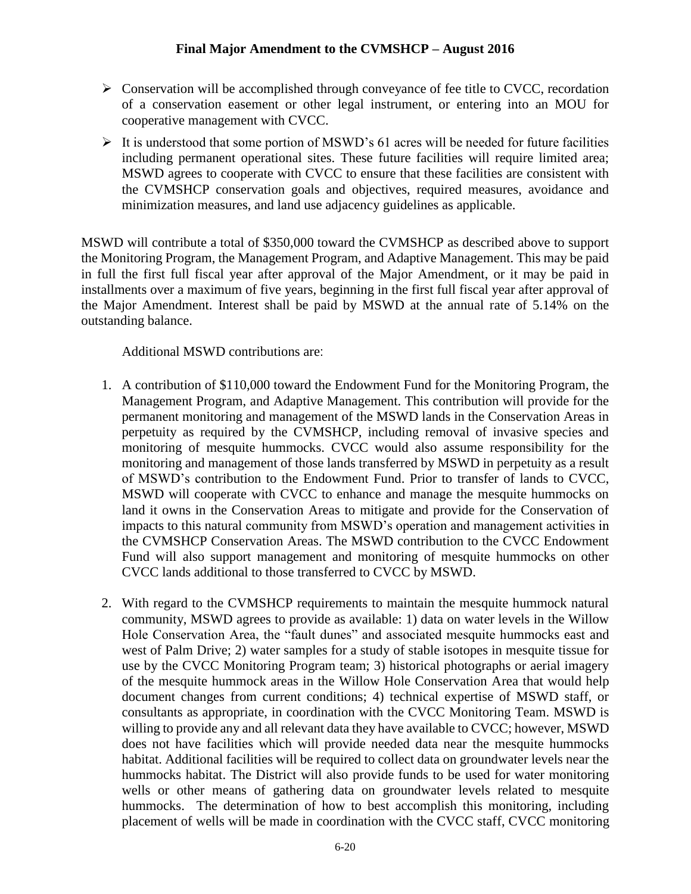- Conservation will be accomplished through conveyance of fee title to CVCC, recordation of a conservation easement or other legal instrument, or entering into an MOU for cooperative management with CVCC.
- It is understood that some portion of MSWD's 61 acres will be needed for future facilities including permanent operational sites. These future facilities will require limited area; MSWD agrees to cooperate with CVCC to ensure that these facilities are consistent with the CVMSHCP conservation goals and objectives, required measures, avoidance and minimization measures, and land use adjacency guidelines as applicable.

MSWD will contribute a total of $350,000 toward the CVMSHCP as described above to support the Monitoring Program, the Management Program, and Adaptive Management. This may be paid in full the first full fiscal year after approval of the Major Amendment, or it may be paid in installments over a maximum of five years, beginning in the first full fiscal year after approval of the Major Amendment. Interest shall be paid by MSWD at the annual rate of 5.14% on the outstanding balance.

Additional MSWD contributions are:

1. A contribution of $110,000 toward the Endowment Fund for the Monitoring Program, the Management Program, and Adaptive Management. This contribution will provide for the permanent monitoring and management of the MSWD lands in the Conservation Areas in perpetuity as required by the CVMSHCP, including removal of invasive species and monitoring of mesquite hummocks. CVCC would also assume responsibility for the monitoring and management of those lands transferred by MSWD in perpetuity as a result of MSWD's contribution to the Endowment Fund. Prior to transfer of lands to CVCC, MSWD will cooperate with CVCC to enhance and manage the mesquite hummocks on land it owns in the Conservation Areas to mitigate and provide for the Conservation of impacts to this natural community from MSWD's operation and management activities in the CVMSHCP Conservation Areas. The MSWD contribution to the CVCC Endowment Fund will also support management and monitoring of mesquite hummocks on other CVCC lands additional to those transferred to CVCC by MSWD.

2. With regard to the CVMSHCP requirements to maintain the mesquite hummock natural community, MSWD agrees to provide as available: 1) data on water levels in the Willow Hole Conservation Area, the "fault dunes" and associated mesquite hummocks east and west of Palm Drive; 2) water samples for a study of stable isotopes in mesquite tissue for use by the CVCC Monitoring Program team; 3) historical photographs or aerial imagery of the mesquite hummock areas in the Willow Hole Conservation Area that would help document changes from current conditions; 4) technical expertise of MSWD staff, or consultants as appropriate, in coordination with the CVCC Monitoring Team. MSWD is willing to provide any and all relevant data they have available to CVCC; however, MSWD does not have facilities which will provide needed data near the mesquite hummocks habitat. Additional facilities will be required to collect data on groundwater levels near the hummocks habitat. The District will also provide funds to be used for water monitoring wells or other means of gathering data on groundwater levels related to mesquite hummocks. The determination of how to best accomplish this monitoring, including placement of wells will be made in coordination with the CVCC staff, CVCC monitoring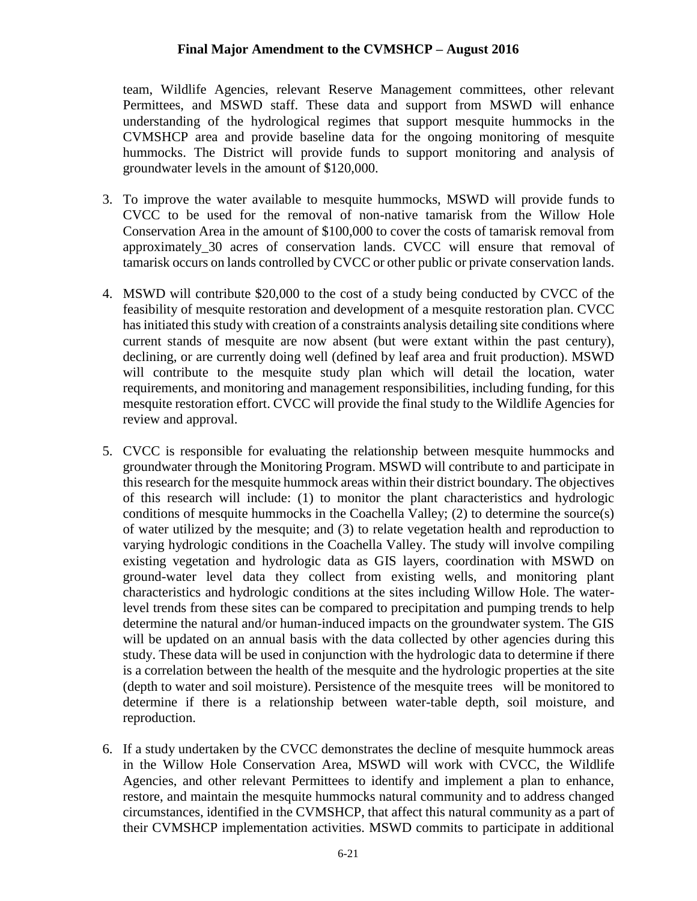team, Wildlife Agencies, relevant Reserve Management committees, other relevant Permittees, and MSWD staff. These data and support from MSWD will enhance understanding of the hydrological regimes that support mesquite hummocks in the CVMSHCP area and provide baseline data for the ongoing monitoring of mesquite hummocks. The District will provide funds to support monitoring and analysis of groundwater levels in the amount of $120,000.

3. To improve the water available to mesquite hummocks, MSWD will provide funds to CVCC to be used for the removal of non-native tamarisk from the Willow Hole Conservation Area in the amount of $100,000 to cover the costs of tamarisk removal from approximately_30 acres of conservation lands. CVCC will ensure that removal of tamarisk occurs on lands controlled by CVCC or other public or private conservation lands.

4. MSWD will contribute $20,000 to the cost of a study being conducted by CVCC of the feasibility of mesquite restoration and development of a mesquite restoration plan. CVCC has initiated this study with creation of a constraints analysis detailing site conditions where current stands of mesquite are now absent (but were extant within the past century), declining, or are currently doing well (defined by leaf area and fruit production). MSWD will contribute to the mesquite study plan which will detail the location, water requirements, and monitoring and management responsibilities, including funding, for this mesquite restoration effort. CVCC will provide the final study to the Wildlife Agencies for review and approval.

5. CVCC is responsible for evaluating the relationship between mesquite hummocks and groundwater through the Monitoring Program. MSWD will contribute to and participate in this research for the mesquite hummock areas within their district boundary. The objectives of this research will include: (1) to monitor the plant characteristics and hydrologic conditions of mesquite hummocks in the Coachella Valley; (2) to determine the source(s) of water utilized by the mesquite; and (3) to relate vegetation health and reproduction to varying hydrologic conditions in the Coachella Valley. The study will involve compiling existing vegetation and hydrologic data as GIS layers, coordination with MSWD on ground-water level data they collect from existing wells, and monitoring plant characteristics and hydrologic conditions at the sites including Willow Hole. The water-level trends from these sites can be compared to precipitation and pumping trends to help determine the natural and/or human-induced impacts on the groundwater system. The GIS will be updated on an annual basis with the data collected by other agencies during this study. These data will be used in conjunction with the hydrologic data to determine if there is a correlation between the health of the mesquite and the hydrologic properties at the site (depth to water and soil moisture). Persistence of the mesquite trees will be monitored to determine if there is a relationship between water-table depth, soil moisture, and reproduction.

6. If a study undertaken by the CVCC demonstrates the decline of mesquite hummock areas in the Willow Hole Conservation Area, MSWD will work with CVCC, the Wildlife Agencies, and other relevant Permittees to identify and implement a plan to enhance, restore, and maintain the mesquite hummocks natural community and to address changed circumstances, identified in the CVMSHCP, that affect this natural community as a part of their CVMSHCP implementation activities. MSWD commits to participate in additional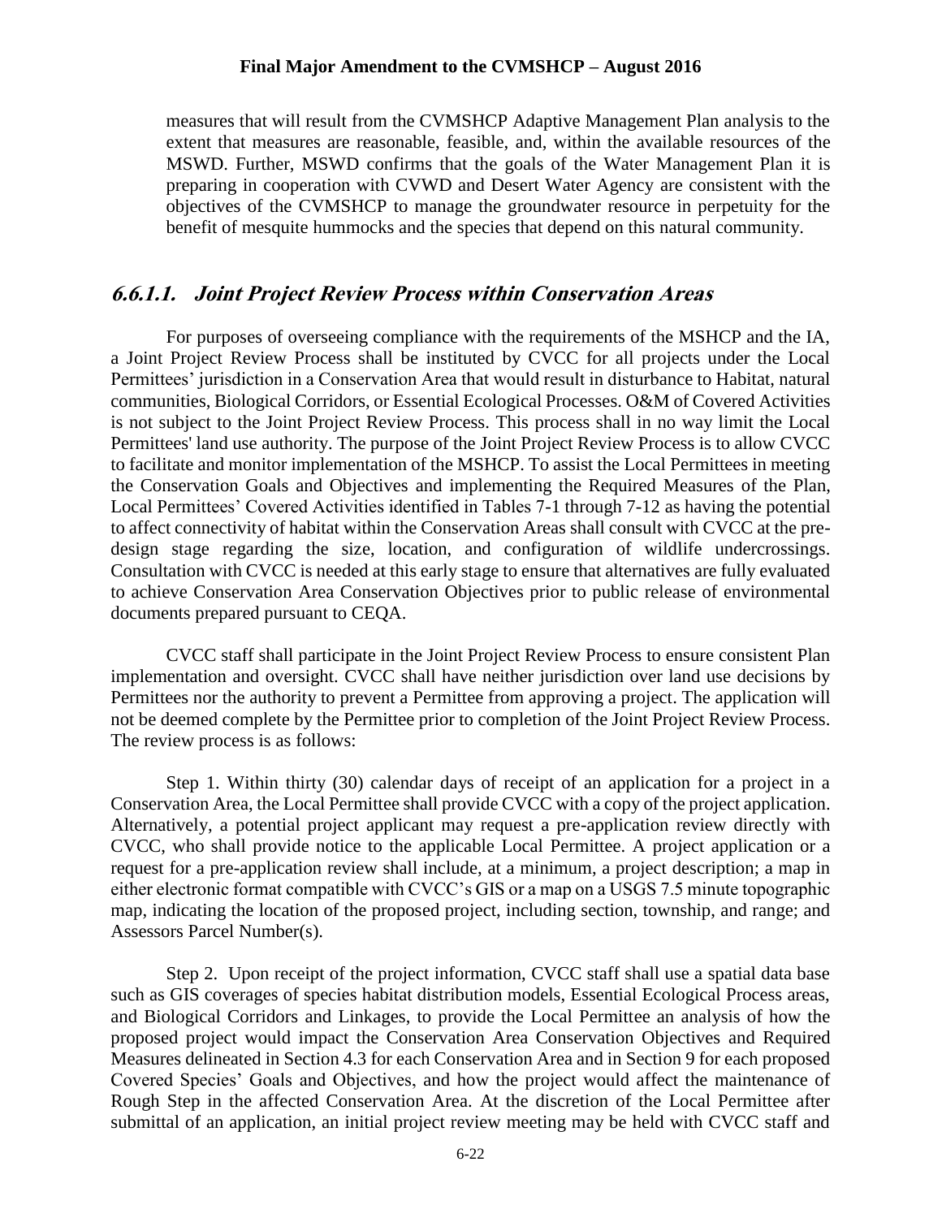measures that will result from the CVMSHCP Adaptive Management Plan analysis to the extent that measures are reasonable, feasible, and, within the available resources of the MSWD. Further, MSWD confirms that the goals of the Water Management Plan it is preparing in cooperation with CVWD and Desert Water Agency are consistent with the objectives of the CVMSHCP to manage the groundwater resource in perpetuity for the benefit of mesquite hummocks and the species that depend on this natural community.

### *6.6.1.1. Joint Project Review Process within Conservation Areas*

For purposes of overseeing compliance with the requirements of the MSHCP and the IA, a Joint Project Review Process shall be instituted by CVCC for all projects under the Local Permittees' jurisdiction in a Conservation Area that would result in disturbance to Habitat, natural communities, Biological Corridors, or Essential Ecological Processes. O&M of Covered Activities is not subject to the Joint Project Review Process. This process shall in no way limit the Local Permittees' land use authority. The purpose of the Joint Project Review Process is to allow CVCC to facilitate and monitor implementation of the MSHCP. To assist the Local Permittees in meeting the Conservation Goals and Objectives and implementing the Required Measures of the Plan, Local Permittees' Covered Activities identified in Tables 7-1 through 7-12 as having the potential to affect connectivity of habitat within the Conservation Areas shall consult with CVCC at the pre-design stage regarding the size, location, and configuration of wildlife undercrossings. Consultation with CVCC is needed at this early stage to ensure that alternatives are fully evaluated to achieve Conservation Area Conservation Objectives prior to public release of environmental documents prepared pursuant to CEQA.

CVCC staff shall participate in the Joint Project Review Process to ensure consistent Plan implementation and oversight. CVCC shall have neither jurisdiction over land use decisions by Permittees nor the authority to prevent a Permittee from approving a project. The application will not be deemed complete by the Permittee prior to completion of the Joint Project Review Process. The review process is as follows:

Step 1. Within thirty (30) calendar days of receipt of an application for a project in a Conservation Area, the Local Permittee shall provide CVCC with a copy of the project application. Alternatively, a potential project applicant may request a pre-application review directly with CVCC, who shall provide notice to the applicable Local Permittee. A project application or a request for a pre-application review shall include, at a minimum, a project description; a map in either electronic format compatible with CVCC's GIS or a map on a USGS 7.5 minute topographic map, indicating the location of the proposed project, including section, township, and range; and Assessors Parcel Number(s).

Step 2. Upon receipt of the project information, CVCC staff shall use a spatial data base such as GIS coverages of species habitat distribution models, Essential Ecological Process areas, and Biological Corridors and Linkages, to provide the Local Permittee an analysis of how the proposed project would impact the Conservation Area Conservation Objectives and Required Measures delineated in Section 4.3 for each Conservation Area and in Section 9 for each proposed Covered Species' Goals and Objectives, and how the project would affect the maintenance of Rough Step in the affected Conservation Area. At the discretion of the Local Permittee after submittal of an application, an initial project review meeting may be held with CVCC staff and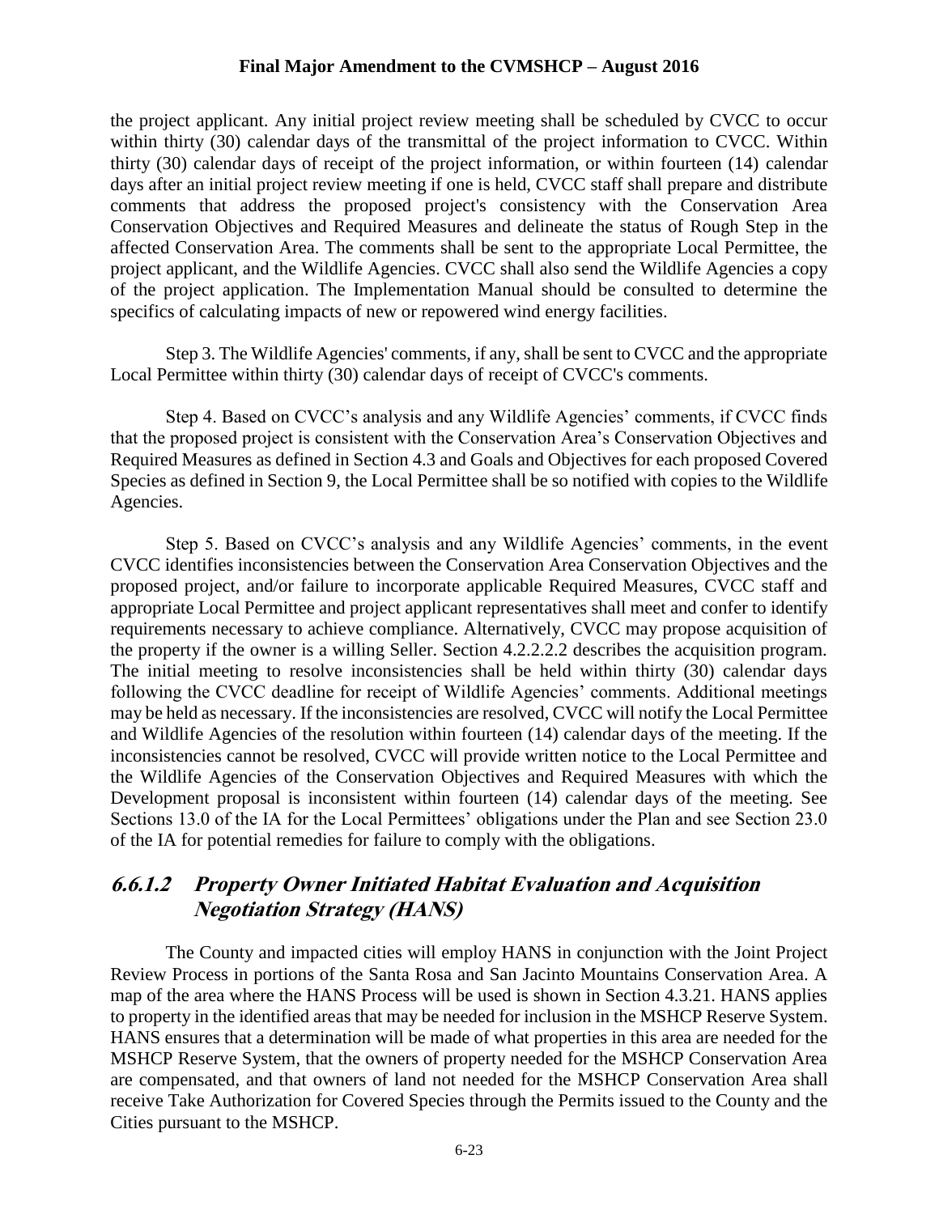the project applicant. Any initial project review meeting shall be scheduled by CVCC to occur within thirty (30) calendar days of the transmittal of the project information to CVCC. Within thirty (30) calendar days of receipt of the project information, or within fourteen (14) calendar days after an initial project review meeting if one is held, CVCC staff shall prepare and distribute comments that address the proposed project's consistency with the Conservation Area Conservation Objectives and Required Measures and delineate the status of Rough Step in the affected Conservation Area. The comments shall be sent to the appropriate Local Permittee, the project applicant, and the Wildlife Agencies. CVCC shall also send the Wildlife Agencies a copy of the project application. The Implementation Manual should be consulted to determine the specifics of calculating impacts of new or repowered wind energy facilities.

Step 3. The Wildlife Agencies' comments, if any, shall be sent to CVCC and the appropriate Local Permittee within thirty (30) calendar days of receipt of CVCC's comments.

Step 4. Based on CVCC's analysis and any Wildlife Agencies' comments, if CVCC finds that the proposed project is consistent with the Conservation Area's Conservation Objectives and Required Measures as defined in Section 4.3 and Goals and Objectives for each proposed Covered Species as defined in Section 9, the Local Permittee shall be so notified with copies to the Wildlife Agencies.

Step 5. Based on CVCC's analysis and any Wildlife Agencies' comments, in the event CVCC identifies inconsistencies between the Conservation Area Conservation Objectives and the proposed project, and/or failure to incorporate applicable Required Measures, CVCC staff and appropriate Local Permittee and project applicant representatives shall meet and confer to identify requirements necessary to achieve compliance. Alternatively, CVCC may propose acquisition of the property if the owner is a willing Seller. Section 4.2.2.2.2 describes the acquisition program. The initial meeting to resolve inconsistencies shall be held within thirty (30) calendar days following the CVCC deadline for receipt of Wildlife Agencies' comments. Additional meetings may be held as necessary. If the inconsistencies are resolved, CVCC will notify the Local Permittee and Wildlife Agencies of the resolution within fourteen (14) calendar days of the meeting. If the inconsistencies cannot be resolved, CVCC will provide written notice to the Local Permittee and the Wildlife Agencies of the Conservation Objectives and Required Measures with which the Development proposal is inconsistent within fourteen (14) calendar days of the meeting. See Sections 13.0 of the IA for the Local Permittees' obligations under the Plan and see Section 23.0 of the IA for potential remedies for failure to comply with the obligations.

### *6.6.1.2 Property Owner Initiated Habitat Evaluation and Acquisition Negotiation Strategy (HANS)*

The County and impacted cities will employ HANS in conjunction with the Joint Project Review Process in portions of the Santa Rosa and San Jacinto Mountains Conservation Area. A map of the area where the HANS Process will be used is shown in Section 4.3.21. HANS applies to property in the identified areas that may be needed for inclusion in the MSHCP Reserve System. HANS ensures that a determination will be made of what properties in this area are needed for the MSHCP Reserve System, that the owners of property needed for the MSHCP Conservation Area are compensated, and that owners of land not needed for the MSHCP Conservation Area shall receive Take Authorization for Covered Species through the Permits issued to the County and the Cities pursuant to the MSHCP.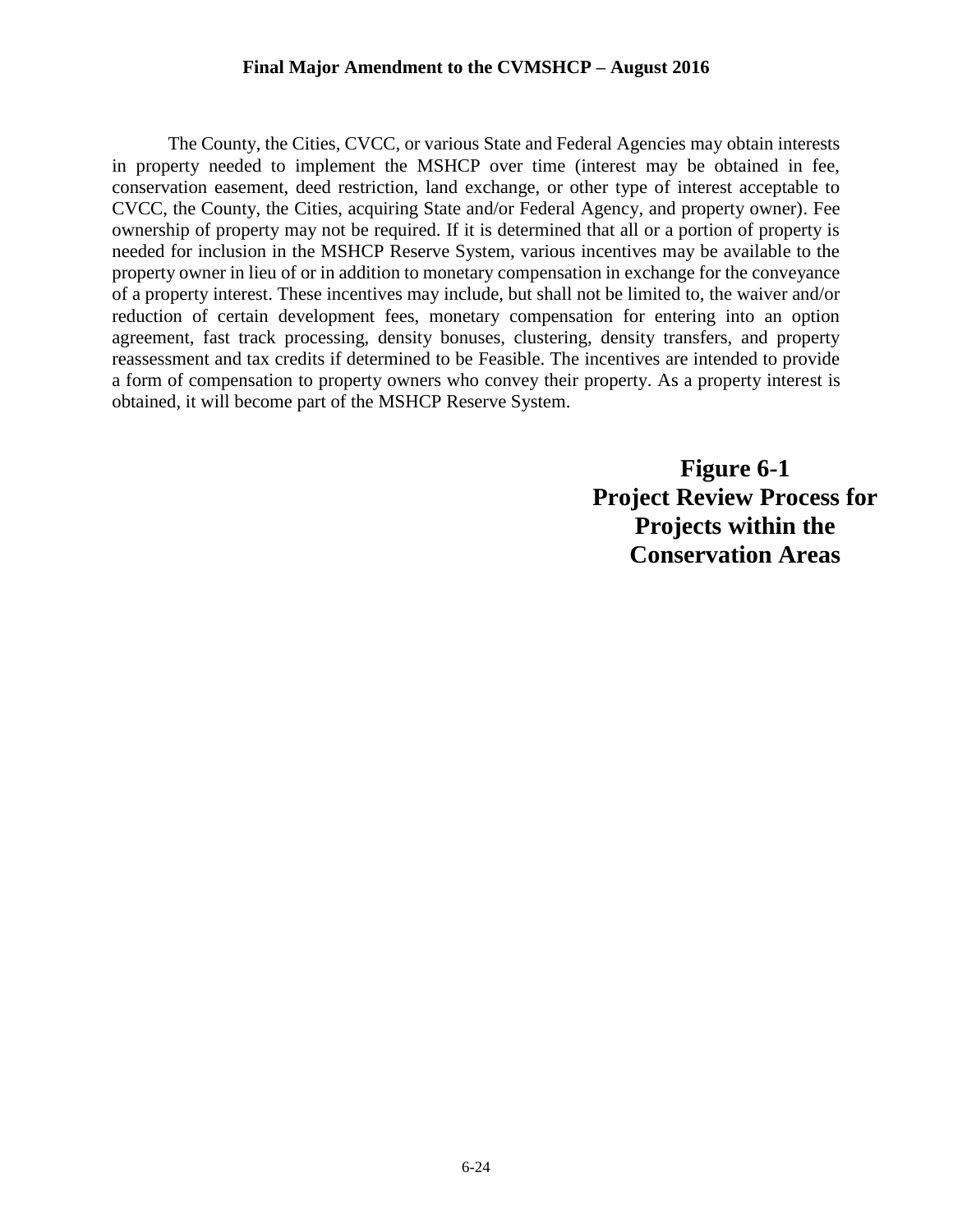The County, the Cities, CVCC, or various State and Federal Agencies may obtain interests in property needed to implement the MSHCP over time (interest may be obtained in fee, conservation easement, deed restriction, land exchange, or other type of interest acceptable to CVCC, the County, the Cities, acquiring State and/or Federal Agency, and property owner). Fee ownership of property may not be required. If it is determined that all or a portion of property is needed for inclusion in the MSHCP Reserve System, various incentives may be available to the property owner in lieu of or in addition to monetary compensation in exchange for the conveyance of a property interest. These incentives may include, but shall not be limited to, the waiver and/or reduction of certain development fees, monetary compensation for entering into an option agreement, fast track processing, density bonuses, clustering, density transfers, and property reassessment and tax credits if determined to be Feasible. The incentives are intended to provide a form of compensation to property owners who convey their property. As a property interest is obtained, it will become part of the MSHCP Reserve System.

**Figure 6-1**
**Project Review Process for Projects within the Conservation Areas**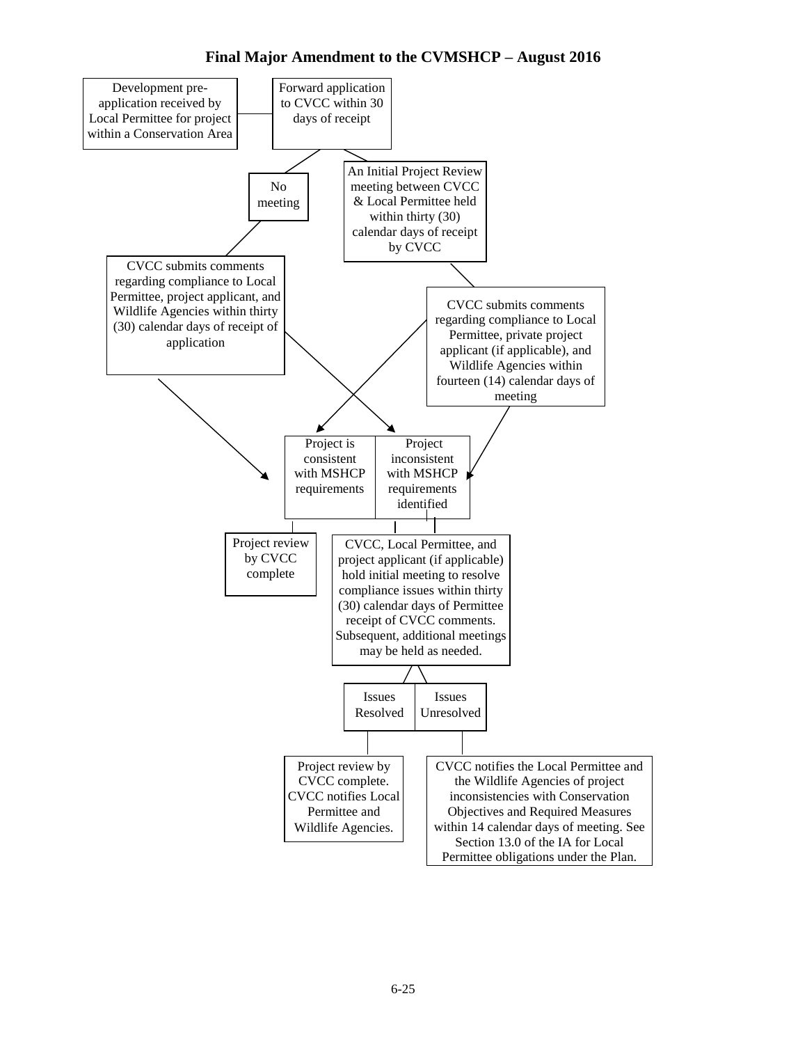Development pre-application received by Local Permittee for project within a Conservation Area

Forward application to CVCC within 30 days of receipt

No meeting

An Initial Project Review meeting between CVCC & Local Permittee held within thirty (30) calendar days of receipt by CVCC

CVCC submits comments regarding compliance to Local Permittee, project applicant, and Wildlife Agencies within thirty (30) calendar days of receipt of application

CVCC submits comments regarding compliance to Local Permittee, private project applicant (if applicable), and Wildlife Agencies within fourteen (14) calendar days of meeting

Project is consistent with MSHCP requirements

Project inconsistent with MSHCP requirements identified

Project review by CVCC complete

CVCC, Local Permittee, and project applicant (if applicable) hold initial meeting to resolve compliance issues within thirty (30) calendar days of Permittee receipt of CVCC comments. Subsequent, additional meetings may be held as needed.

Issues Resolved

Issues Unresolved

Project review by CVCC complete. CVCC notifies Local Permittee and Wildlife Agencies.

CVCC notifies the Local Permittee and the Wildlife Agencies of project inconsistencies with Conservation Objectives and Required Measures within 14 calendar days of meeting. See Section 13.0 of the IA for Local Permittee obligations under the Plan.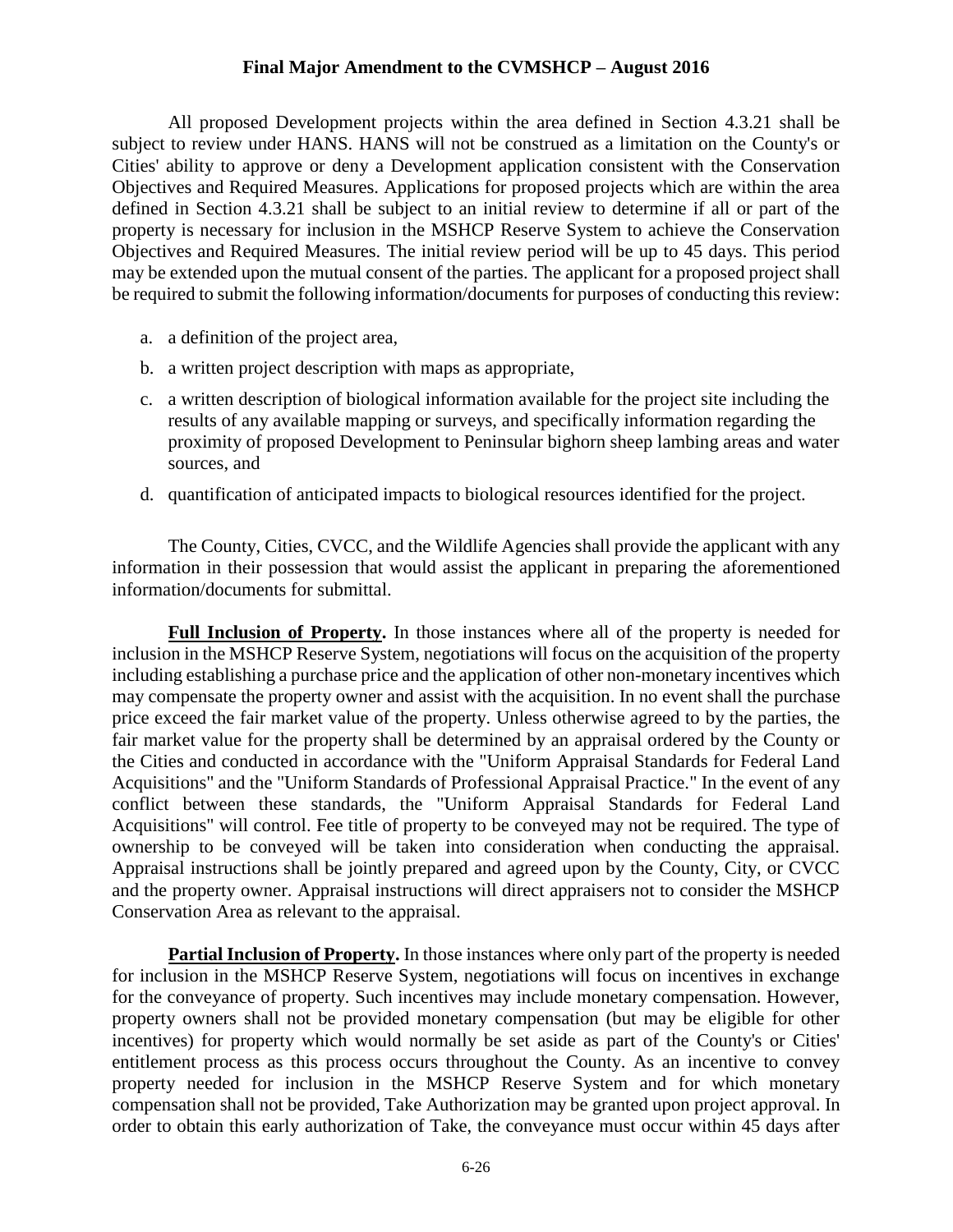All proposed Development projects within the area defined in Section 4.3.21 shall be subject to review under HANS. HANS will not be construed as a limitation on the County's or Cities' ability to approve or deny a Development application consistent with the Conservation Objectives and Required Measures. Applications for proposed projects which are within the area defined in Section 4.3.21 shall be subject to an initial review to determine if all or part of the property is necessary for inclusion in the MSHCP Reserve System to achieve the Conservation Objectives and Required Measures. The initial review period will be up to 45 days. This period may be extended upon the mutual consent of the parties. The applicant for a proposed project shall be required to submit the following information/documents for purposes of conducting this review:

a. a definition of the project area,

b. a written project description with maps as appropriate,

c. a written description of biological information available for the project site including the results of any available mapping or surveys, and specifically information regarding the proximity of proposed Development to Peninsular bighorn sheep lambing areas and water sources, and

d. quantification of anticipated impacts to biological resources identified for the project.

The County, Cities, CVCC, and the Wildlife Agencies shall provide the applicant with any information in their possession that would assist the applicant in preparing the aforementioned information/documents for submittal.

**Full Inclusion of Property.** In those instances where all of the property is needed for inclusion in the MSHCP Reserve System, negotiations will focus on the acquisition of the property including establishing a purchase price and the application of other non-monetary incentives which may compensate the property owner and assist with the acquisition. In no event shall the purchase price exceed the fair market value of the property. Unless otherwise agreed to by the parties, the fair market value for the property shall be determined by an appraisal ordered by the County or the Cities and conducted in accordance with the "Uniform Appraisal Standards for Federal Land Acquisitions" and the "Uniform Standards of Professional Appraisal Practice." In the event of any conflict between these standards, the "Uniform Appraisal Standards for Federal Land Acquisitions" will control. Fee title of property to be conveyed may not be required. The type of ownership to be conveyed will be taken into consideration when conducting the appraisal. Appraisal instructions shall be jointly prepared and agreed upon by the County, City, or CVCC and the property owner. Appraisal instructions will direct appraisers not to consider the MSHCP Conservation Area as relevant to the appraisal.

**Partial Inclusion of Property.** In those instances where only part of the property is needed for inclusion in the MSHCP Reserve System, negotiations will focus on incentives in exchange for the conveyance of property. Such incentives may include monetary compensation. However, property owners shall not be provided monetary compensation (but may be eligible for other incentives) for property which would normally be set aside as part of the County's or Cities' entitlement process as this process occurs throughout the County. As an incentive to convey property needed for inclusion in the MSHCP Reserve System and for which monetary compensation shall not be provided, Take Authorization may be granted upon project approval. In order to obtain this early authorization of Take, the conveyance must occur within 45 days after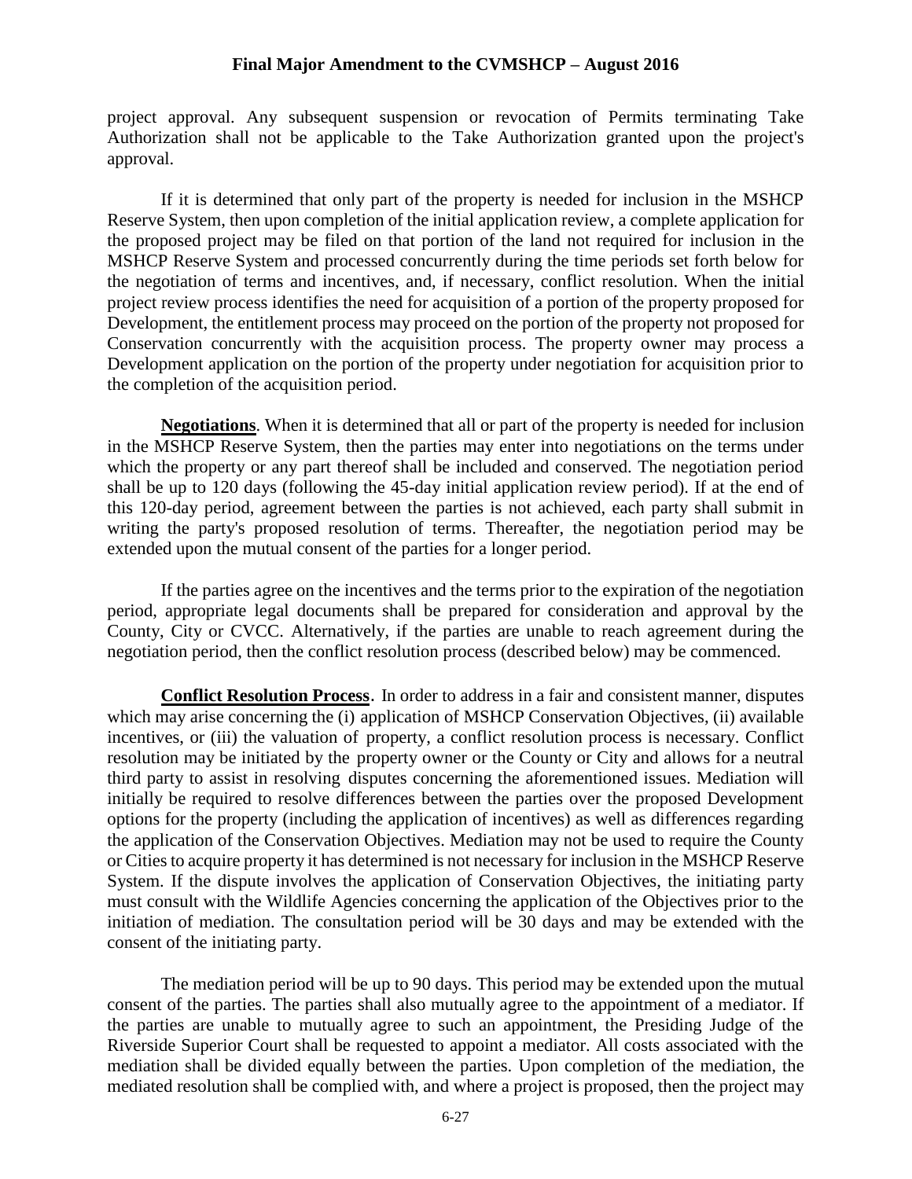project approval. Any subsequent suspension or revocation of Permits terminating Take Authorization shall not be applicable to the Take Authorization granted upon the project's approval.

If it is determined that only part of the property is needed for inclusion in the MSHCP Reserve System, then upon completion of the initial application review, a complete application for the proposed project may be filed on that portion of the land not required for inclusion in the MSHCP Reserve System and processed concurrently during the time periods set forth below for the negotiation of terms and incentives, and, if necessary, conflict resolution. When the initial project review process identifies the need for acquisition of a portion of the property proposed for Development, the entitlement process may proceed on the portion of the property not proposed for Conservation concurrently with the acquisition process. The property owner may process a Development application on the portion of the property under negotiation for acquisition prior to the completion of the acquisition period.

**Negotiations**. When it is determined that all or part of the property is needed for inclusion in the MSHCP Reserve System, then the parties may enter into negotiations on the terms under which the property or any part thereof shall be included and conserved. The negotiation period shall be up to 120 days (following the 45-day initial application review period). If at the end of this 120-day period, agreement between the parties is not achieved, each party shall submit in writing the party's proposed resolution of terms. Thereafter, the negotiation period may be extended upon the mutual consent of the parties for a longer period.

If the parties agree on the incentives and the terms prior to the expiration of the negotiation period, appropriate legal documents shall be prepared for consideration and approval by the County, City or CVCC. Alternatively, if the parties are unable to reach agreement during the negotiation period, then the conflict resolution process (described below) may be commenced.

**Conflict Resolution Process**. In order to address in a fair and consistent manner, disputes which may arise concerning the (i) application of MSHCP Conservation Objectives, (ii) available incentives, or (iii) the valuation of property, a conflict resolution process is necessary. Conflict resolution may be initiated by the property owner or the County or City and allows for a neutral third party to assist in resolving disputes concerning the aforementioned issues. Mediation will initially be required to resolve differences between the parties over the proposed Development options for the property (including the application of incentives) as well as differences regarding the application of the Conservation Objectives. Mediation may not be used to require the County or Cities to acquire property it has determined is not necessary for inclusion in the MSHCP Reserve System. If the dispute involves the application of Conservation Objectives, the initiating party must consult with the Wildlife Agencies concerning the application of the Objectives prior to the initiation of mediation. The consultation period will be 30 days and may be extended with the consent of the initiating party.

The mediation period will be up to 90 days. This period may be extended upon the mutual consent of the parties. The parties shall also mutually agree to the appointment of a mediator. If the parties are unable to mutually agree to such an appointment, the Presiding Judge of the Riverside Superior Court shall be requested to appoint a mediator. All costs associated with the mediation shall be divided equally between the parties. Upon completion of the mediation, the mediated resolution shall be complied with, and where a project is proposed, then the project may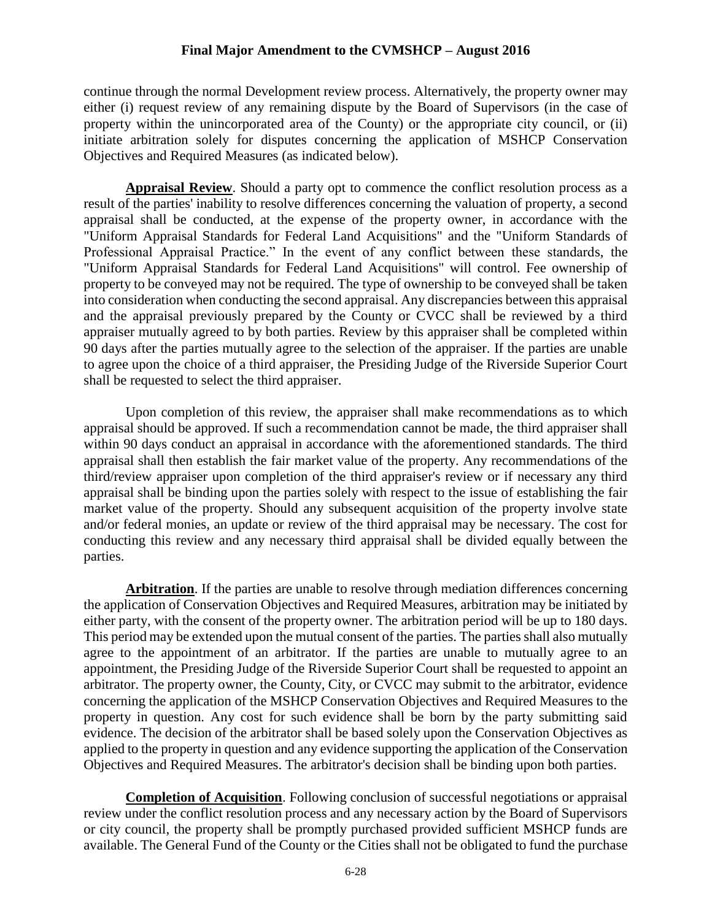continue through the normal Development review process. Alternatively, the property owner may either (i) request review of any remaining dispute by the Board of Supervisors (in the case of property within the unincorporated area of the County) or the appropriate city council, or (ii) initiate arbitration solely for disputes concerning the application of MSHCP Conservation Objectives and Required Measures (as indicated below).

**Appraisal Review**. Should a party opt to commence the conflict resolution process as a result of the parties' inability to resolve differences concerning the valuation of property, a second appraisal shall be conducted, at the expense of the property owner, in accordance with the "Uniform Appraisal Standards for Federal Land Acquisitions" and the "Uniform Standards of Professional Appraisal Practice." In the event of any conflict between these standards, the "Uniform Appraisal Standards for Federal Land Acquisitions" will control. Fee ownership of property to be conveyed may not be required. The type of ownership to be conveyed shall be taken into consideration when conducting the second appraisal. Any discrepancies between this appraisal and the appraisal previously prepared by the County or CVCC shall be reviewed by a third appraiser mutually agreed to by both parties. Review by this appraiser shall be completed within 90 days after the parties mutually agree to the selection of the appraiser. If the parties are unable to agree upon the choice of a third appraiser, the Presiding Judge of the Riverside Superior Court shall be requested to select the third appraiser.

Upon completion of this review, the appraiser shall make recommendations as to which appraisal should be approved. If such a recommendation cannot be made, the third appraiser shall within 90 days conduct an appraisal in accordance with the aforementioned standards. The third appraisal shall then establish the fair market value of the property. Any recommendations of the third/review appraiser upon completion of the third appraiser's review or if necessary any third appraisal shall be binding upon the parties solely with respect to the issue of establishing the fair market value of the property. Should any subsequent acquisition of the property involve state and/or federal monies, an update or review of the third appraisal may be necessary. The cost for conducting this review and any necessary third appraisal shall be divided equally between the parties.

**Arbitration**. If the parties are unable to resolve through mediation differences concerning the application of Conservation Objectives and Required Measures, arbitration may be initiated by either party, with the consent of the property owner. The arbitration period will be up to 180 days. This period may be extended upon the mutual consent of the parties. The parties shall also mutually agree to the appointment of an arbitrator. If the parties are unable to mutually agree to an appointment, the Presiding Judge of the Riverside Superior Court shall be requested to appoint an arbitrator. The property owner, the County, City, or CVCC may submit to the arbitrator, evidence concerning the application of the MSHCP Conservation Objectives and Required Measures to the property in question. Any cost for such evidence shall be born by the party submitting said evidence. The decision of the arbitrator shall be based solely upon the Conservation Objectives as applied to the property in question and any evidence supporting the application of the Conservation Objectives and Required Measures. The arbitrator's decision shall be binding upon both parties.

**Completion of Acquisition**. Following conclusion of successful negotiations or appraisal review under the conflict resolution process and any necessary action by the Board of Supervisors or city council, the property shall be promptly purchased provided sufficient MSHCP funds are available. The General Fund of the County or the Cities shall not be obligated to fund the purchase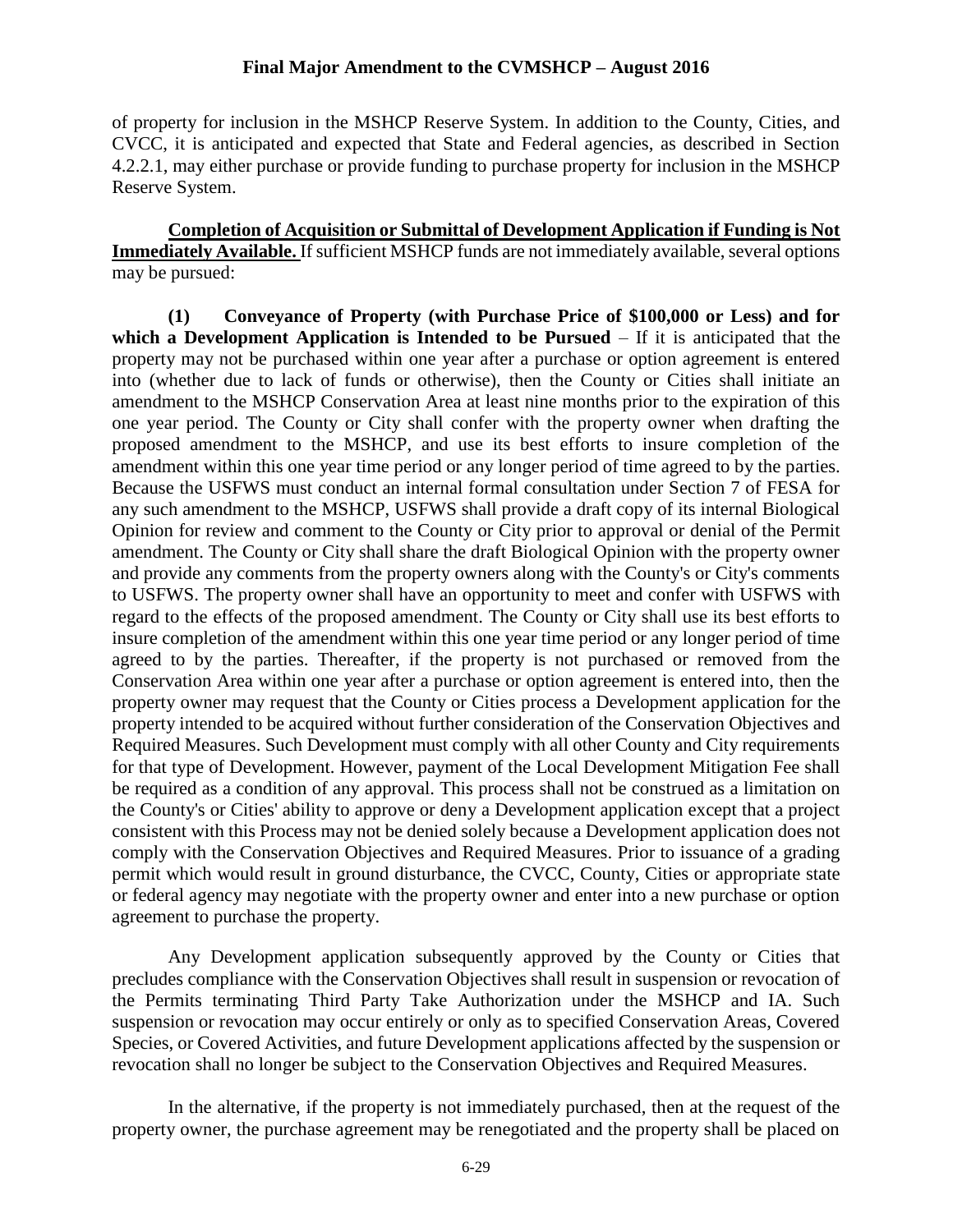of property for inclusion in the MSHCP Reserve System. In addition to the County, Cities, and CVCC, it is anticipated and expected that State and Federal agencies, as described in Section 4.2.2.1, may either purchase or provide funding to purchase property for inclusion in the MSHCP Reserve System.

**Completion of Acquisition or Submittal of Development Application if Funding is Not Immediately Available.** If sufficient MSHCP funds are not immediately available, several options may be pursued:

**(1) Conveyance of Property (with Purchase Price of $100,000 or Less) and for which a Development Application is Intended to be Pursued** – If it is anticipated that the property may not be purchased within one year after a purchase or option agreement is entered into (whether due to lack of funds or otherwise), then the County or Cities shall initiate an amendment to the MSHCP Conservation Area at least nine months prior to the expiration of this one year period. The County or City shall confer with the property owner when drafting the proposed amendment to the MSHCP, and use its best efforts to insure completion of the amendment within this one year time period or any longer period of time agreed to by the parties. Because the USFWS must conduct an internal formal consultation under Section 7 of FESA for any such amendment to the MSHCP, USFWS shall provide a draft copy of its internal Biological Opinion for review and comment to the County or City prior to approval or denial of the Permit amendment. The County or City shall share the draft Biological Opinion with the property owner and provide any comments from the property owners along with the County's or City's comments to USFWS. The property owner shall have an opportunity to meet and confer with USFWS with regard to the effects of the proposed amendment. The County or City shall use its best efforts to insure completion of the amendment within this one year time period or any longer period of time agreed to by the parties. Thereafter, if the property is not purchased or removed from the Conservation Area within one year after a purchase or option agreement is entered into, then the property owner may request that the County or Cities process a Development application for the property intended to be acquired without further consideration of the Conservation Objectives and Required Measures. Such Development must comply with all other County and City requirements for that type of Development. However, payment of the Local Development Mitigation Fee shall be required as a condition of any approval. This process shall not be construed as a limitation on the County's or Cities' ability to approve or deny a Development application except that a project consistent with this Process may not be denied solely because a Development application does not comply with the Conservation Objectives and Required Measures. Prior to issuance of a grading permit which would result in ground disturbance, the CVCC, County, Cities or appropriate state or federal agency may negotiate with the property owner and enter into a new purchase or option agreement to purchase the property.

Any Development application subsequently approved by the County or Cities that precludes compliance with the Conservation Objectives shall result in suspension or revocation of the Permits terminating Third Party Take Authorization under the MSHCP and IA. Such suspension or revocation may occur entirely or only as to specified Conservation Areas, Covered Species, or Covered Activities, and future Development applications affected by the suspension or revocation shall no longer be subject to the Conservation Objectives and Required Measures.

In the alternative, if the property is not immediately purchased, then at the request of the property owner, the purchase agreement may be renegotiated and the property shall be placed on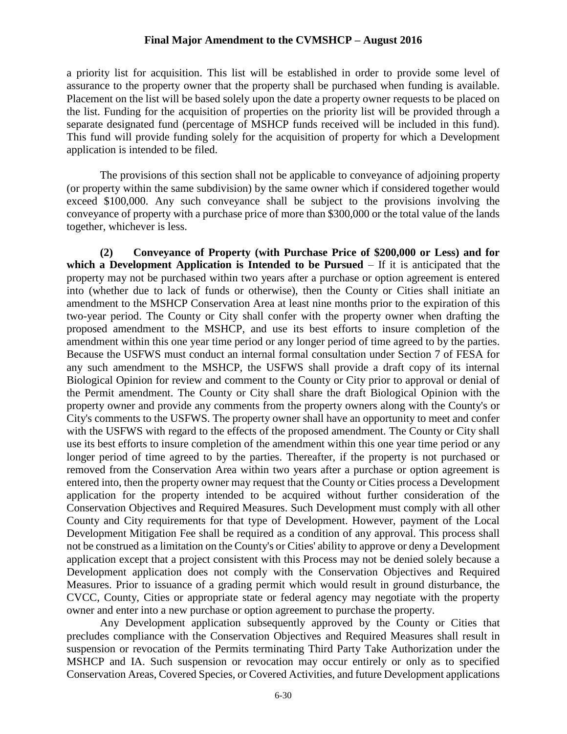a priority list for acquisition. This list will be established in order to provide some level of assurance to the property owner that the property shall be purchased when funding is available. Placement on the list will be based solely upon the date a property owner requests to be placed on the list. Funding for the acquisition of properties on the priority list will be provided through a separate designated fund (percentage of MSHCP funds received will be included in this fund). This fund will provide funding solely for the acquisition of property for which a Development application is intended to be filed.

The provisions of this section shall not be applicable to conveyance of adjoining property (or property within the same subdivision) by the same owner which if considered together would exceed \$100,000. Any such conveyance shall be subject to the provisions involving the conveyance of property with a purchase price of more than \$300,000 or the total value of the lands together, whichever is less.

**(2) Conveyance of Property (with Purchase Price of \$200,000 or Less) and for which a Development Application is Intended to be Pursued** – If it is anticipated that the property may not be purchased within two years after a purchase or option agreement is entered into (whether due to lack of funds or otherwise), then the County or Cities shall initiate an amendment to the MSHCP Conservation Area at least nine months prior to the expiration of this two-year period. The County or City shall confer with the property owner when drafting the proposed amendment to the MSHCP, and use its best efforts to insure completion of the amendment within this one year time period or any longer period of time agreed to by the parties. Because the USFWS must conduct an internal formal consultation under Section 7 of FESA for any such amendment to the MSHCP, the USFWS shall provide a draft copy of its internal Biological Opinion for review and comment to the County or City prior to approval or denial of the Permit amendment. The County or City shall share the draft Biological Opinion with the property owner and provide any comments from the property owners along with the County's or City's comments to the USFWS. The property owner shall have an opportunity to meet and confer with the USFWS with regard to the effects of the proposed amendment. The County or City shall use its best efforts to insure completion of the amendment within this one year time period or any longer period of time agreed to by the parties. Thereafter, if the property is not purchased or removed from the Conservation Area within two years after a purchase or option agreement is entered into, then the property owner may request that the County or Cities process a Development application for the property intended to be acquired without further consideration of the Conservation Objectives and Required Measures. Such Development must comply with all other County and City requirements for that type of Development. However, payment of the Local Development Mitigation Fee shall be required as a condition of any approval. This process shall not be construed as a limitation on the County's or Cities' ability to approve or deny a Development application except that a project consistent with this Process may not be denied solely because a Development application does not comply with the Conservation Objectives and Required Measures. Prior to issuance of a grading permit which would result in ground disturbance, the CVCC, County, Cities or appropriate state or federal agency may negotiate with the property owner and enter into a new purchase or option agreement to purchase the property.

Any Development application subsequently approved by the County or Cities that precludes compliance with the Conservation Objectives and Required Measures shall result in suspension or revocation of the Permits terminating Third Party Take Authorization under the MSHCP and IA. Such suspension or revocation may occur entirely or only as to specified Conservation Areas, Covered Species, or Covered Activities, and future Development applications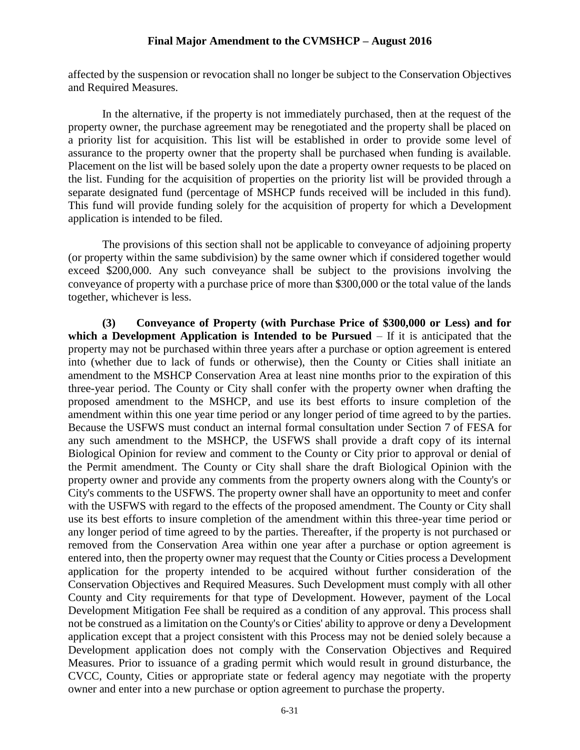affected by the suspension or revocation shall no longer be subject to the Conservation Objectives and Required Measures.

In the alternative, if the property is not immediately purchased, then at the request of the property owner, the purchase agreement may be renegotiated and the property shall be placed on a priority list for acquisition. This list will be established in order to provide some level of assurance to the property owner that the property shall be purchased when funding is available. Placement on the list will be based solely upon the date a property owner requests to be placed on the list. Funding for the acquisition of properties on the priority list will be provided through a separate designated fund (percentage of MSHCP funds received will be included in this fund). This fund will provide funding solely for the acquisition of property for which a Development application is intended to be filed.

The provisions of this section shall not be applicable to conveyance of adjoining property (or property within the same subdivision) by the same owner which if considered together would exceed $200,000. Any such conveyance shall be subject to the provisions involving the conveyance of property with a purchase price of more than $300,000 or the total value of the lands together, whichever is less.

**(3) Conveyance of Property (with Purchase Price of $300,000 or Less) and for which a Development Application is Intended to be Pursued** – If it is anticipated that the property may not be purchased within three years after a purchase or option agreement is entered into (whether due to lack of funds or otherwise), then the County or Cities shall initiate an amendment to the MSHCP Conservation Area at least nine months prior to the expiration of this three-year period. The County or City shall confer with the property owner when drafting the proposed amendment to the MSHCP, and use its best efforts to insure completion of the amendment within this one year time period or any longer period of time agreed to by the parties. Because the USFWS must conduct an internal formal consultation under Section 7 of FESA for any such amendment to the MSHCP, the USFWS shall provide a draft copy of its internal Biological Opinion for review and comment to the County or City prior to approval or denial of the Permit amendment. The County or City shall share the draft Biological Opinion with the property owner and provide any comments from the property owners along with the County's or City's comments to the USFWS. The property owner shall have an opportunity to meet and confer with the USFWS with regard to the effects of the proposed amendment. The County or City shall use its best efforts to insure completion of the amendment within this three-year time period or any longer period of time agreed to by the parties. Thereafter, if the property is not purchased or removed from the Conservation Area within one year after a purchase or option agreement is entered into, then the property owner may request that the County or Cities process a Development application for the property intended to be acquired without further consideration of the Conservation Objectives and Required Measures. Such Development must comply with all other County and City requirements for that type of Development. However, payment of the Local Development Mitigation Fee shall be required as a condition of any approval. This process shall not be construed as a limitation on the County's or Cities' ability to approve or deny a Development application except that a project consistent with this Process may not be denied solely because a Development application does not comply with the Conservation Objectives and Required Measures. Prior to issuance of a grading permit which would result in ground disturbance, the CVCC, County, Cities or appropriate state or federal agency may negotiate with the property owner and enter into a new purchase or option agreement to purchase the property.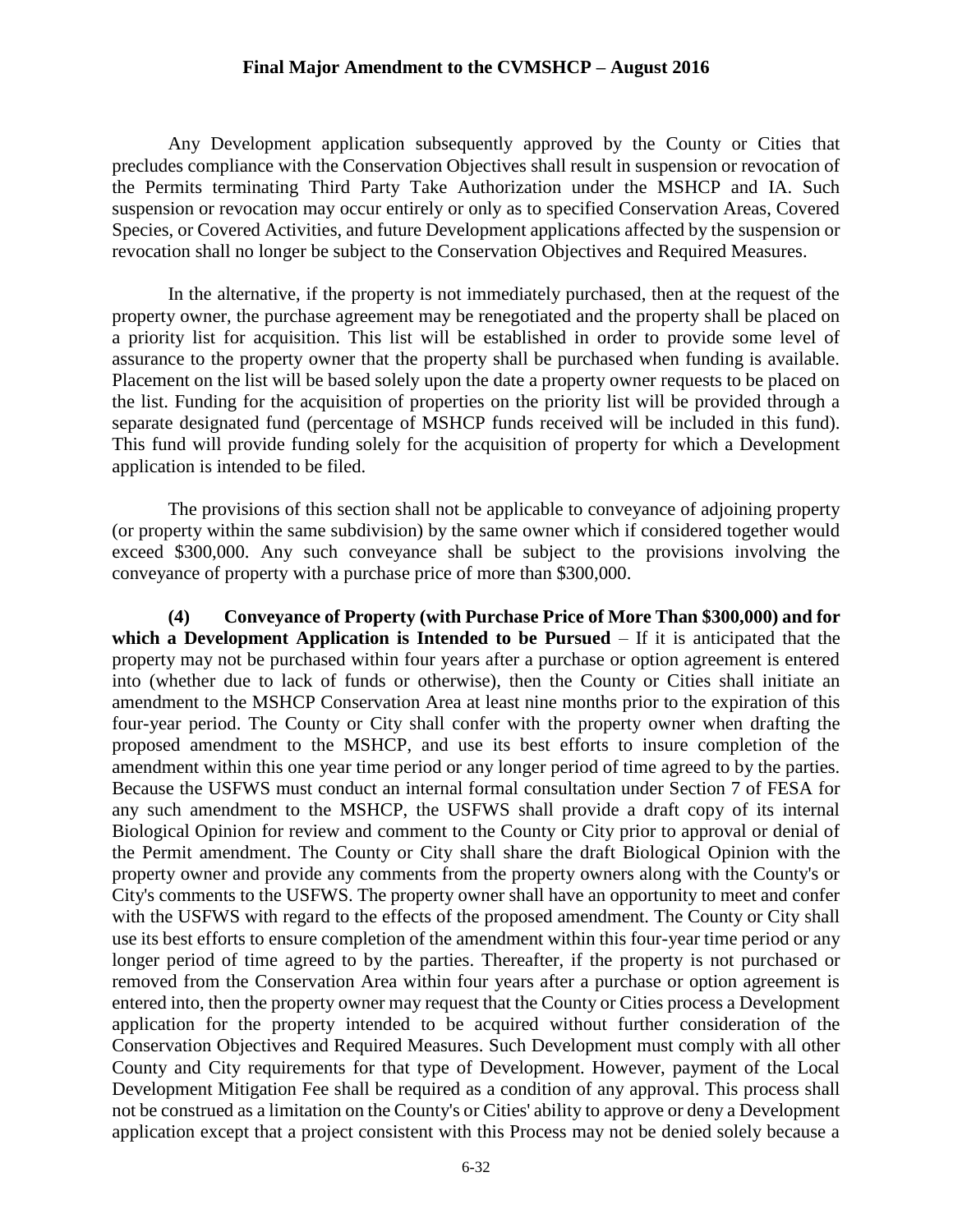Any Development application subsequently approved by the County or Cities that precludes compliance with the Conservation Objectives shall result in suspension or revocation of the Permits terminating Third Party Take Authorization under the MSHCP and IA. Such suspension or revocation may occur entirely or only as to specified Conservation Areas, Covered Species, or Covered Activities, and future Development applications affected by the suspension or revocation shall no longer be subject to the Conservation Objectives and Required Measures.

In the alternative, if the property is not immediately purchased, then at the request of the property owner, the purchase agreement may be renegotiated and the property shall be placed on a priority list for acquisition. This list will be established in order to provide some level of assurance to the property owner that the property shall be purchased when funding is available. Placement on the list will be based solely upon the date a property owner requests to be placed on the list. Funding for the acquisition of properties on the priority list will be provided through a separate designated fund (percentage of MSHCP funds received will be included in this fund). This fund will provide funding solely for the acquisition of property for which a Development application is intended to be filed.

The provisions of this section shall not be applicable to conveyance of adjoining property (or property within the same subdivision) by the same owner which if considered together would exceed $300,000. Any such conveyance shall be subject to the provisions involving the conveyance of property with a purchase price of more than $300,000.

**(4) Conveyance of Property (with Purchase Price of More Than $300,000) and for which a Development Application is Intended to be Pursued** – If it is anticipated that the property may not be purchased within four years after a purchase or option agreement is entered into (whether due to lack of funds or otherwise), then the County or Cities shall initiate an amendment to the MSHCP Conservation Area at least nine months prior to the expiration of this four-year period. The County or City shall confer with the property owner when drafting the proposed amendment to the MSHCP, and use its best efforts to insure completion of the amendment within this one year time period or any longer period of time agreed to by the parties. Because the USFWS must conduct an internal formal consultation under Section 7 of FESA for any such amendment to the MSHCP, the USFWS shall provide a draft copy of its internal Biological Opinion for review and comment to the County or City prior to approval or denial of the Permit amendment. The County or City shall share the draft Biological Opinion with the property owner and provide any comments from the property owners along with the County's or City's comments to the USFWS. The property owner shall have an opportunity to meet and confer with the USFWS with regard to the effects of the proposed amendment. The County or City shall use its best efforts to ensure completion of the amendment within this four-year time period or any longer period of time agreed to by the parties. Thereafter, if the property is not purchased or removed from the Conservation Area within four years after a purchase or option agreement is entered into, then the property owner may request that the County or Cities process a Development application for the property intended to be acquired without further consideration of the Conservation Objectives and Required Measures. Such Development must comply with all other County and City requirements for that type of Development. However, payment of the Local Development Mitigation Fee shall be required as a condition of any approval. This process shall not be construed as a limitation on the County's or Cities' ability to approve or deny a Development application except that a project consistent with this Process may not be denied solely because a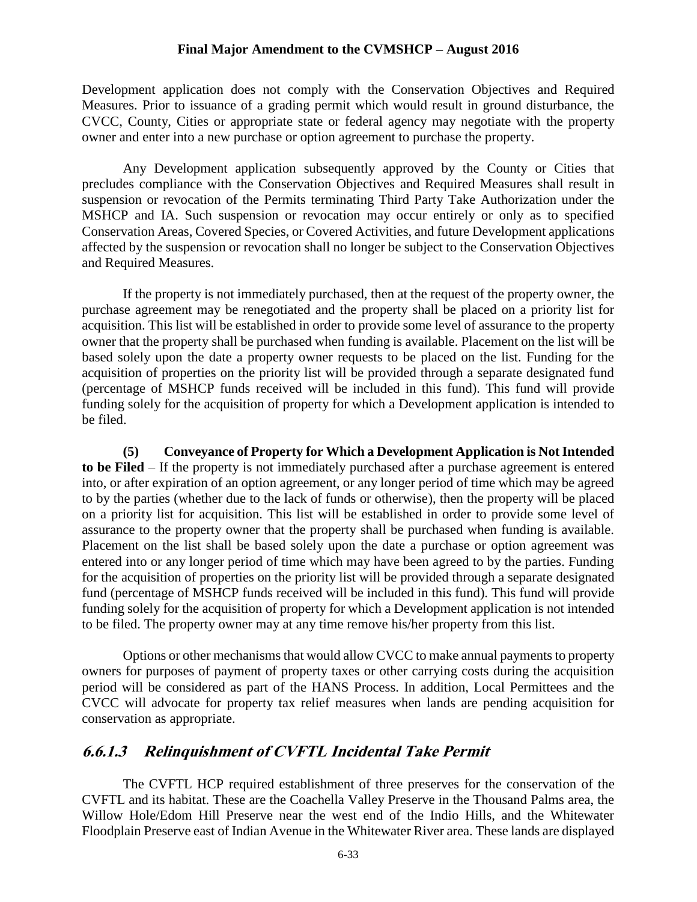Development application does not comply with the Conservation Objectives and Required Measures. Prior to issuance of a grading permit which would result in ground disturbance, the CVCC, County, Cities or appropriate state or federal agency may negotiate with the property owner and enter into a new purchase or option agreement to purchase the property.

Any Development application subsequently approved by the County or Cities that precludes compliance with the Conservation Objectives and Required Measures shall result in suspension or revocation of the Permits terminating Third Party Take Authorization under the MSHCP and IA. Such suspension or revocation may occur entirely or only as to specified Conservation Areas, Covered Species, or Covered Activities, and future Development applications affected by the suspension or revocation shall no longer be subject to the Conservation Objectives and Required Measures.

If the property is not immediately purchased, then at the request of the property owner, the purchase agreement may be renegotiated and the property shall be placed on a priority list for acquisition. This list will be established in order to provide some level of assurance to the property owner that the property shall be purchased when funding is available. Placement on the list will be based solely upon the date a property owner requests to be placed on the list. Funding for the acquisition of properties on the priority list will be provided through a separate designated fund (percentage of MSHCP funds received will be included in this fund). This fund will provide funding solely for the acquisition of property for which a Development application is intended to be filed.

**(5) Conveyance of Property for Which a Development Application is Not Intended to be Filed** – If the property is not immediately purchased after a purchase agreement is entered into, or after expiration of an option agreement, or any longer period of time which may be agreed to by the parties (whether due to the lack of funds or otherwise), then the property will be placed on a priority list for acquisition. This list will be established in order to provide some level of assurance to the property owner that the property shall be purchased when funding is available. Placement on the list shall be based solely upon the date a purchase or option agreement was entered into or any longer period of time which may have been agreed to by the parties. Funding for the acquisition of properties on the priority list will be provided through a separate designated fund (percentage of MSHCP funds received will be included in this fund). This fund will provide funding solely for the acquisition of property for which a Development application is not intended to be filed. The property owner may at any time remove his/her property from this list.

Options or other mechanisms that would allow CVCC to make annual payments to property owners for purposes of payment of property taxes or other carrying costs during the acquisition period will be considered as part of the HANS Process. In addition, Local Permittees and the CVCC will advocate for property tax relief measures when lands are pending acquisition for conservation as appropriate.

### *6.6.1.3 Relinquishment of CVFTL Incidental Take Permit*

The CVFTL HCP required establishment of three preserves for the conservation of the CVFTL and its habitat. These are the Coachella Valley Preserve in the Thousand Palms area, the Willow Hole/Edom Hill Preserve near the west end of the Indio Hills, and the Whitewater Floodplain Preserve east of Indian Avenue in the Whitewater River area. These lands are displayed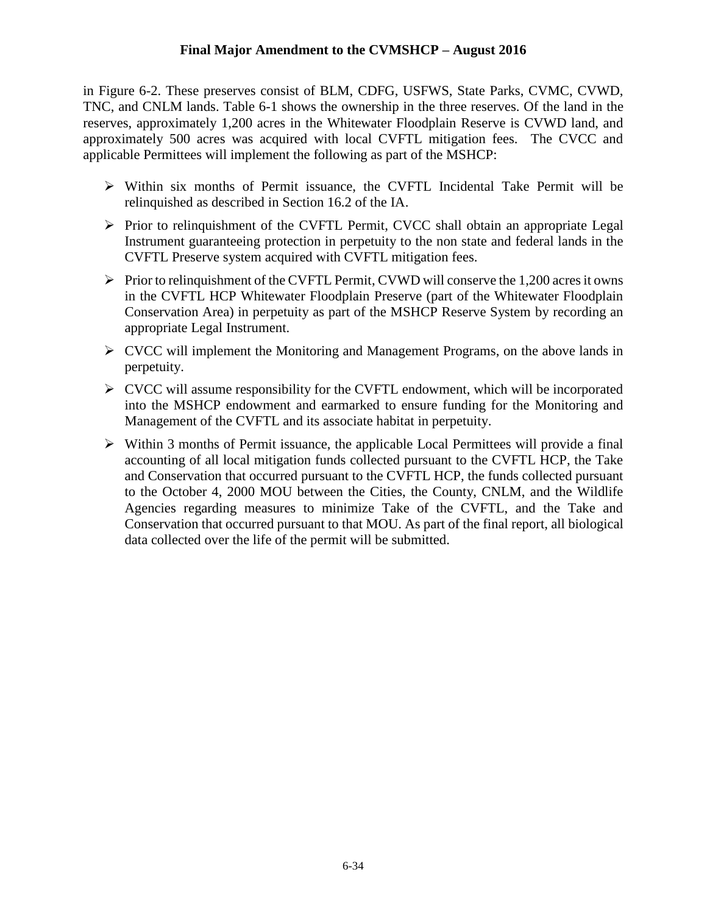in Figure 6-2. These preserves consist of BLM, CDFG, USFWS, State Parks, CVMC, CVWD, TNC, and CNLM lands. Table 6-1 shows the ownership in the three reserves. Of the land in the reserves, approximately 1,200 acres in the Whitewater Floodplain Reserve is CVWD land, and approximately 500 acres was acquired with local CVFTL mitigation fees. The CVCC and applicable Permittees will implement the following as part of the MSHCP:

- Within six months of Permit issuance, the CVFTL Incidental Take Permit will be relinquished as described in Section 16.2 of the IA.
- Prior to relinquishment of the CVFTL Permit, CVCC shall obtain an appropriate Legal Instrument guaranteeing protection in perpetuity to the non state and federal lands in the CVFTL Preserve system acquired with CVFTL mitigation fees.
- Prior to relinquishment of the CVFTL Permit, CVWD will conserve the 1,200 acres it owns in the CVFTL HCP Whitewater Floodplain Preserve (part of the Whitewater Floodplain Conservation Area) in perpetuity as part of the MSHCP Reserve System by recording an appropriate Legal Instrument.
- CVCC will implement the Monitoring and Management Programs, on the above lands in perpetuity.
- CVCC will assume responsibility for the CVFTL endowment, which will be incorporated into the MSHCP endowment and earmarked to ensure funding for the Monitoring and Management of the CVFTL and its associate habitat in perpetuity.
- Within 3 months of Permit issuance, the applicable Local Permittees will provide a final accounting of all local mitigation funds collected pursuant to the CVFTL HCP, the Take and Conservation that occurred pursuant to the CVFTL HCP, the funds collected pursuant to the October 4, 2000 MOU between the Cities, the County, CNLM, and the Wildlife Agencies regarding measures to minimize Take of the CVFTL, and the Take and Conservation that occurred pursuant to that MOU. As part of the final report, all biological data collected over the life of the permit will be submitted.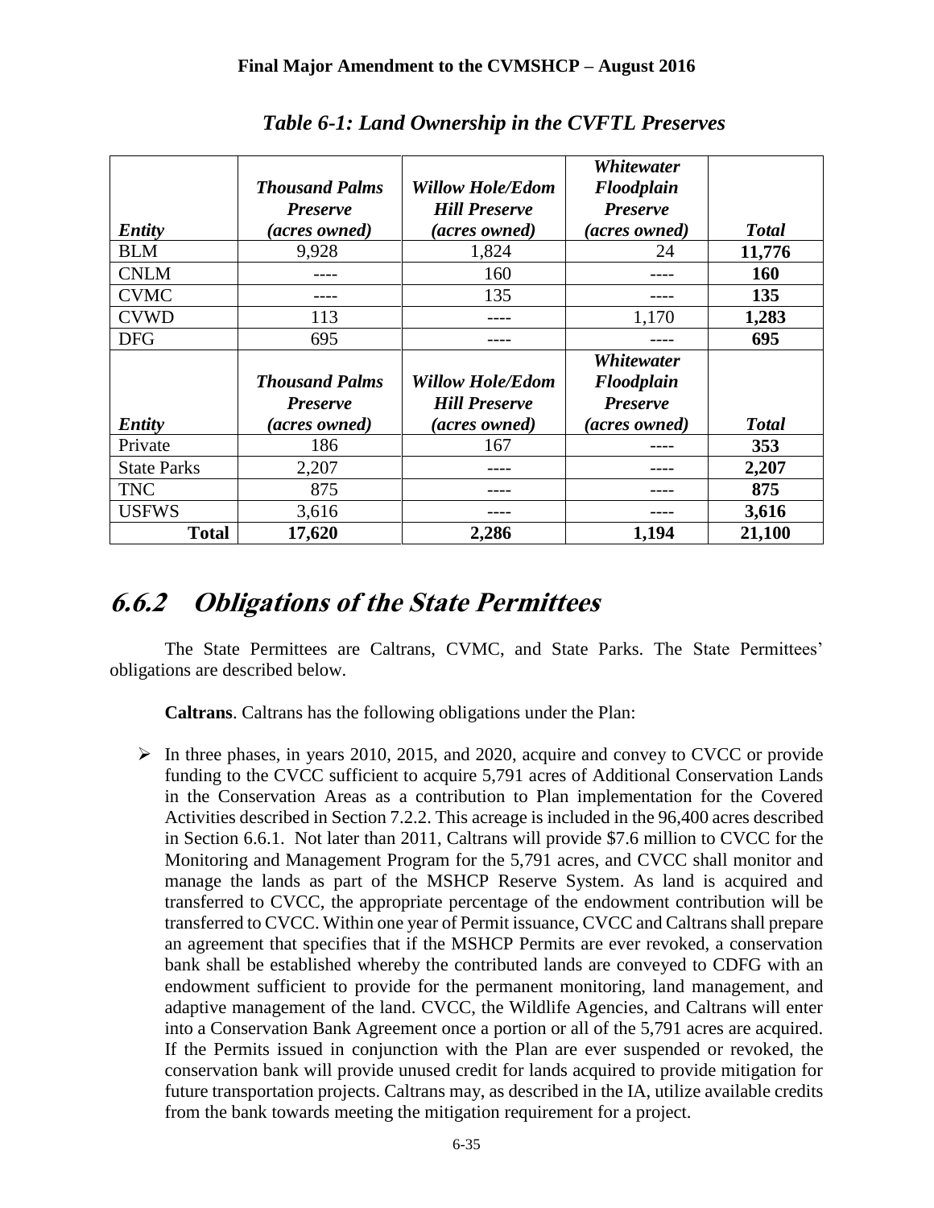*Table 6-1: Land Ownership in the CVFTL Preserves*

| *Entity* | *Thousand Palms Preserve (acres owned)* | *Willow Hole/Edom Hill Preserve (acres owned)* | *Whitewater Floodplain Preserve (acres owned)* | *Total* |
|---|---|---|---|---|
| BLM | 9,928 | 1,824 | 24 | **11,776** |
| CNLM | ---- | 160 | ---- | **160** |
| CVMC | ---- | 135 | ---- | **135** |
| CVWD | 113 | ---- | 1,170 | **1,283** |
| DFG | 695 | ---- | ---- | **695** |
| Private | 186 | 167 | ---- | **353** |
| State Parks | 2,207 | ---- | ---- | **2,207** |
| TNC | 875 | ---- | ---- | **875** |
| USFWS | 3,616 | ---- | ---- | **3,616** |
| **Total** | **17,620** | **2,286** | **1,194** | **21,100** |

## 6.6.2 Obligations of the State Permittees

The State Permittees are Caltrans, CVMC, and State Parks. The State Permittees' obligations are described below.

**Caltrans**. Caltrans has the following obligations under the Plan:

- In three phases, in years 2010, 2015, and 2020, acquire and convey to CVCC or provide funding to the CVCC sufficient to acquire 5,791 acres of Additional Conservation Lands in the Conservation Areas as a contribution to Plan implementation for the Covered Activities described in Section 7.2.2. This acreage is included in the 96,400 acres described in Section 6.6.1. Not later than 2011, Caltrans will provide $7.6 million to CVCC for the Monitoring and Management Program for the 5,791 acres, and CVCC shall monitor and manage the lands as part of the MSHCP Reserve System. As land is acquired and transferred to CVCC, the appropriate percentage of the endowment contribution will be transferred to CVCC. Within one year of Permit issuance, CVCC and Caltrans shall prepare an agreement that specifies that if the MSHCP Permits are ever revoked, a conservation bank shall be established whereby the contributed lands are conveyed to CDFG with an endowment sufficient to provide for the permanent monitoring, land management, and adaptive management of the land. CVCC, the Wildlife Agencies, and Caltrans will enter into a Conservation Bank Agreement once a portion or all of the 5,791 acres are acquired. If the Permits issued in conjunction with the Plan are ever suspended or revoked, the conservation bank will provide unused credit for lands acquired to provide mitigation for future transportation projects. Caltrans may, as described in the IA, utilize available credits from the bank towards meeting the mitigation requirement for a project.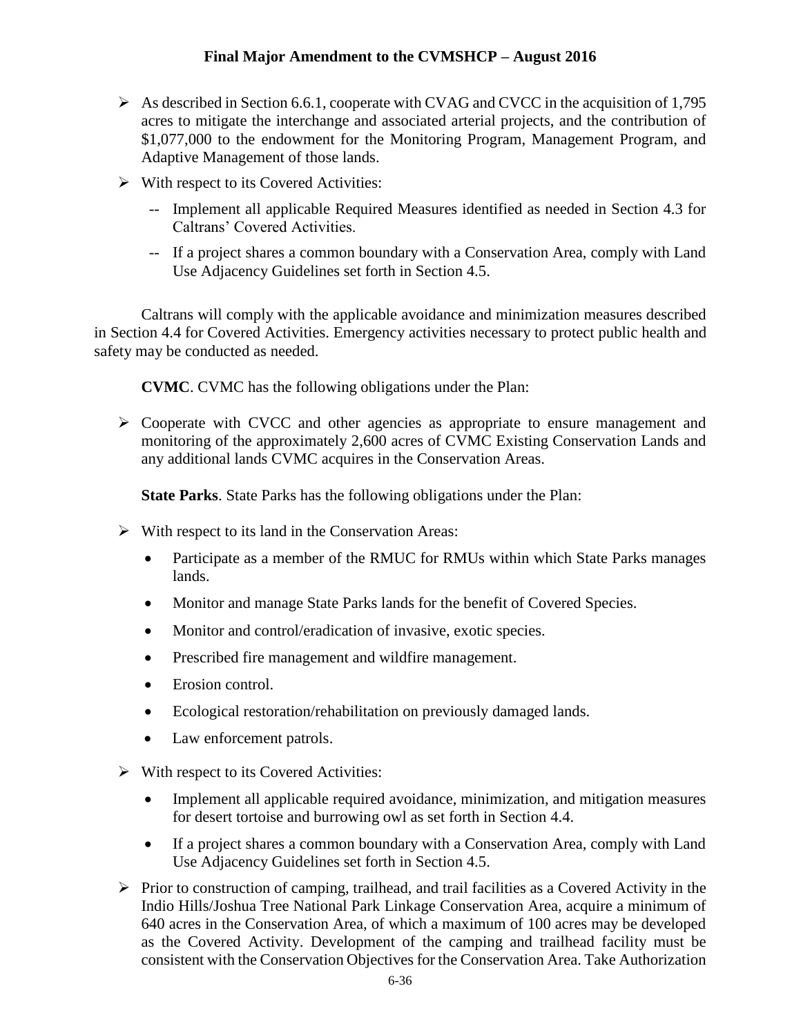- As described in Section 6.6.1, cooperate with CVAG and CVCC in the acquisition of 1,795 acres to mitigate the interchange and associated arterial projects, and the contribution of $1,077,000 to the endowment for the Monitoring Program, Management Program, and Adaptive Management of those lands.
- With respect to its Covered Activities:
  - -- Implement all applicable Required Measures identified as needed in Section 4.3 for Caltrans' Covered Activities.
  - -- If a project shares a common boundary with a Conservation Area, comply with Land Use Adjacency Guidelines set forth in Section 4.5.

Caltrans will comply with the applicable avoidance and minimization measures described in Section 4.4 for Covered Activities. Emergency activities necessary to protect public health and safety may be conducted as needed.

**CVMC**. CVMC has the following obligations under the Plan:

- Cooperate with CVCC and other agencies as appropriate to ensure management and monitoring of the approximately 2,600 acres of CVMC Existing Conservation Lands and any additional lands CVMC acquires in the Conservation Areas.

**State Parks**. State Parks has the following obligations under the Plan:

- With respect to its land in the Conservation Areas:
  - Participate as a member of the RMUC for RMUs within which State Parks manages lands.
  - Monitor and manage State Parks lands for the benefit of Covered Species.
  - Monitor and control/eradication of invasive, exotic species.
  - Prescribed fire management and wildfire management.
  - Erosion control.
  - Ecological restoration/rehabilitation on previously damaged lands.
  - Law enforcement patrols.
- With respect to its Covered Activities:
  - Implement all applicable required avoidance, minimization, and mitigation measures for desert tortoise and burrowing owl as set forth in Section 4.4.
  - If a project shares a common boundary with a Conservation Area, comply with Land Use Adjacency Guidelines set forth in Section 4.5.
- Prior to construction of camping, trailhead, and trail facilities as a Covered Activity in the Indio Hills/Joshua Tree National Park Linkage Conservation Area, acquire a minimum of 640 acres in the Conservation Area, of which a maximum of 100 acres may be developed as the Covered Activity. Development of the camping and trailhead facility must be consistent with the Conservation Objectives for the Conservation Area. Take Authorization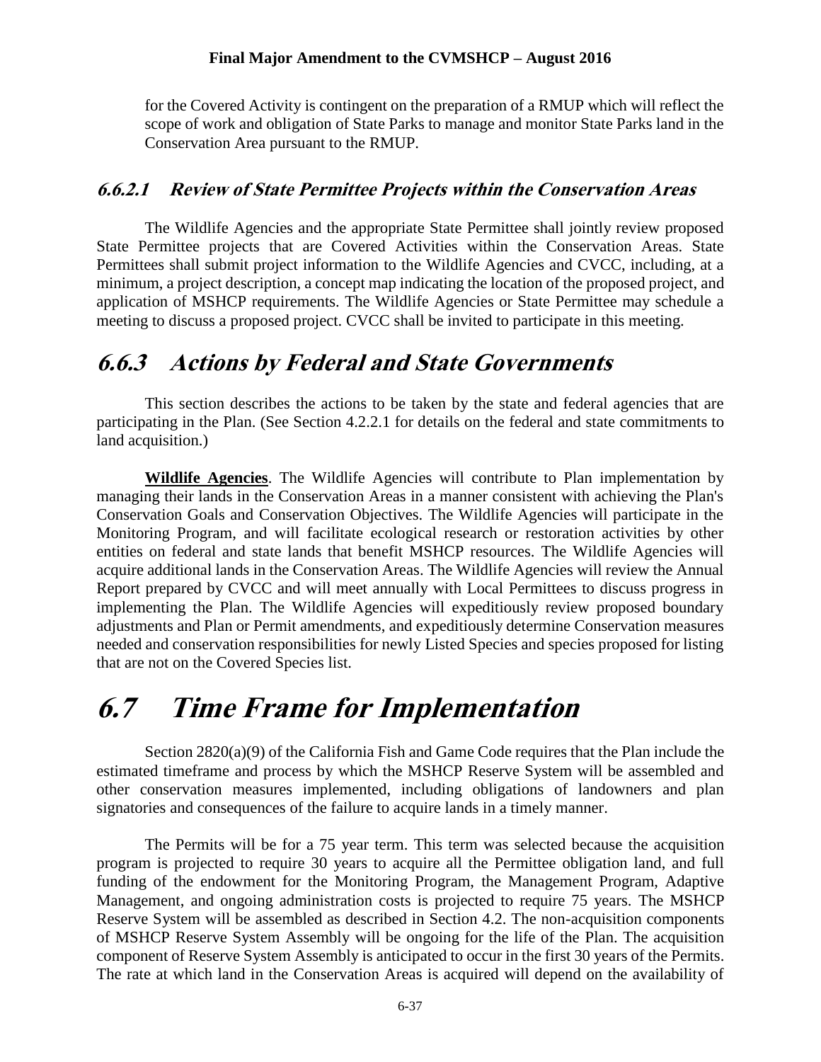for the Covered Activity is contingent on the preparation of a RMUP which will reflect the scope of work and obligation of State Parks to manage and monitor State Parks land in the Conservation Area pursuant to the RMUP.

#### 6.6.2.1 Review of State Permittee Projects within the Conservation Areas

The Wildlife Agencies and the appropriate State Permittee shall jointly review proposed State Permittee projects that are Covered Activities within the Conservation Areas. State Permittees shall submit project information to the Wildlife Agencies and CVCC, including, at a minimum, a project description, a concept map indicating the location of the proposed project, and application of MSHCP requirements. The Wildlife Agencies or State Permittee may schedule a meeting to discuss a proposed project. CVCC shall be invited to participate in this meeting.

## 6.6.3 Actions by Federal and State Governments

This section describes the actions to be taken by the state and federal agencies that are participating in the Plan. (See Section 4.2.2.1 for details on the federal and state commitments to land acquisition.)

**Wildlife Agencies**. The Wildlife Agencies will contribute to Plan implementation by managing their lands in the Conservation Areas in a manner consistent with achieving the Plan's Conservation Goals and Conservation Objectives. The Wildlife Agencies will participate in the Monitoring Program, and will facilitate ecological research or restoration activities by other entities on federal and state lands that benefit MSHCP resources. The Wildlife Agencies will acquire additional lands in the Conservation Areas. The Wildlife Agencies will review the Annual Report prepared by CVCC and will meet annually with Local Permittees to discuss progress in implementing the Plan. The Wildlife Agencies will expeditiously review proposed boundary adjustments and Plan or Permit amendments, and expeditiously determine Conservation measures needed and conservation responsibilities for newly Listed Species and species proposed for listing that are not on the Covered Species list.

# 6.7 Time Frame for Implementation

Section 2820(a)(9) of the California Fish and Game Code requires that the Plan include the estimated timeframe and process by which the MSHCP Reserve System will be assembled and other conservation measures implemented, including obligations of landowners and plan signatories and consequences of the failure to acquire lands in a timely manner.

The Permits will be for a 75 year term. This term was selected because the acquisition program is projected to require 30 years to acquire all the Permittee obligation land, and full funding of the endowment for the Monitoring Program, the Management Program, Adaptive Management, and ongoing administration costs is projected to require 75 years. The MSHCP Reserve System will be assembled as described in Section 4.2. The non-acquisition components of MSHCP Reserve System Assembly will be ongoing for the life of the Plan. The acquisition component of Reserve System Assembly is anticipated to occur in the first 30 years of the Permits. The rate at which land in the Conservation Areas is acquired will depend on the availability of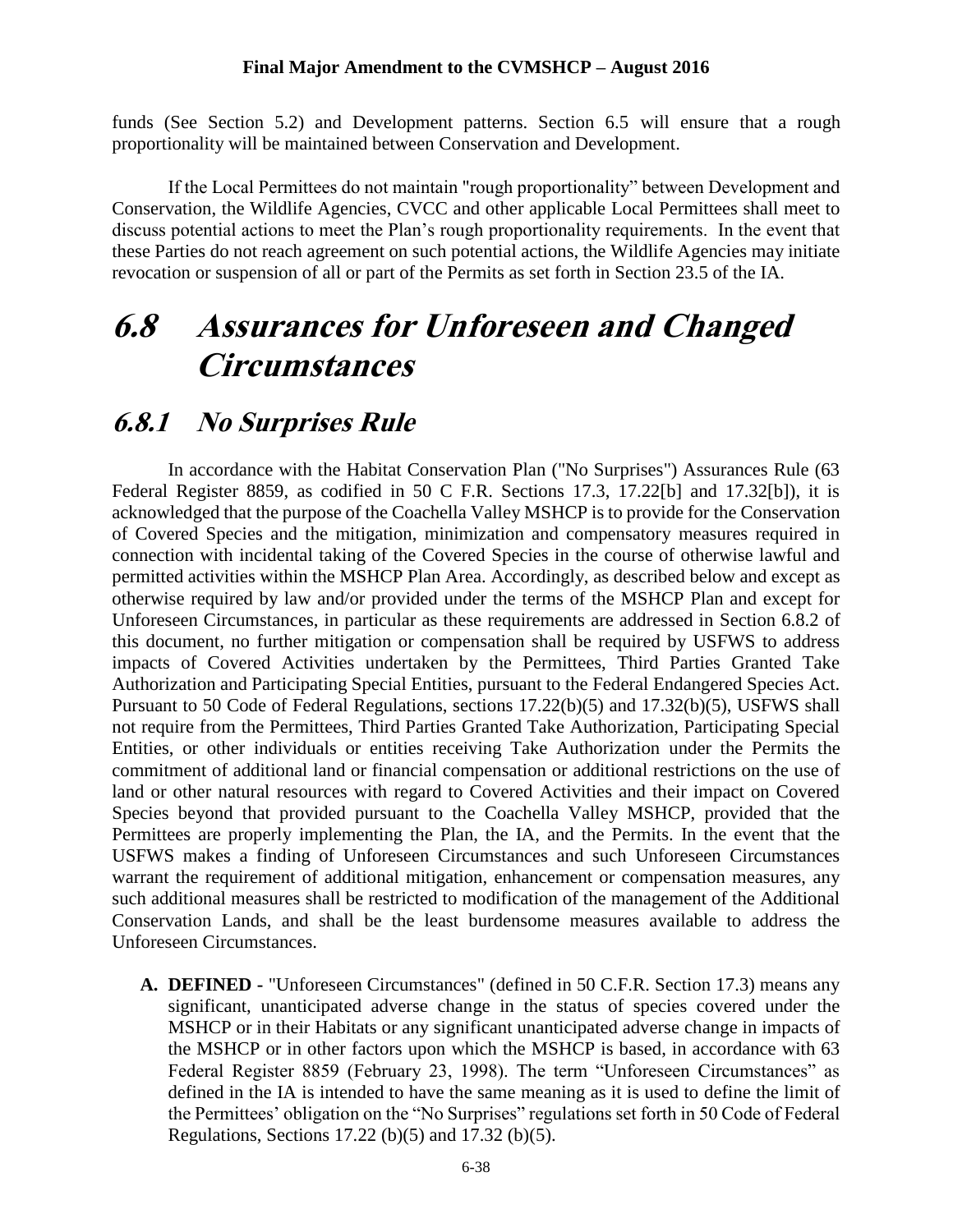funds (See Section 5.2) and Development patterns. Section 6.5 will ensure that a rough proportionality will be maintained between Conservation and Development.

If the Local Permittees do not maintain "rough proportionality" between Development and Conservation, the Wildlife Agencies, CVCC and other applicable Local Permittees shall meet to discuss potential actions to meet the Plan's rough proportionality requirements. In the event that these Parties do not reach agreement on such potential actions, the Wildlife Agencies may initiate revocation or suspension of all or part of the Permits as set forth in Section 23.5 of the IA.

# 6.8 Assurances for Unforeseen and Changed Circumstances

## 6.8.1 No Surprises Rule

In accordance with the Habitat Conservation Plan ("No Surprises") Assurances Rule (63 Federal Register 8859, as codified in 50 C F.R. Sections 17.3, 17.22[b] and 17.32[b]), it is acknowledged that the purpose of the Coachella Valley MSHCP is to provide for the Conservation of Covered Species and the mitigation, minimization and compensatory measures required in connection with incidental taking of the Covered Species in the course of otherwise lawful and permitted activities within the MSHCP Plan Area. Accordingly, as described below and except as otherwise required by law and/or provided under the terms of the MSHCP Plan and except for Unforeseen Circumstances, in particular as these requirements are addressed in Section 6.8.2 of this document, no further mitigation or compensation shall be required by USFWS to address impacts of Covered Activities undertaken by the Permittees, Third Parties Granted Take Authorization and Participating Special Entities, pursuant to the Federal Endangered Species Act. Pursuant to 50 Code of Federal Regulations, sections 17.22(b)(5) and 17.32(b)(5), USFWS shall not require from the Permittees, Third Parties Granted Take Authorization, Participating Special Entities, or other individuals or entities receiving Take Authorization under the Permits the commitment of additional land or financial compensation or additional restrictions on the use of land or other natural resources with regard to Covered Activities and their impact on Covered Species beyond that provided pursuant to the Coachella Valley MSHCP, provided that the Permittees are properly implementing the Plan, the IA, and the Permits. In the event that the USFWS makes a finding of Unforeseen Circumstances and such Unforeseen Circumstances warrant the requirement of additional mitigation, enhancement or compensation measures, any such additional measures shall be restricted to modification of the management of the Additional Conservation Lands, and shall be the least burdensome measures available to address the Unforeseen Circumstances.

**A. DEFINED -** "Unforeseen Circumstances" (defined in 50 C.F.R. Section 17.3) means any significant, unanticipated adverse change in the status of species covered under the MSHCP or in their Habitats or any significant unanticipated adverse change in impacts of the MSHCP or in other factors upon which the MSHCP is based, in accordance with 63 Federal Register 8859 (February 23, 1998). The term "Unforeseen Circumstances" as defined in the IA is intended to have the same meaning as it is used to define the limit of the Permittees' obligation on the "No Surprises" regulations set forth in 50 Code of Federal Regulations, Sections 17.22 (b)(5) and 17.32 (b)(5).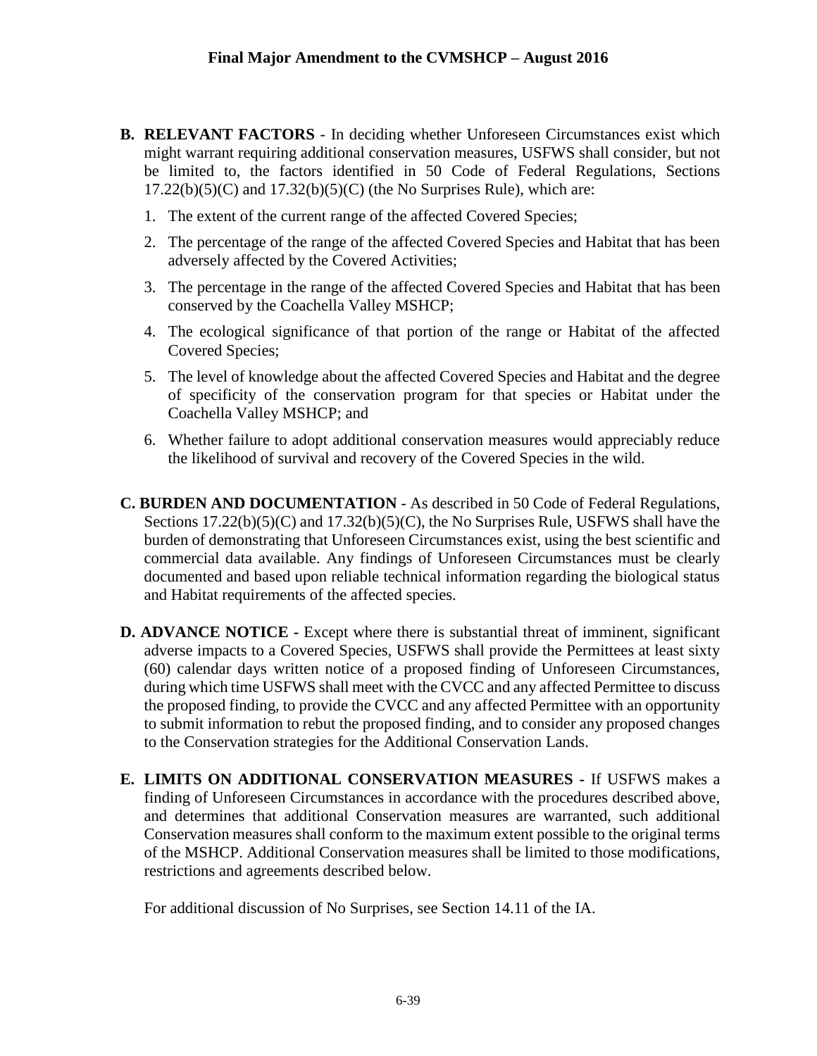**B. RELEVANT FACTORS** - In deciding whether Unforeseen Circumstances exist which might warrant requiring additional conservation measures, USFWS shall consider, but not be limited to, the factors identified in 50 Code of Federal Regulations, Sections 17.22(b)(5)(C) and 17.32(b)(5)(C) (the No Surprises Rule), which are:

1. The extent of the current range of the affected Covered Species;
2. The percentage of the range of the affected Covered Species and Habitat that has been adversely affected by the Covered Activities;
3. The percentage in the range of the affected Covered Species and Habitat that has been conserved by the Coachella Valley MSHCP;
4. The ecological significance of that portion of the range or Habitat of the affected Covered Species;
5. The level of knowledge about the affected Covered Species and Habitat and the degree of specificity of the conservation program for that species or Habitat under the Coachella Valley MSHCP; and
6. Whether failure to adopt additional conservation measures would appreciably reduce the likelihood of survival and recovery of the Covered Species in the wild.

**C. BURDEN AND DOCUMENTATION** - As described in 50 Code of Federal Regulations, Sections 17.22(b)(5)(C) and 17.32(b)(5)(C), the No Surprises Rule, USFWS shall have the burden of demonstrating that Unforeseen Circumstances exist, using the best scientific and commercial data available. Any findings of Unforeseen Circumstances must be clearly documented and based upon reliable technical information regarding the biological status and Habitat requirements of the affected species.

**D. ADVANCE NOTICE -** Except where there is substantial threat of imminent, significant adverse impacts to a Covered Species, USFWS shall provide the Permittees at least sixty (60) calendar days written notice of a proposed finding of Unforeseen Circumstances, during which time USFWS shall meet with the CVCC and any affected Permittee to discuss the proposed finding, to provide the CVCC and any affected Permittee with an opportunity to submit information to rebut the proposed finding, and to consider any proposed changes to the Conservation strategies for the Additional Conservation Lands.

**E. LIMITS ON ADDITIONAL CONSERVATION MEASURES -** If USFWS makes a finding of Unforeseen Circumstances in accordance with the procedures described above, and determines that additional Conservation measures are warranted, such additional Conservation measures shall conform to the maximum extent possible to the original terms of the MSHCP. Additional Conservation measures shall be limited to those modifications, restrictions and agreements described below.

For additional discussion of No Surprises, see Section 14.11 of the IA.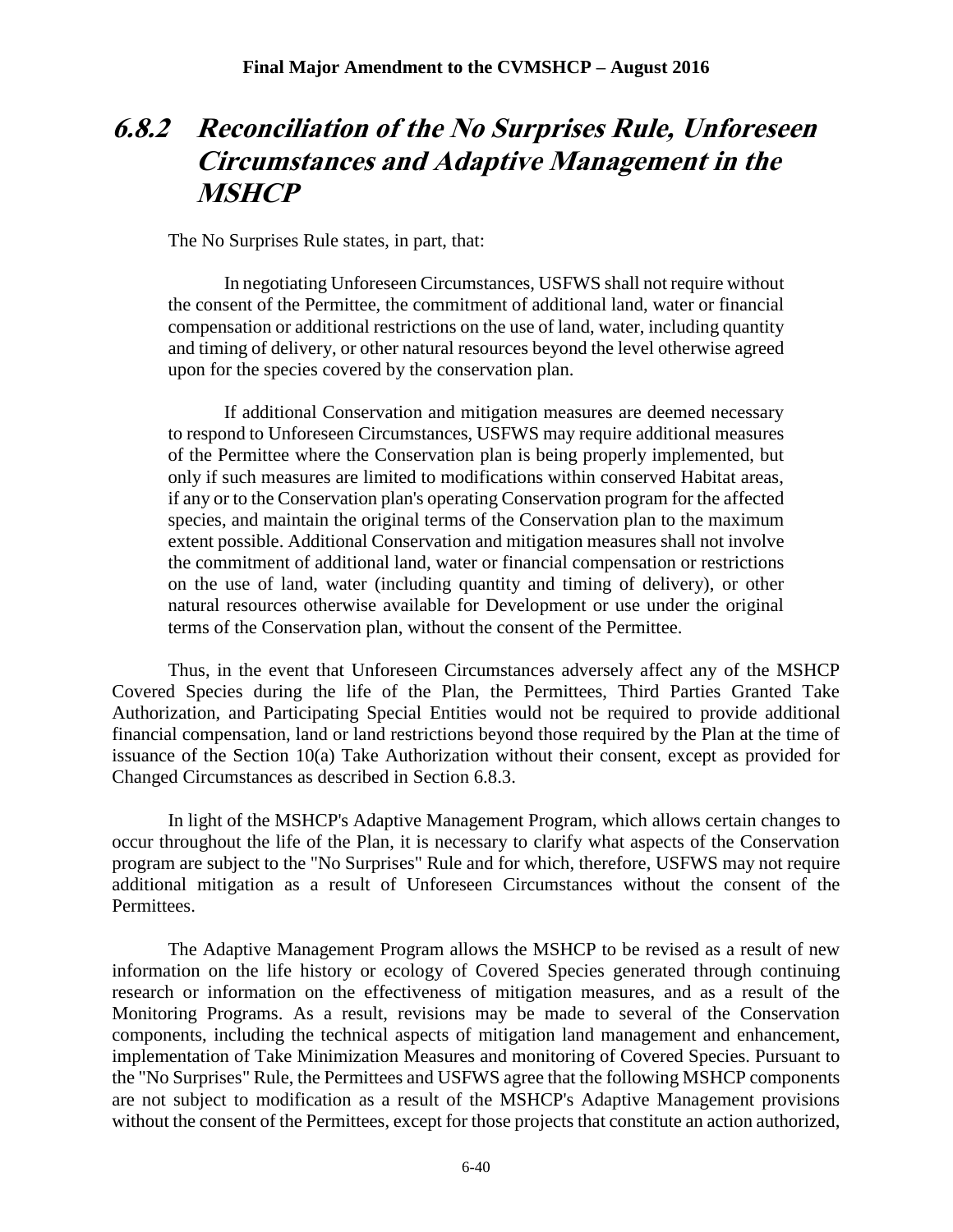## 6.8.2 Reconciliation of the No Surprises Rule, Unforeseen Circumstances and Adaptive Management in the MSHCP

The No Surprises Rule states, in part, that:

> In negotiating Unforeseen Circumstances, USFWS shall not require without the consent of the Permittee, the commitment of additional land, water or financial compensation or additional restrictions on the use of land, water, including quantity and timing of delivery, or other natural resources beyond the level otherwise agreed upon for the species covered by the conservation plan.
>
> If additional Conservation and mitigation measures are deemed necessary to respond to Unforeseen Circumstances, USFWS may require additional measures of the Permittee where the Conservation plan is being properly implemented, but only if such measures are limited to modifications within conserved Habitat areas, if any or to the Conservation plan's operating Conservation program for the affected species, and maintain the original terms of the Conservation plan to the maximum extent possible. Additional Conservation and mitigation measures shall not involve the commitment of additional land, water or financial compensation or restrictions on the use of land, water (including quantity and timing of delivery), or other natural resources otherwise available for Development or use under the original terms of the Conservation plan, without the consent of the Permittee.

Thus, in the event that Unforeseen Circumstances adversely affect any of the MSHCP Covered Species during the life of the Plan, the Permittees, Third Parties Granted Take Authorization, and Participating Special Entities would not be required to provide additional financial compensation, land or land restrictions beyond those required by the Plan at the time of issuance of the Section 10(a) Take Authorization without their consent, except as provided for Changed Circumstances as described in Section 6.8.3.

In light of the MSHCP's Adaptive Management Program, which allows certain changes to occur throughout the life of the Plan, it is necessary to clarify what aspects of the Conservation program are subject to the "No Surprises" Rule and for which, therefore, USFWS may not require additional mitigation as a result of Unforeseen Circumstances without the consent of the Permittees.

The Adaptive Management Program allows the MSHCP to be revised as a result of new information on the life history or ecology of Covered Species generated through continuing research or information on the effectiveness of mitigation measures, and as a result of the Monitoring Programs. As a result, revisions may be made to several of the Conservation components, including the technical aspects of mitigation land management and enhancement, implementation of Take Minimization Measures and monitoring of Covered Species. Pursuant to the "No Surprises" Rule, the Permittees and USFWS agree that the following MSHCP components are not subject to modification as a result of the MSHCP's Adaptive Management provisions without the consent of the Permittees, except for those projects that constitute an action authorized,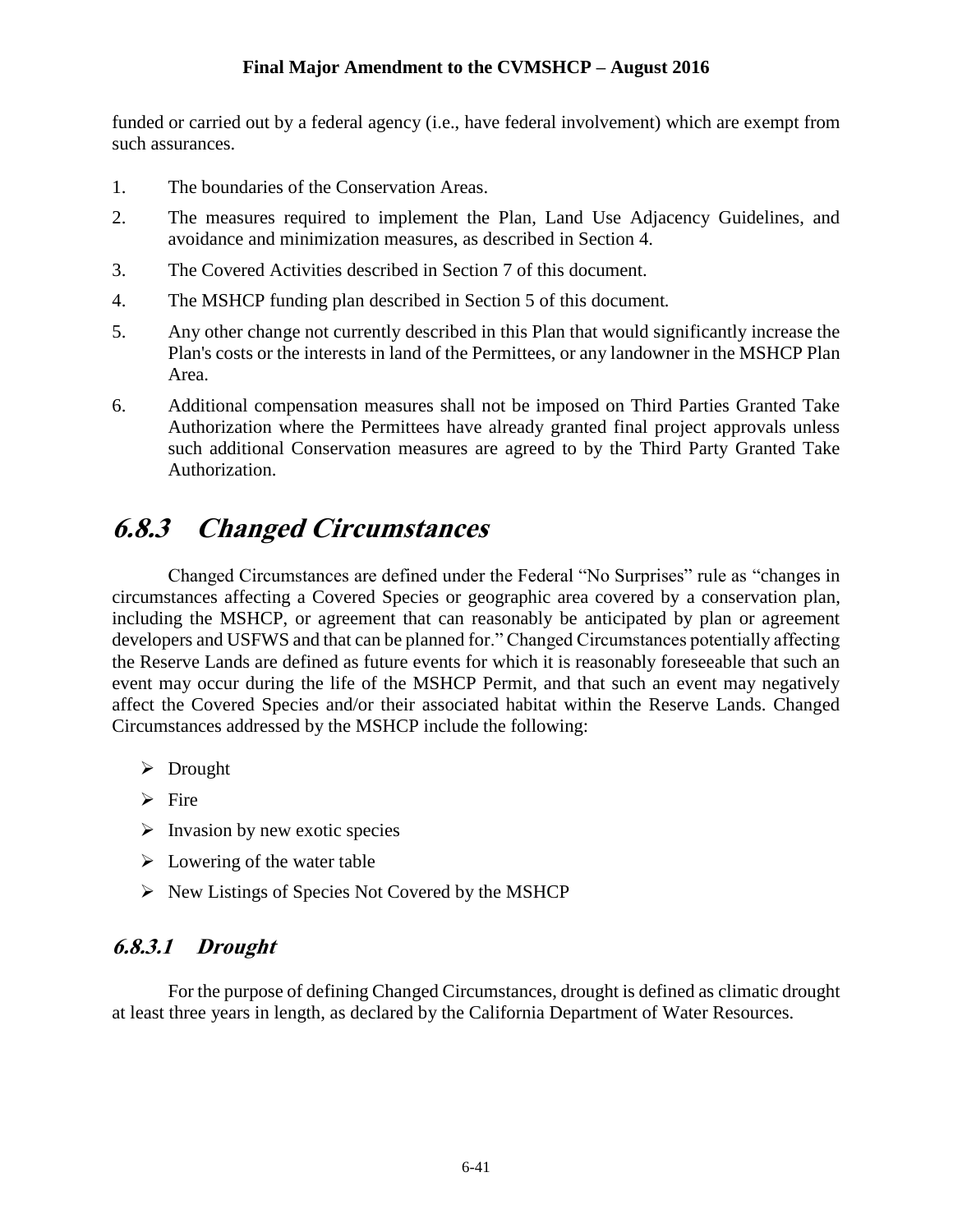funded or carried out by a federal agency (i.e., have federal involvement) which are exempt from such assurances.

1. The boundaries of the Conservation Areas.
2. The measures required to implement the Plan, Land Use Adjacency Guidelines, and avoidance and minimization measures, as described in Section 4.
3. The Covered Activities described in Section 7 of this document.
4. The MSHCP funding plan described in Section 5 of this document.
5. Any other change not currently described in this Plan that would significantly increase the Plan's costs or the interests in land of the Permittees, or any landowner in the MSHCP Plan Area.
6. Additional compensation measures shall not be imposed on Third Parties Granted Take Authorization where the Permittees have already granted final project approvals unless such additional Conservation measures are agreed to by the Third Party Granted Take Authorization.

## 6.8.3 Changed Circumstances

Changed Circumstances are defined under the Federal "No Surprises" rule as "changes in circumstances affecting a Covered Species or geographic area covered by a conservation plan, including the MSHCP, or agreement that can reasonably be anticipated by plan or agreement developers and USFWS and that can be planned for." Changed Circumstances potentially affecting the Reserve Lands are defined as future events for which it is reasonably foreseeable that such an event may occur during the life of the MSHCP Permit, and that such an event may negatively affect the Covered Species and/or their associated habitat within the Reserve Lands. Changed Circumstances addressed by the MSHCP include the following:

- Drought
- Fire
- Invasion by new exotic species
- Lowering of the water table
- New Listings of Species Not Covered by the MSHCP

### 6.8.3.1 Drought

For the purpose of defining Changed Circumstances, drought is defined as climatic drought at least three years in length, as declared by the California Department of Water Resources.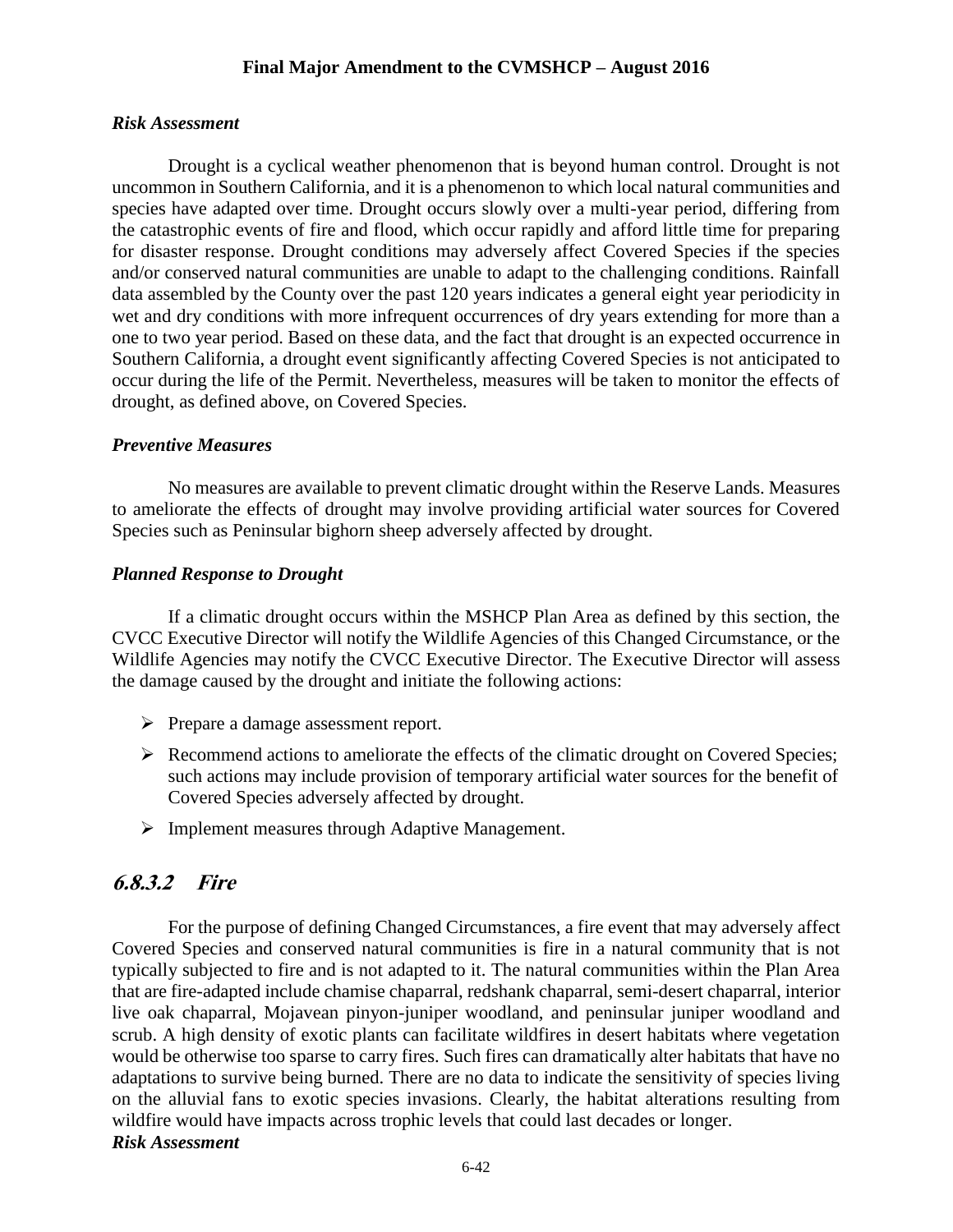***Risk Assessment***

Drought is a cyclical weather phenomenon that is beyond human control. Drought is not uncommon in Southern California, and it is a phenomenon to which local natural communities and species have adapted over time. Drought occurs slowly over a multi-year period, differing from the catastrophic events of fire and flood, which occur rapidly and afford little time for preparing for disaster response. Drought conditions may adversely affect Covered Species if the species and/or conserved natural communities are unable to adapt to the challenging conditions. Rainfall data assembled by the County over the past 120 years indicates a general eight year periodicity in wet and dry conditions with more infrequent occurrences of dry years extending for more than a one to two year period. Based on these data, and the fact that drought is an expected occurrence in Southern California, a drought event significantly affecting Covered Species is not anticipated to occur during the life of the Permit. Nevertheless, measures will be taken to monitor the effects of drought, as defined above, on Covered Species.

***Preventive Measures***

No measures are available to prevent climatic drought within the Reserve Lands. Measures to ameliorate the effects of drought may involve providing artificial water sources for Covered Species such as Peninsular bighorn sheep adversely affected by drought.

***Planned Response to Drought***

If a climatic drought occurs within the MSHCP Plan Area as defined by this section, the CVCC Executive Director will notify the Wildlife Agencies of this Changed Circumstance, or the Wildlife Agencies may notify the CVCC Executive Director. The Executive Director will assess the damage caused by the drought and initiate the following actions:

- Prepare a damage assessment report.
- Recommend actions to ameliorate the effects of the climatic drought on Covered Species; such actions may include provision of temporary artificial water sources for the benefit of Covered Species adversely affected by drought.
- Implement measures through Adaptive Management.

## *6.8.3.2 Fire*

For the purpose of defining Changed Circumstances, a fire event that may adversely affect Covered Species and conserved natural communities is fire in a natural community that is not typically subjected to fire and is not adapted to it. The natural communities within the Plan Area that are fire-adapted include chamise chaparral, redshank chaparral, semi-desert chaparral, interior live oak chaparral, Mojavean pinyon-juniper woodland, and peninsular juniper woodland and scrub. A high density of exotic plants can facilitate wildfires in desert habitats where vegetation would be otherwise too sparse to carry fires. Such fires can dramatically alter habitats that have no adaptations to survive being burned. There are no data to indicate the sensitivity of species living on the alluvial fans to exotic species invasions. Clearly, the habitat alterations resulting from wildfire would have impacts across trophic levels that could last decades or longer.

***Risk Assessment***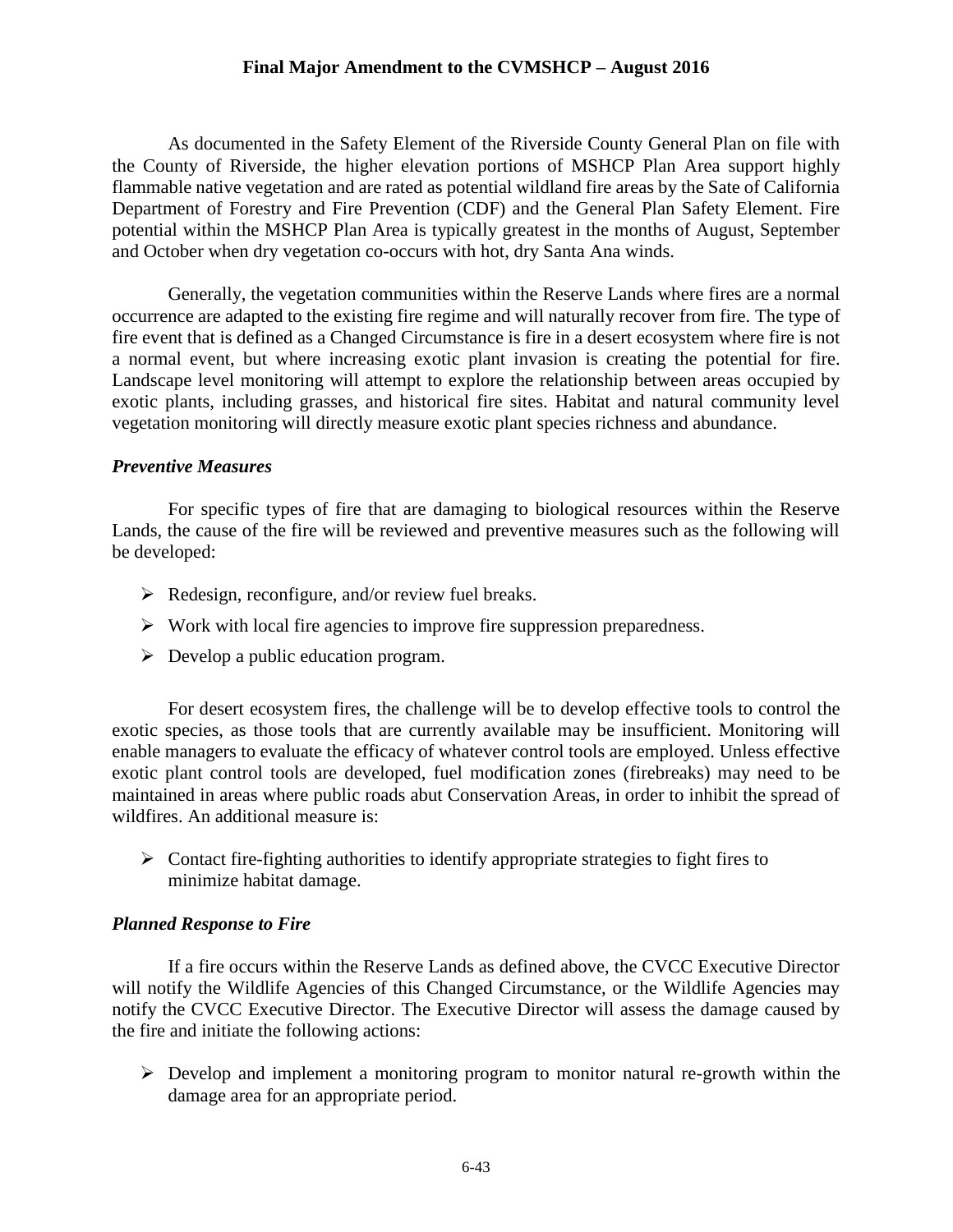As documented in the Safety Element of the Riverside County General Plan on file with the County of Riverside, the higher elevation portions of MSHCP Plan Area support highly flammable native vegetation and are rated as potential wildland fire areas by the Sate of California Department of Forestry and Fire Prevention (CDF) and the General Plan Safety Element. Fire potential within the MSHCP Plan Area is typically greatest in the months of August, September and October when dry vegetation co-occurs with hot, dry Santa Ana winds.

Generally, the vegetation communities within the Reserve Lands where fires are a normal occurrence are adapted to the existing fire regime and will naturally recover from fire. The type of fire event that is defined as a Changed Circumstance is fire in a desert ecosystem where fire is not a normal event, but where increasing exotic plant invasion is creating the potential for fire. Landscape level monitoring will attempt to explore the relationship between areas occupied by exotic plants, including grasses, and historical fire sites. Habitat and natural community level vegetation monitoring will directly measure exotic plant species richness and abundance.

### *Preventive Measures*

For specific types of fire that are damaging to biological resources within the Reserve Lands, the cause of the fire will be reviewed and preventive measures such as the following will be developed:

- Redesign, reconfigure, and/or review fuel breaks.
- Work with local fire agencies to improve fire suppression preparedness.
- Develop a public education program.

For desert ecosystem fires, the challenge will be to develop effective tools to control the exotic species, as those tools that are currently available may be insufficient. Monitoring will enable managers to evaluate the efficacy of whatever control tools are employed. Unless effective exotic plant control tools are developed, fuel modification zones (firebreaks) may need to be maintained in areas where public roads abut Conservation Areas, in order to inhibit the spread of wildfires. An additional measure is:

- Contact fire-fighting authorities to identify appropriate strategies to fight fires to minimize habitat damage.

### *Planned Response to Fire*

If a fire occurs within the Reserve Lands as defined above, the CVCC Executive Director will notify the Wildlife Agencies of this Changed Circumstance, or the Wildlife Agencies may notify the CVCC Executive Director. The Executive Director will assess the damage caused by the fire and initiate the following actions:

- Develop and implement a monitoring program to monitor natural re-growth within the damage area for an appropriate period.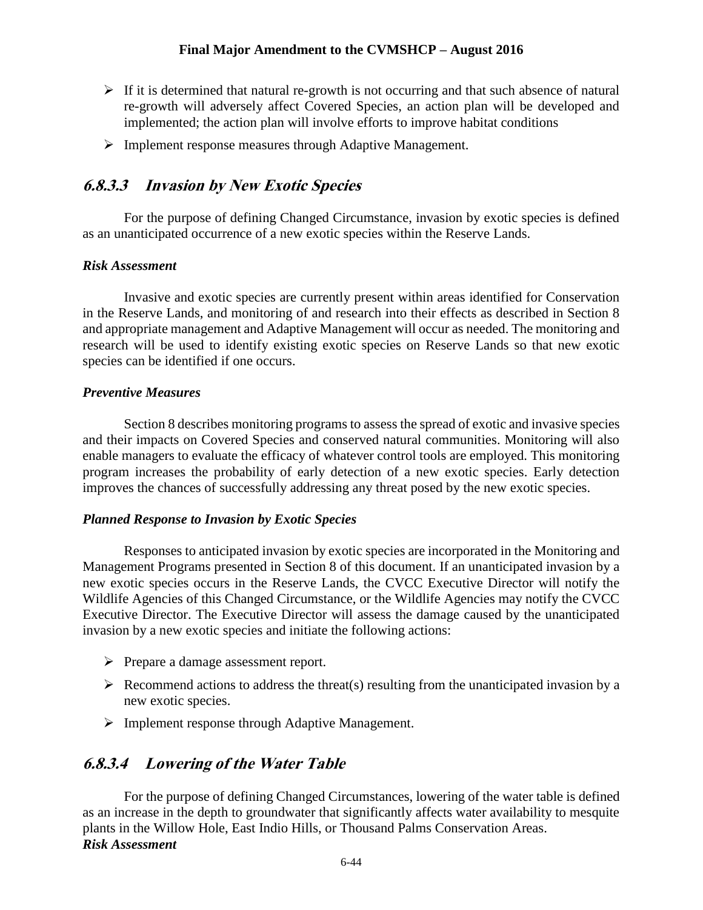- If it is determined that natural re-growth is not occurring and that such absence of natural re-growth will adversely affect Covered Species, an action plan will be developed and implemented; the action plan will involve efforts to improve habitat conditions
- Implement response measures through Adaptive Management.

### 6.8.3.3 Invasion by New Exotic Species

For the purpose of defining Changed Circumstance, invasion by exotic species is defined as an unanticipated occurrence of a new exotic species within the Reserve Lands.

***Risk Assessment***

Invasive and exotic species are currently present within areas identified for Conservation in the Reserve Lands, and monitoring of and research into their effects as described in Section 8 and appropriate management and Adaptive Management will occur as needed. The monitoring and research will be used to identify existing exotic species on Reserve Lands so that new exotic species can be identified if one occurs.

***Preventive Measures***

Section 8 describes monitoring programs to assess the spread of exotic and invasive species and their impacts on Covered Species and conserved natural communities. Monitoring will also enable managers to evaluate the efficacy of whatever control tools are employed. This monitoring program increases the probability of early detection of a new exotic species. Early detection improves the chances of successfully addressing any threat posed by the new exotic species.

***Planned Response to Invasion by Exotic Species***

Responses to anticipated invasion by exotic species are incorporated in the Monitoring and Management Programs presented in Section 8 of this document. If an unanticipated invasion by a new exotic species occurs in the Reserve Lands, the CVCC Executive Director will notify the Wildlife Agencies of this Changed Circumstance, or the Wildlife Agencies may notify the CVCC Executive Director. The Executive Director will assess the damage caused by the unanticipated invasion by a new exotic species and initiate the following actions:

- Prepare a damage assessment report.
- Recommend actions to address the threat(s) resulting from the unanticipated invasion by a new exotic species.
- Implement response through Adaptive Management.

### 6.8.3.4 Lowering of the Water Table

For the purpose of defining Changed Circumstances, lowering of the water table is defined as an increase in the depth to groundwater that significantly affects water availability to mesquite plants in the Willow Hole, East Indio Hills, or Thousand Palms Conservation Areas.

***Risk Assessment***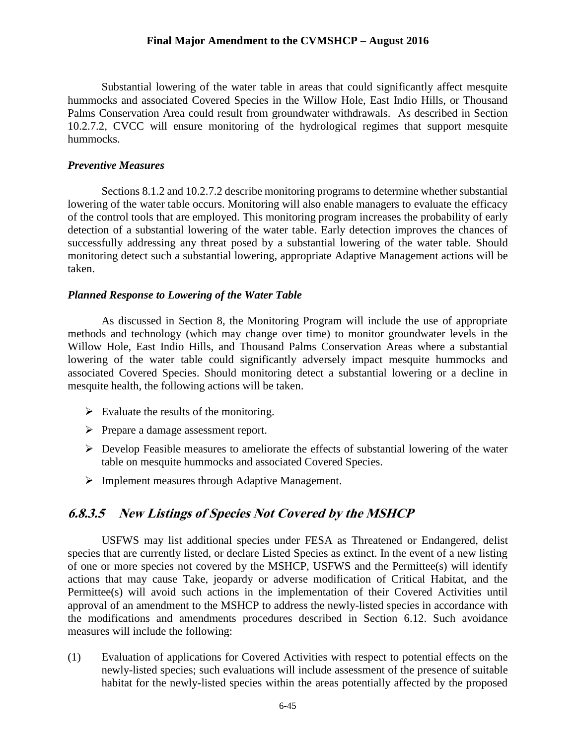Substantial lowering of the water table in areas that could significantly affect mesquite hummocks and associated Covered Species in the Willow Hole, East Indio Hills, or Thousand Palms Conservation Area could result from groundwater withdrawals. As described in Section 10.2.7.2, CVCC will ensure monitoring of the hydrological regimes that support mesquite hummocks.

***Preventive Measures***

Sections 8.1.2 and 10.2.7.2 describe monitoring programs to determine whether substantial lowering of the water table occurs. Monitoring will also enable managers to evaluate the efficacy of the control tools that are employed. This monitoring program increases the probability of early detection of a substantial lowering of the water table. Early detection improves the chances of successfully addressing any threat posed by a substantial lowering of the water table. Should monitoring detect such a substantial lowering, appropriate Adaptive Management actions will be taken.

***Planned Response to Lowering of the Water Table***

As discussed in Section 8, the Monitoring Program will include the use of appropriate methods and technology (which may change over time) to monitor groundwater levels in the Willow Hole, East Indio Hills, and Thousand Palms Conservation Areas where a substantial lowering of the water table could significantly adversely impact mesquite hummocks and associated Covered Species. Should monitoring detect a substantial lowering or a decline in mesquite health, the following actions will be taken.

- Evaluate the results of the monitoring.
- Prepare a damage assessment report.
- Develop Feasible measures to ameliorate the effects of substantial lowering of the water table on mesquite hummocks and associated Covered Species.
- Implement measures through Adaptive Management.

## 6.8.3.5 New Listings of Species Not Covered by the MSHCP

USFWS may list additional species under FESA as Threatened or Endangered, delist species that are currently listed, or declare Listed Species as extinct. In the event of a new listing of one or more species not covered by the MSHCP, USFWS and the Permittee(s) will identify actions that may cause Take, jeopardy or adverse modification of Critical Habitat, and the Permittee(s) will avoid such actions in the implementation of their Covered Activities until approval of an amendment to the MSHCP to address the newly-listed species in accordance with the modifications and amendments procedures described in Section 6.12. Such avoidance measures will include the following:

(1) Evaluation of applications for Covered Activities with respect to potential effects on the newly-listed species; such evaluations will include assessment of the presence of suitable habitat for the newly-listed species within the areas potentially affected by the proposed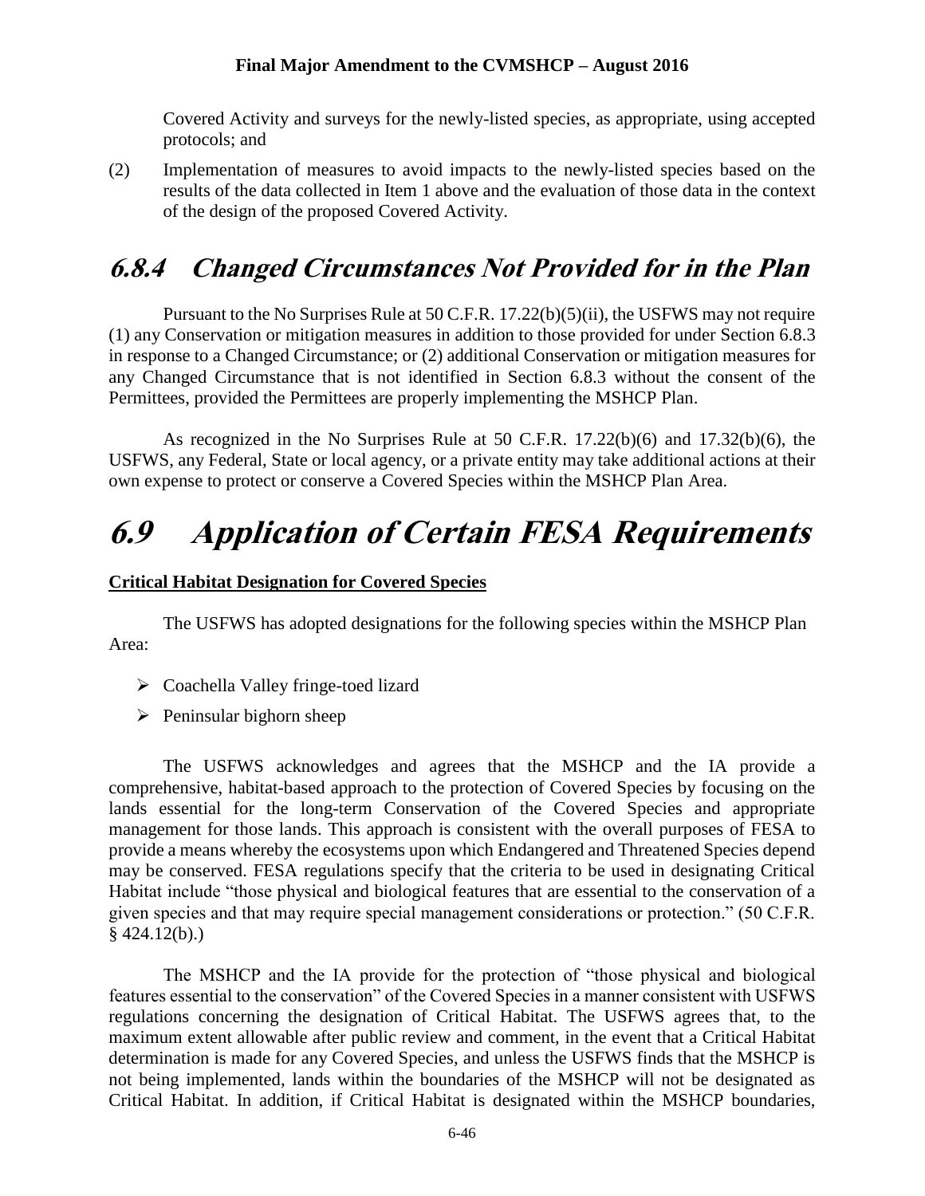Covered Activity and surveys for the newly-listed species, as appropriate, using accepted protocols; and

(2) Implementation of measures to avoid impacts to the newly-listed species based on the results of the data collected in Item 1 above and the evaluation of those data in the context of the design of the proposed Covered Activity.

### 6.8.4 Changed Circumstances Not Provided for in the Plan

Pursuant to the No Surprises Rule at 50 C.F.R. 17.22(b)(5)(ii), the USFWS may not require (1) any Conservation or mitigation measures in addition to those provided for under Section 6.8.3 in response to a Changed Circumstance; or (2) additional Conservation or mitigation measures for any Changed Circumstance that is not identified in Section 6.8.3 without the consent of the Permittees, provided the Permittees are properly implementing the MSHCP Plan.

As recognized in the No Surprises Rule at 50 C.F.R. 17.22(b)(6) and 17.32(b)(6), the USFWS, any Federal, State or local agency, or a private entity may take additional actions at their own expense to protect or conserve a Covered Species within the MSHCP Plan Area.

## 6.9 Application of Certain FESA Requirements

**Critical Habitat Designation for Covered Species**

The USFWS has adopted designations for the following species within the MSHCP Plan Area:

- Coachella Valley fringe-toed lizard
- Peninsular bighorn sheep

The USFWS acknowledges and agrees that the MSHCP and the IA provide a comprehensive, habitat-based approach to the protection of Covered Species by focusing on the lands essential for the long-term Conservation of the Covered Species and appropriate management for those lands. This approach is consistent with the overall purposes of FESA to provide a means whereby the ecosystems upon which Endangered and Threatened Species depend may be conserved. FESA regulations specify that the criteria to be used in designating Critical Habitat include "those physical and biological features that are essential to the conservation of a given species and that may require special management considerations or protection." (50 C.F.R. § 424.12(b).)

The MSHCP and the IA provide for the protection of "those physical and biological features essential to the conservation" of the Covered Species in a manner consistent with USFWS regulations concerning the designation of Critical Habitat. The USFWS agrees that, to the maximum extent allowable after public review and comment, in the event that a Critical Habitat determination is made for any Covered Species, and unless the USFWS finds that the MSHCP is not being implemented, lands within the boundaries of the MSHCP will not be designated as Critical Habitat. In addition, if Critical Habitat is designated within the MSHCP boundaries,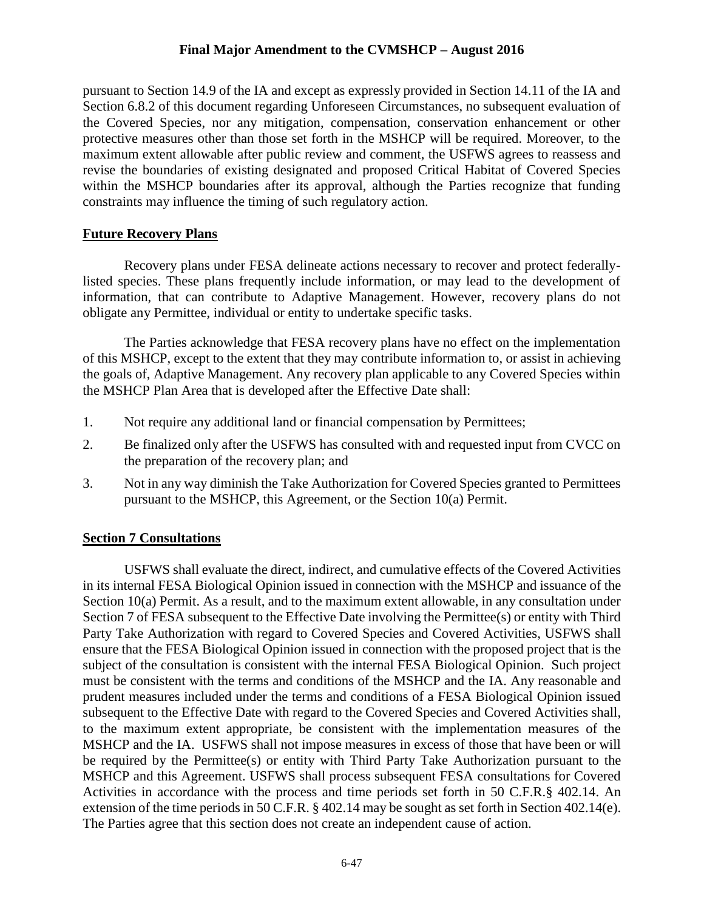pursuant to Section 14.9 of the IA and except as expressly provided in Section 14.11 of the IA and Section 6.8.2 of this document regarding Unforeseen Circumstances, no subsequent evaluation of the Covered Species, nor any mitigation, compensation, conservation enhancement or other protective measures other than those set forth in the MSHCP will be required. Moreover, to the maximum extent allowable after public review and comment, the USFWS agrees to reassess and revise the boundaries of existing designated and proposed Critical Habitat of Covered Species within the MSHCP boundaries after its approval, although the Parties recognize that funding constraints may influence the timing of such regulatory action.

**Future Recovery Plans**

Recovery plans under FESA delineate actions necessary to recover and protect federally-listed species. These plans frequently include information, or may lead to the development of information, that can contribute to Adaptive Management. However, recovery plans do not obligate any Permittee, individual or entity to undertake specific tasks.

The Parties acknowledge that FESA recovery plans have no effect on the implementation of this MSHCP, except to the extent that they may contribute information to, or assist in achieving the goals of, Adaptive Management. Any recovery plan applicable to any Covered Species within the MSHCP Plan Area that is developed after the Effective Date shall:

1. Not require any additional land or financial compensation by Permittees;
2. Be finalized only after the USFWS has consulted with and requested input from CVCC on the preparation of the recovery plan; and
3. Not in any way diminish the Take Authorization for Covered Species granted to Permittees pursuant to the MSHCP, this Agreement, or the Section 10(a) Permit.

**Section 7 Consultations**

USFWS shall evaluate the direct, indirect, and cumulative effects of the Covered Activities in its internal FESA Biological Opinion issued in connection with the MSHCP and issuance of the Section 10(a) Permit. As a result, and to the maximum extent allowable, in any consultation under Section 7 of FESA subsequent to the Effective Date involving the Permittee(s) or entity with Third Party Take Authorization with regard to Covered Species and Covered Activities, USFWS shall ensure that the FESA Biological Opinion issued in connection with the proposed project that is the subject of the consultation is consistent with the internal FESA Biological Opinion. Such project must be consistent with the terms and conditions of the MSHCP and the IA. Any reasonable and prudent measures included under the terms and conditions of a FESA Biological Opinion issued subsequent to the Effective Date with regard to the Covered Species and Covered Activities shall, to the maximum extent appropriate, be consistent with the implementation measures of the MSHCP and the IA. USFWS shall not impose measures in excess of those that have been or will be required by the Permittee(s) or entity with Third Party Take Authorization pursuant to the MSHCP and this Agreement. USFWS shall process subsequent FESA consultations for Covered Activities in accordance with the process and time periods set forth in 50 C.F.R.§ 402.14. An extension of the time periods in 50 C.F.R. § 402.14 may be sought as set forth in Section 402.14(e). The Parties agree that this section does not create an independent cause of action.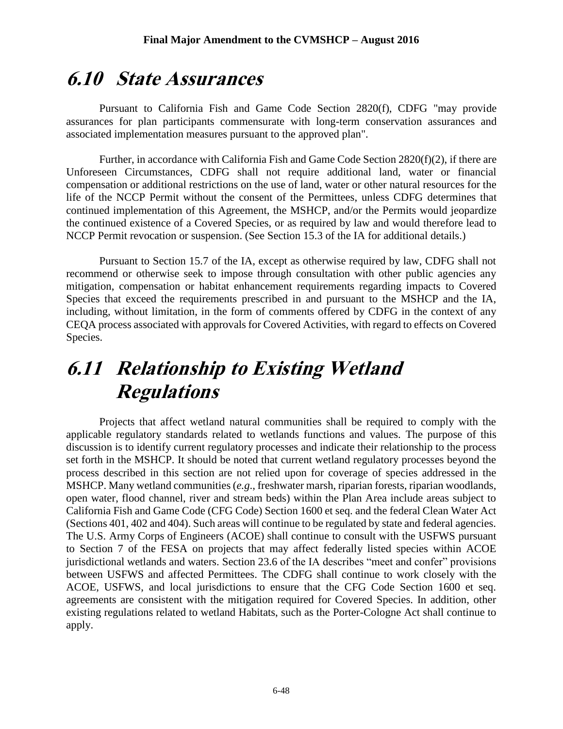## 6.10 State Assurances

Pursuant to California Fish and Game Code Section 2820(f), CDFG "may provide assurances for plan participants commensurate with long-term conservation assurances and associated implementation measures pursuant to the approved plan".

Further, in accordance with California Fish and Game Code Section 2820(f)(2), if there are Unforeseen Circumstances, CDFG shall not require additional land, water or financial compensation or additional restrictions on the use of land, water or other natural resources for the life of the NCCP Permit without the consent of the Permittees, unless CDFG determines that continued implementation of this Agreement, the MSHCP, and/or the Permits would jeopardize the continued existence of a Covered Species, or as required by law and would therefore lead to NCCP Permit revocation or suspension. (See Section 15.3 of the IA for additional details.)

Pursuant to Section 15.7 of the IA, except as otherwise required by law, CDFG shall not recommend or otherwise seek to impose through consultation with other public agencies any mitigation, compensation or habitat enhancement requirements regarding impacts to Covered Species that exceed the requirements prescribed in and pursuant to the MSHCP and the IA, including, without limitation, in the form of comments offered by CDFG in the context of any CEQA process associated with approvals for Covered Activities, with regard to effects on Covered Species.

## 6.11 Relationship to Existing Wetland Regulations

Projects that affect wetland natural communities shall be required to comply with the applicable regulatory standards related to wetlands functions and values. The purpose of this discussion is to identify current regulatory processes and indicate their relationship to the process set forth in the MSHCP. It should be noted that current wetland regulatory processes beyond the process described in this section are not relied upon for coverage of species addressed in the MSHCP. Many wetland communities (*e.g*., freshwater marsh, riparian forests, riparian woodlands, open water, flood channel, river and stream beds) within the Plan Area include areas subject to California Fish and Game Code (CFG Code) Section 1600 et seq. and the federal Clean Water Act (Sections 401, 402 and 404). Such areas will continue to be regulated by state and federal agencies. The U.S. Army Corps of Engineers (ACOE) shall continue to consult with the USFWS pursuant to Section 7 of the FESA on projects that may affect federally listed species within ACOE jurisdictional wetlands and waters. Section 23.6 of the IA describes "meet and confer" provisions between USFWS and affected Permittees. The CDFG shall continue to work closely with the ACOE, USFWS, and local jurisdictions to ensure that the CFG Code Section 1600 et seq. agreements are consistent with the mitigation required for Covered Species. In addition, other existing regulations related to wetland Habitats, such as the Porter-Cologne Act shall continue to apply.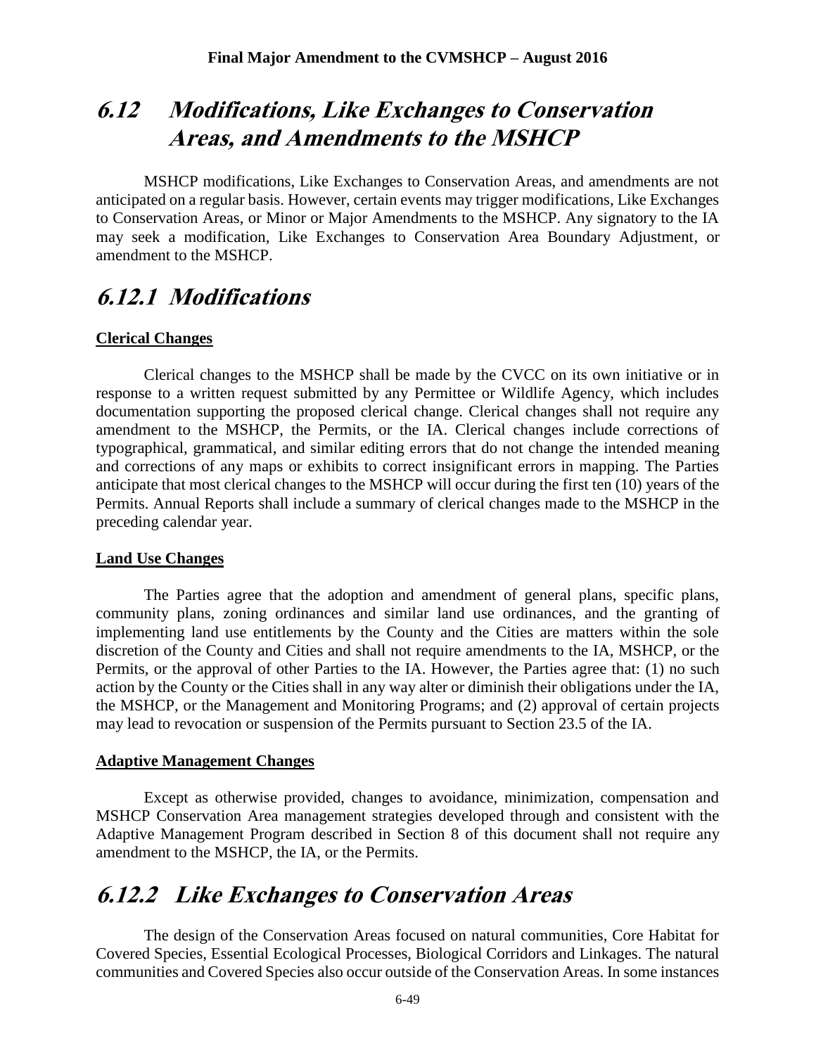## 6.12 Modifications, Like Exchanges to Conservation Areas, and Amendments to the MSHCP

MSHCP modifications, Like Exchanges to Conservation Areas, and amendments are not anticipated on a regular basis. However, certain events may trigger modifications, Like Exchanges to Conservation Areas, or Minor or Major Amendments to the MSHCP. Any signatory to the IA may seek a modification, Like Exchanges to Conservation Area Boundary Adjustment, or amendment to the MSHCP.

### 6.12.1 Modifications

**Clerical Changes**

Clerical changes to the MSHCP shall be made by the CVCC on its own initiative or in response to a written request submitted by any Permittee or Wildlife Agency, which includes documentation supporting the proposed clerical change. Clerical changes shall not require any amendment to the MSHCP, the Permits, or the IA. Clerical changes include corrections of typographical, grammatical, and similar editing errors that do not change the intended meaning and corrections of any maps or exhibits to correct insignificant errors in mapping. The Parties anticipate that most clerical changes to the MSHCP will occur during the first ten (10) years of the Permits. Annual Reports shall include a summary of clerical changes made to the MSHCP in the preceding calendar year.

**Land Use Changes**

The Parties agree that the adoption and amendment of general plans, specific plans, community plans, zoning ordinances and similar land use ordinances, and the granting of implementing land use entitlements by the County and the Cities are matters within the sole discretion of the County and Cities and shall not require amendments to the IA, MSHCP, or the Permits, or the approval of other Parties to the IA. However, the Parties agree that: (1) no such action by the County or the Cities shall in any way alter or diminish their obligations under the IA, the MSHCP, or the Management and Monitoring Programs; and (2) approval of certain projects may lead to revocation or suspension of the Permits pursuant to Section 23.5 of the IA.

**Adaptive Management Changes**

Except as otherwise provided, changes to avoidance, minimization, compensation and MSHCP Conservation Area management strategies developed through and consistent with the Adaptive Management Program described in Section 8 of this document shall not require any amendment to the MSHCP, the IA, or the Permits.

### 6.12.2 Like Exchanges to Conservation Areas

The design of the Conservation Areas focused on natural communities, Core Habitat for Covered Species, Essential Ecological Processes, Biological Corridors and Linkages. The natural communities and Covered Species also occur outside of the Conservation Areas. In some instances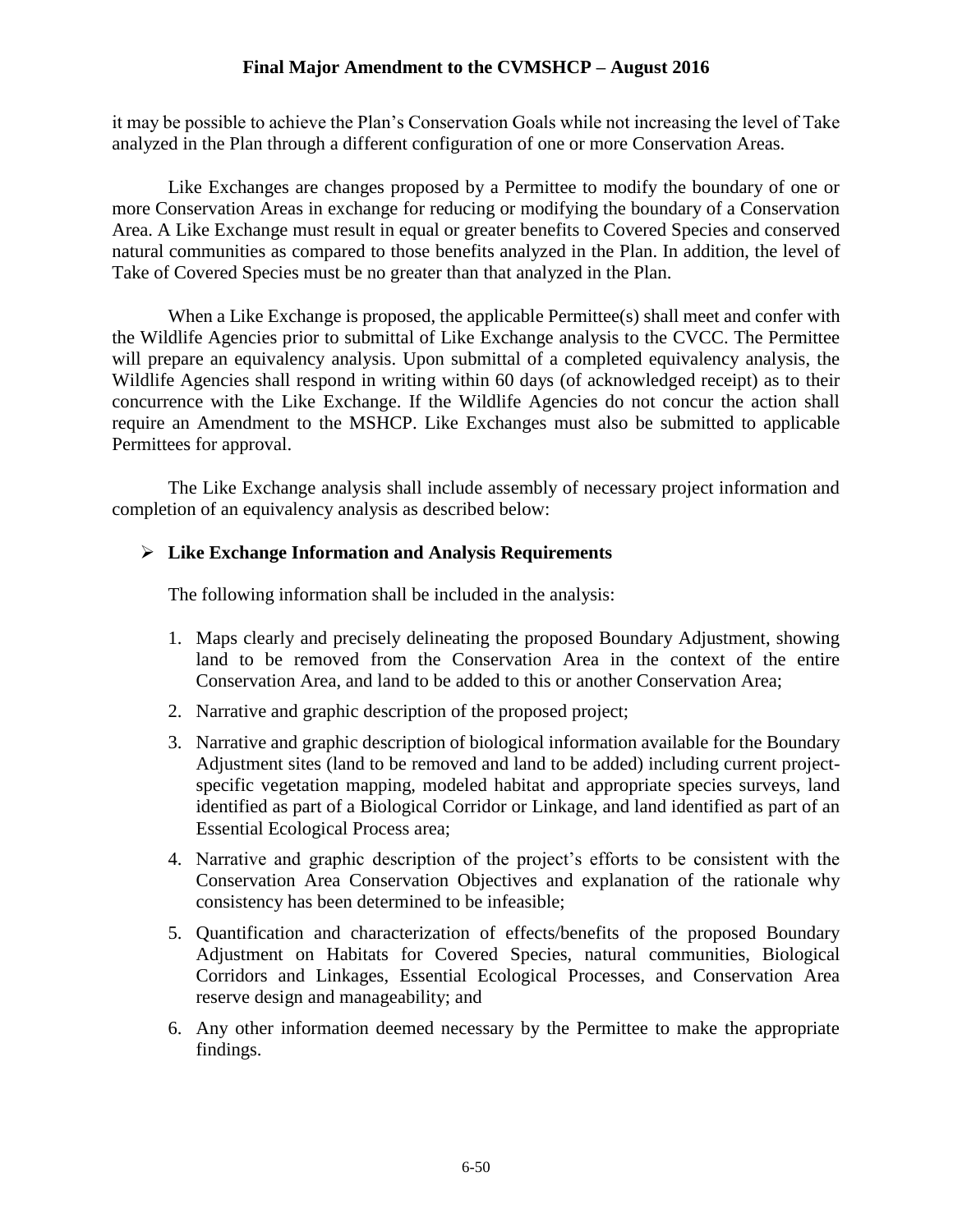it may be possible to achieve the Plan's Conservation Goals while not increasing the level of Take analyzed in the Plan through a different configuration of one or more Conservation Areas.

Like Exchanges are changes proposed by a Permittee to modify the boundary of one or more Conservation Areas in exchange for reducing or modifying the boundary of a Conservation Area. A Like Exchange must result in equal or greater benefits to Covered Species and conserved natural communities as compared to those benefits analyzed in the Plan. In addition, the level of Take of Covered Species must be no greater than that analyzed in the Plan.

When a Like Exchange is proposed, the applicable Permittee(s) shall meet and confer with the Wildlife Agencies prior to submittal of Like Exchange analysis to the CVCC. The Permittee will prepare an equivalency analysis. Upon submittal of a completed equivalency analysis, the Wildlife Agencies shall respond in writing within 60 days (of acknowledged receipt) as to their concurrence with the Like Exchange. If the Wildlife Agencies do not concur the action shall require an Amendment to the MSHCP. Like Exchanges must also be submitted to applicable Permittees for approval.

The Like Exchange analysis shall include assembly of necessary project information and completion of an equivalency analysis as described below:

- **Like Exchange Information and Analysis Requirements**

  The following information shall be included in the analysis:

  1. Maps clearly and precisely delineating the proposed Boundary Adjustment, showing land to be removed from the Conservation Area in the context of the entire Conservation Area, and land to be added to this or another Conservation Area;
  2. Narrative and graphic description of the proposed project;
  3. Narrative and graphic description of biological information available for the Boundary Adjustment sites (land to be removed and land to be added) including current project-specific vegetation mapping, modeled habitat and appropriate species surveys, land identified as part of a Biological Corridor or Linkage, and land identified as part of an Essential Ecological Process area;
  4. Narrative and graphic description of the project's efforts to be consistent with the Conservation Area Conservation Objectives and explanation of the rationale why consistency has been determined to be infeasible;
  5. Quantification and characterization of effects/benefits of the proposed Boundary Adjustment on Habitats for Covered Species, natural communities, Biological Corridors and Linkages, Essential Ecological Processes, and Conservation Area reserve design and manageability; and
  6. Any other information deemed necessary by the Permittee to make the appropriate findings.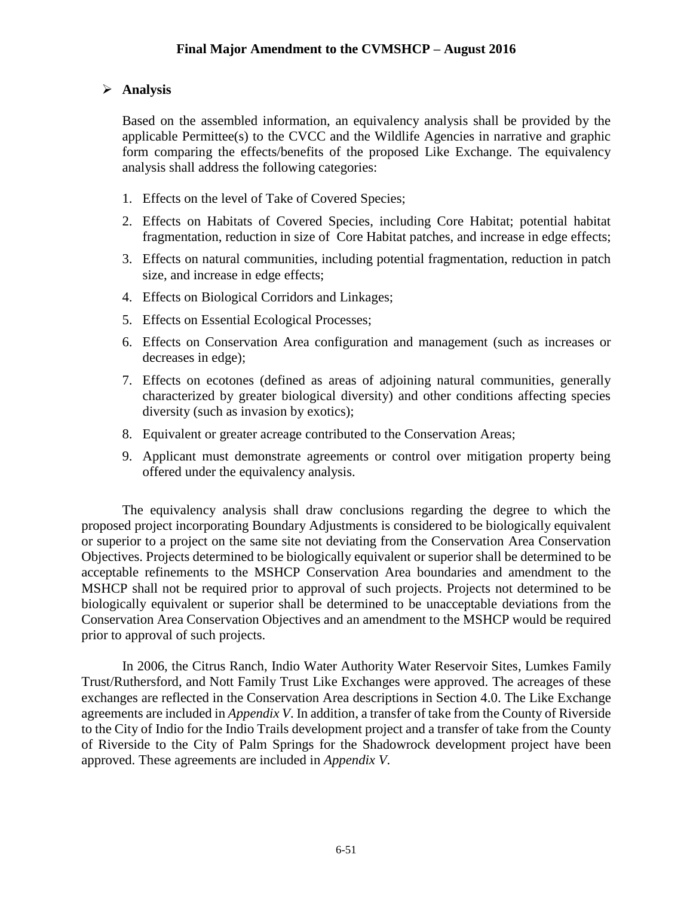- **Analysis**

Based on the assembled information, an equivalency analysis shall be provided by the applicable Permittee(s) to the CVCC and the Wildlife Agencies in narrative and graphic form comparing the effects/benefits of the proposed Like Exchange. The equivalency analysis shall address the following categories:

1. Effects on the level of Take of Covered Species;
2. Effects on Habitats of Covered Species, including Core Habitat; potential habitat fragmentation, reduction in size of Core Habitat patches, and increase in edge effects;
3. Effects on natural communities, including potential fragmentation, reduction in patch size, and increase in edge effects;
4. Effects on Biological Corridors and Linkages;
5. Effects on Essential Ecological Processes;
6. Effects on Conservation Area configuration and management (such as increases or decreases in edge);
7. Effects on ecotones (defined as areas of adjoining natural communities, generally characterized by greater biological diversity) and other conditions affecting species diversity (such as invasion by exotics);
8. Equivalent or greater acreage contributed to the Conservation Areas;
9. Applicant must demonstrate agreements or control over mitigation property being offered under the equivalency analysis.

The equivalency analysis shall draw conclusions regarding the degree to which the proposed project incorporating Boundary Adjustments is considered to be biologically equivalent or superior to a project on the same site not deviating from the Conservation Area Conservation Objectives. Projects determined to be biologically equivalent or superior shall be determined to be acceptable refinements to the MSHCP Conservation Area boundaries and amendment to the MSHCP shall not be required prior to approval of such projects. Projects not determined to be biologically equivalent or superior shall be determined to be unacceptable deviations from the Conservation Area Conservation Objectives and an amendment to the MSHCP would be required prior to approval of such projects.

In 2006, the Citrus Ranch, Indio Water Authority Water Reservoir Sites, Lumkes Family Trust/Ruthersford, and Nott Family Trust Like Exchanges were approved. The acreages of these exchanges are reflected in the Conservation Area descriptions in Section 4.0. The Like Exchange agreements are included in *Appendix V*. In addition, a transfer of take from the County of Riverside to the City of Indio for the Indio Trails development project and a transfer of take from the County of Riverside to the City of Palm Springs for the Shadowrock development project have been approved. These agreements are included in *Appendix V*.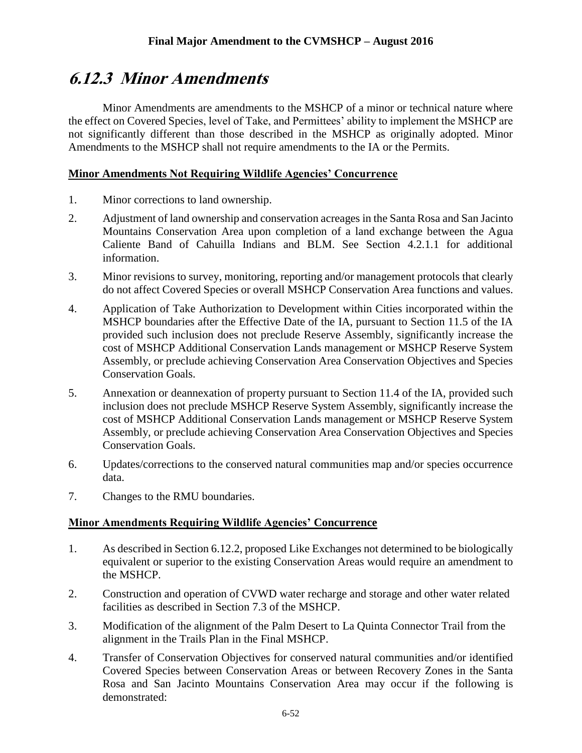# 6.12.3 Minor Amendments

Minor Amendments are amendments to the MSHCP of a minor or technical nature where the effect on Covered Species, level of Take, and Permittees' ability to implement the MSHCP are not significantly different than those described in the MSHCP as originally adopted. Minor Amendments to the MSHCP shall not require amendments to the IA or the Permits.

**Minor Amendments Not Requiring Wildlife Agencies' Concurrence**

1. Minor corrections to land ownership.
2. Adjustment of land ownership and conservation acreages in the Santa Rosa and San Jacinto Mountains Conservation Area upon completion of a land exchange between the Agua Caliente Band of Cahuilla Indians and BLM. See Section 4.2.1.1 for additional information.
3. Minor revisions to survey, monitoring, reporting and/or management protocols that clearly do not affect Covered Species or overall MSHCP Conservation Area functions and values.
4. Application of Take Authorization to Development within Cities incorporated within the MSHCP boundaries after the Effective Date of the IA, pursuant to Section 11.5 of the IA provided such inclusion does not preclude Reserve Assembly, significantly increase the cost of MSHCP Additional Conservation Lands management or MSHCP Reserve System Assembly, or preclude achieving Conservation Area Conservation Objectives and Species Conservation Goals.
5. Annexation or deannexation of property pursuant to Section 11.4 of the IA, provided such inclusion does not preclude MSHCP Reserve System Assembly, significantly increase the cost of MSHCP Additional Conservation Lands management or MSHCP Reserve System Assembly, or preclude achieving Conservation Area Conservation Objectives and Species Conservation Goals.
6. Updates/corrections to the conserved natural communities map and/or species occurrence data.
7. Changes to the RMU boundaries.

**Minor Amendments Requiring Wildlife Agencies' Concurrence**

1. As described in Section 6.12.2, proposed Like Exchanges not determined to be biologically equivalent or superior to the existing Conservation Areas would require an amendment to the MSHCP.
2. Construction and operation of CVWD water recharge and storage and other water related facilities as described in Section 7.3 of the MSHCP.
3. Modification of the alignment of the Palm Desert to La Quinta Connector Trail from the alignment in the Trails Plan in the Final MSHCP.
4. Transfer of Conservation Objectives for conserved natural communities and/or identified Covered Species between Conservation Areas or between Recovery Zones in the Santa Rosa and San Jacinto Mountains Conservation Area may occur if the following is demonstrated: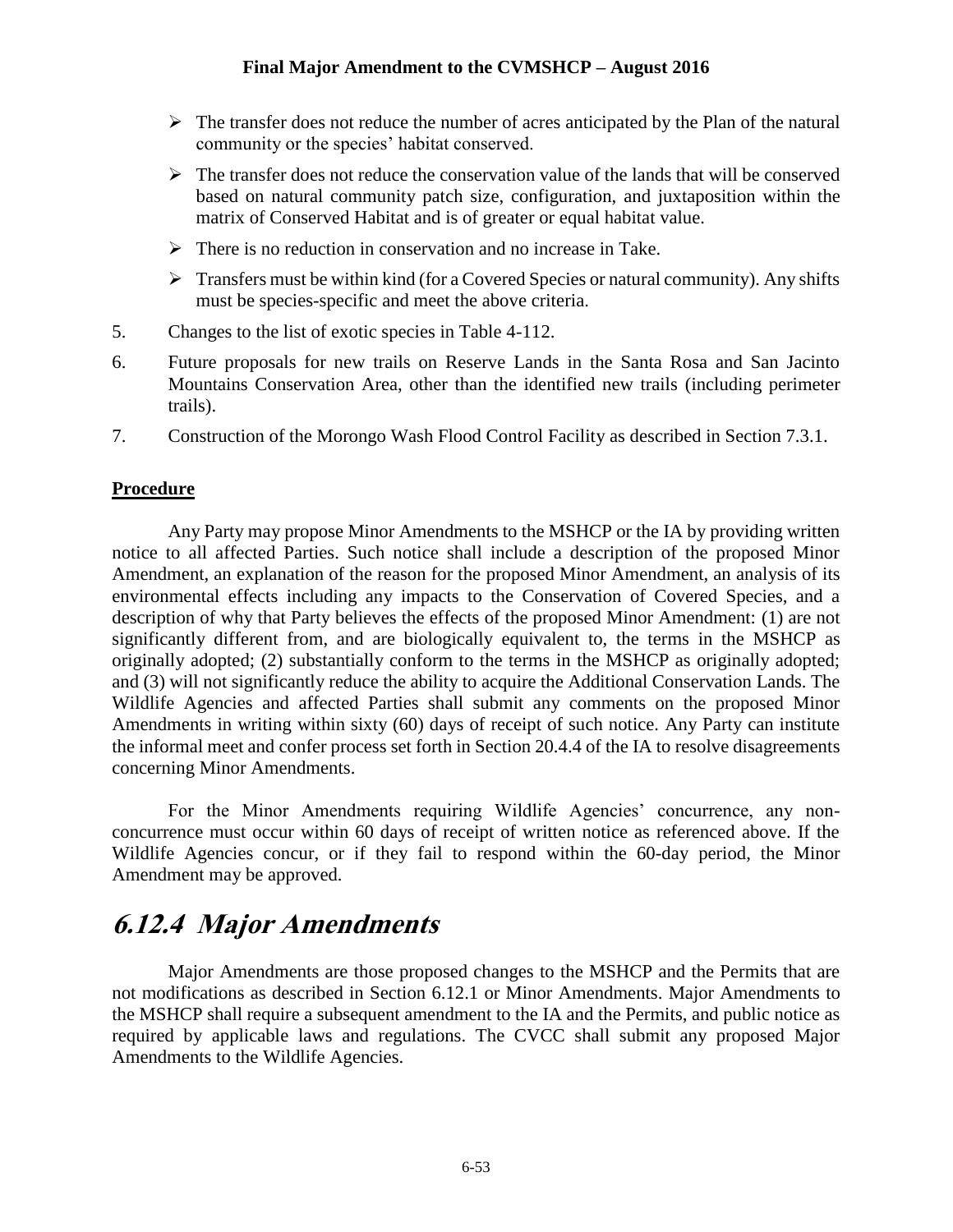- The transfer does not reduce the number of acres anticipated by the Plan of the natural community or the species' habitat conserved.
- The transfer does not reduce the conservation value of the lands that will be conserved based on natural community patch size, configuration, and juxtaposition within the matrix of Conserved Habitat and is of greater or equal habitat value.
- There is no reduction in conservation and no increase in Take.
- Transfers must be within kind (for a Covered Species or natural community). Any shifts must be species-specific and meet the above criteria.

5. Changes to the list of exotic species in Table 4-112.
6. Future proposals for new trails on Reserve Lands in the Santa Rosa and San Jacinto Mountains Conservation Area, other than the identified new trails (including perimeter trails).
7. Construction of the Morongo Wash Flood Control Facility as described in Section 7.3.1.

**Procedure**

Any Party may propose Minor Amendments to the MSHCP or the IA by providing written notice to all affected Parties. Such notice shall include a description of the proposed Minor Amendment, an explanation of the reason for the proposed Minor Amendment, an analysis of its environmental effects including any impacts to the Conservation of Covered Species, and a description of why that Party believes the effects of the proposed Minor Amendment: (1) are not significantly different from, and are biologically equivalent to, the terms in the MSHCP as originally adopted; (2) substantially conform to the terms in the MSHCP as originally adopted; and (3) will not significantly reduce the ability to acquire the Additional Conservation Lands. The Wildlife Agencies and affected Parties shall submit any comments on the proposed Minor Amendments in writing within sixty (60) days of receipt of such notice. Any Party can institute the informal meet and confer process set forth in Section 20.4.4 of the IA to resolve disagreements concerning Minor Amendments.

For the Minor Amendments requiring Wildlife Agencies' concurrence, any non-concurrence must occur within 60 days of receipt of written notice as referenced above. If the Wildlife Agencies concur, or if they fail to respond within the 60-day period, the Minor Amendment may be approved.

## *6.12.4 Major Amendments*

Major Amendments are those proposed changes to the MSHCP and the Permits that are not modifications as described in Section 6.12.1 or Minor Amendments. Major Amendments to the MSHCP shall require a subsequent amendment to the IA and the Permits, and public notice as required by applicable laws and regulations. The CVCC shall submit any proposed Major Amendments to the Wildlife Agencies.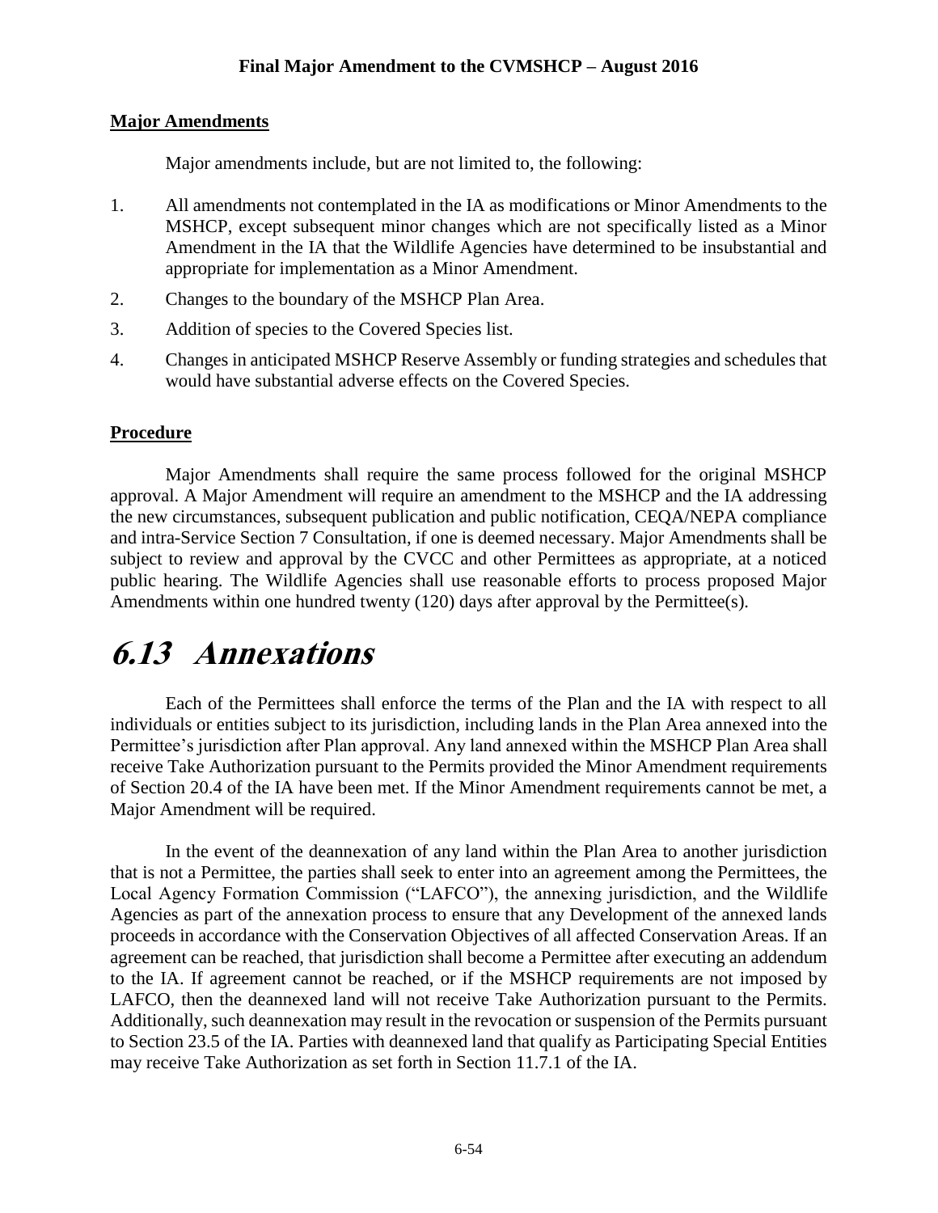**Major Amendments**

Major amendments include, but are not limited to, the following:

1. All amendments not contemplated in the IA as modifications or Minor Amendments to the MSHCP, except subsequent minor changes which are not specifically listed as a Minor Amendment in the IA that the Wildlife Agencies have determined to be insubstantial and appropriate for implementation as a Minor Amendment.
2. Changes to the boundary of the MSHCP Plan Area.
3. Addition of species to the Covered Species list.
4. Changes in anticipated MSHCP Reserve Assembly or funding strategies and schedules that would have substantial adverse effects on the Covered Species.

**Procedure**

Major Amendments shall require the same process followed for the original MSHCP approval. A Major Amendment will require an amendment to the MSHCP and the IA addressing the new circumstances, subsequent publication and public notification, CEQA/NEPA compliance and intra-Service Section 7 Consultation, if one is deemed necessary. Major Amendments shall be subject to review and approval by the CVCC and other Permittees as appropriate, at a noticed public hearing. The Wildlife Agencies shall use reasonable efforts to process proposed Major Amendments within one hundred twenty (120) days after approval by the Permittee(s).

# 6.13 Annexations

Each of the Permittees shall enforce the terms of the Plan and the IA with respect to all individuals or entities subject to its jurisdiction, including lands in the Plan Area annexed into the Permittee's jurisdiction after Plan approval. Any land annexed within the MSHCP Plan Area shall receive Take Authorization pursuant to the Permits provided the Minor Amendment requirements of Section 20.4 of the IA have been met. If the Minor Amendment requirements cannot be met, a Major Amendment will be required.

In the event of the deannexation of any land within the Plan Area to another jurisdiction that is not a Permittee, the parties shall seek to enter into an agreement among the Permittees, the Local Agency Formation Commission ("LAFCO"), the annexing jurisdiction, and the Wildlife Agencies as part of the annexation process to ensure that any Development of the annexed lands proceeds in accordance with the Conservation Objectives of all affected Conservation Areas. If an agreement can be reached, that jurisdiction shall become a Permittee after executing an addendum to the IA. If agreement cannot be reached, or if the MSHCP requirements are not imposed by LAFCO, then the deannexed land will not receive Take Authorization pursuant to the Permits. Additionally, such deannexation may result in the revocation or suspension of the Permits pursuant to Section 23.5 of the IA. Parties with deannexed land that qualify as Participating Special Entities may receive Take Authorization as set forth in Section 11.7.1 of the IA.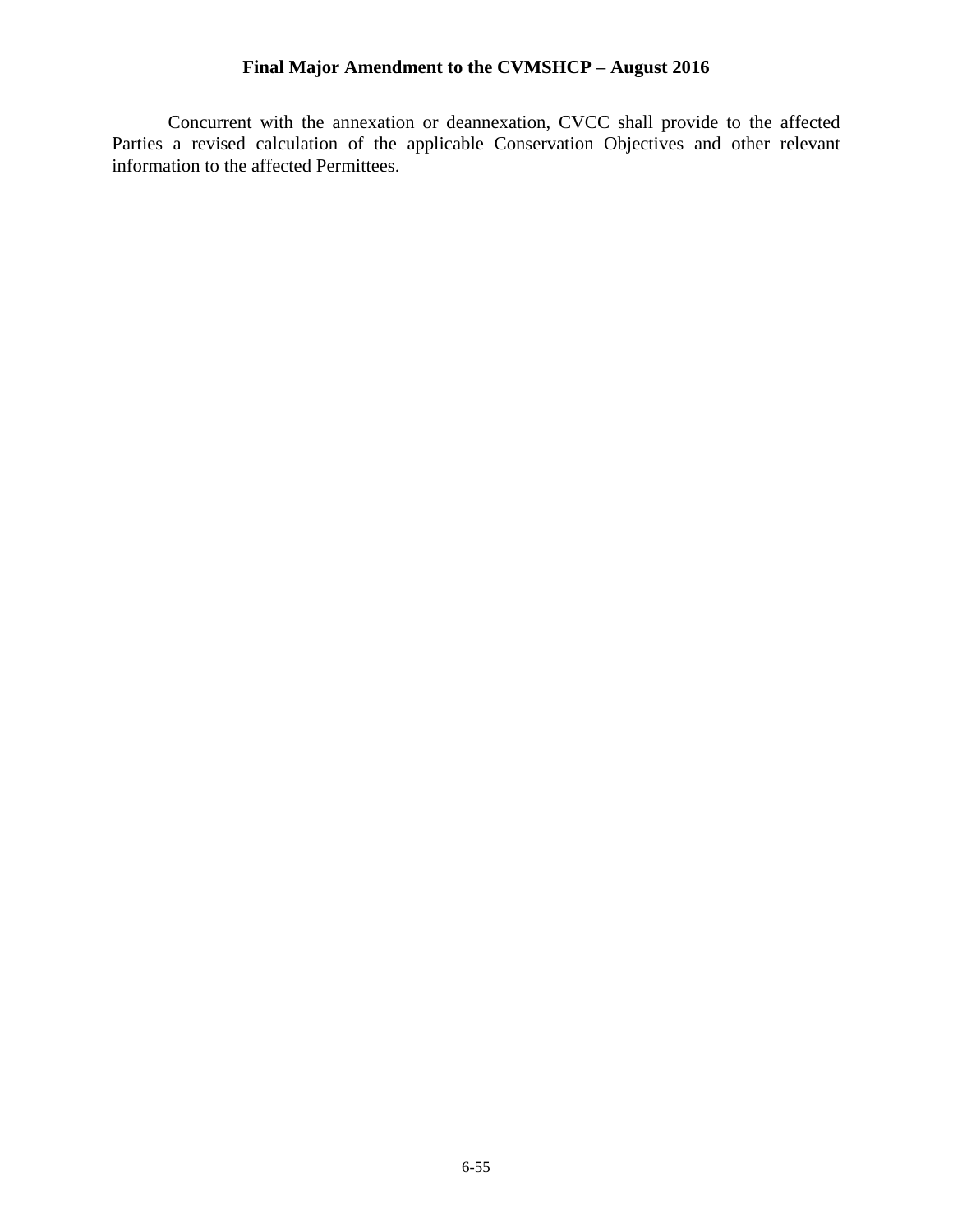Concurrent with the annexation or deannexation, CVCC shall provide to the affected Parties a revised calculation of the applicable Conservation Objectives and other relevant information to the affected Permittees.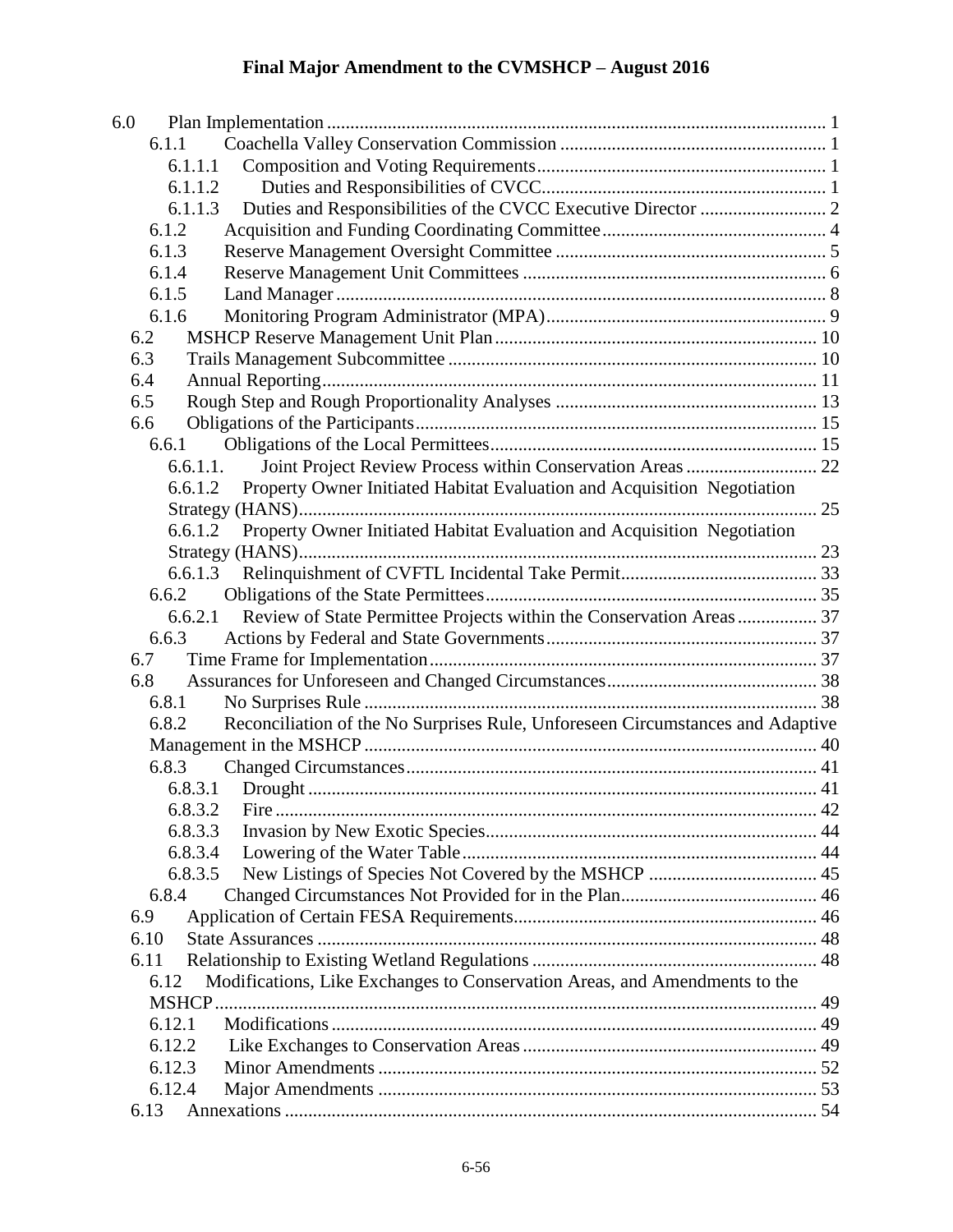6.0 Plan Implementation ... 1
- 6.1.1 Coachella Valley Conservation Commission ... 1
  - 6.1.1.1 Composition and Voting Requirements ... 1
  - 6.1.1.2 Duties and Responsibilities of CVCC ... 1
  - 6.1.1.3 Duties and Responsibilities of the CVCC Executive Director ... 2
- 6.1.2 Acquisition and Funding Coordinating Committee ... 4
- 6.1.3 Reserve Management Oversight Committee ... 5
- 6.1.4 Reserve Management Unit Committees ... 6
- 6.1.5 Land Manager ... 8
- 6.1.6 Monitoring Program Administrator (MPA) ... 9

6.2 MSHCP Reserve Management Unit Plan ... 10

6.3 Trails Management Subcommittee ... 10

6.4 Annual Reporting ... 11

6.5 Rough Step and Rough Proportionality Analyses ... 13

6.6 Obligations of the Participants ... 15
- 6.6.1 Obligations of the Local Permittees ... 15
  - 6.6.1.1. Joint Project Review Process within Conservation Areas ... 22
  - 6.6.1.2 Property Owner Initiated Habitat Evaluation and Acquisition Negotiation Strategy (HANS) ... 25
  - 6.6.1.2 Property Owner Initiated Habitat Evaluation and Acquisition Negotiation Strategy (HANS) ... 23
  - 6.6.1.3 Relinquishment of CVFTL Incidental Take Permit ... 33
- 6.6.2 Obligations of the State Permittees ... 35
  - 6.6.2.1 Review of State Permittee Projects within the Conservation Areas ... 37
- 6.6.3 Actions by Federal and State Governments ... 37

6.7 Time Frame for Implementation ... 37

6.8 Assurances for Unforeseen and Changed Circumstances ... 38
- 6.8.1 No Surprises Rule ... 38
- 6.8.2 Reconciliation of the No Surprises Rule, Unforeseen Circumstances and Adaptive Management in the MSHCP ... 40
- 6.8.3 Changed Circumstances ... 41
  - 6.8.3.1 Drought ... 41
  - 6.8.3.2 Fire ... 42
  - 6.8.3.3 Invasion by New Exotic Species ... 44
  - 6.8.3.4 Lowering of the Water Table ... 44
  - 6.8.3.5 New Listings of Species Not Covered by the MSHCP ... 45
- 6.8.4 Changed Circumstances Not Provided for in the Plan ... 46

6.9 Application of Certain FESA Requirements ... 46

6.10 State Assurances ... 48

6.11 Relationship to Existing Wetland Regulations ... 48

6.12 Modifications, Like Exchanges to Conservation Areas, and Amendments to the MSHCP ... 49
- 6.12.1 Modifications ... 49
- 6.12.2 Like Exchanges to Conservation Areas ... 49
- 6.12.3 Minor Amendments ... 52
- 6.12.4 Major Amendments ... 53

6.13 Annexations ... 54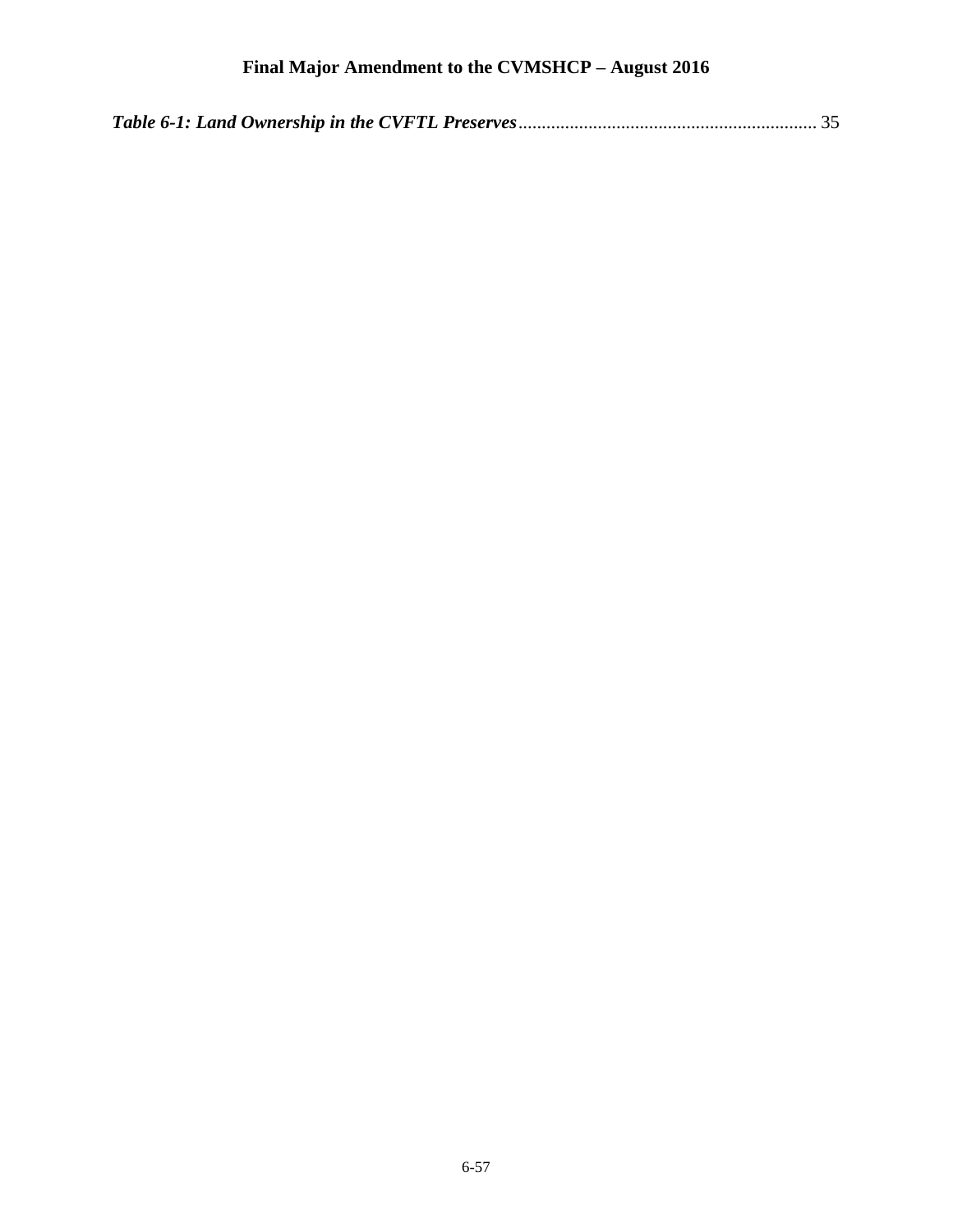***Table 6-1: Land Ownership in the CVFTL Preserves***................................................................ 35